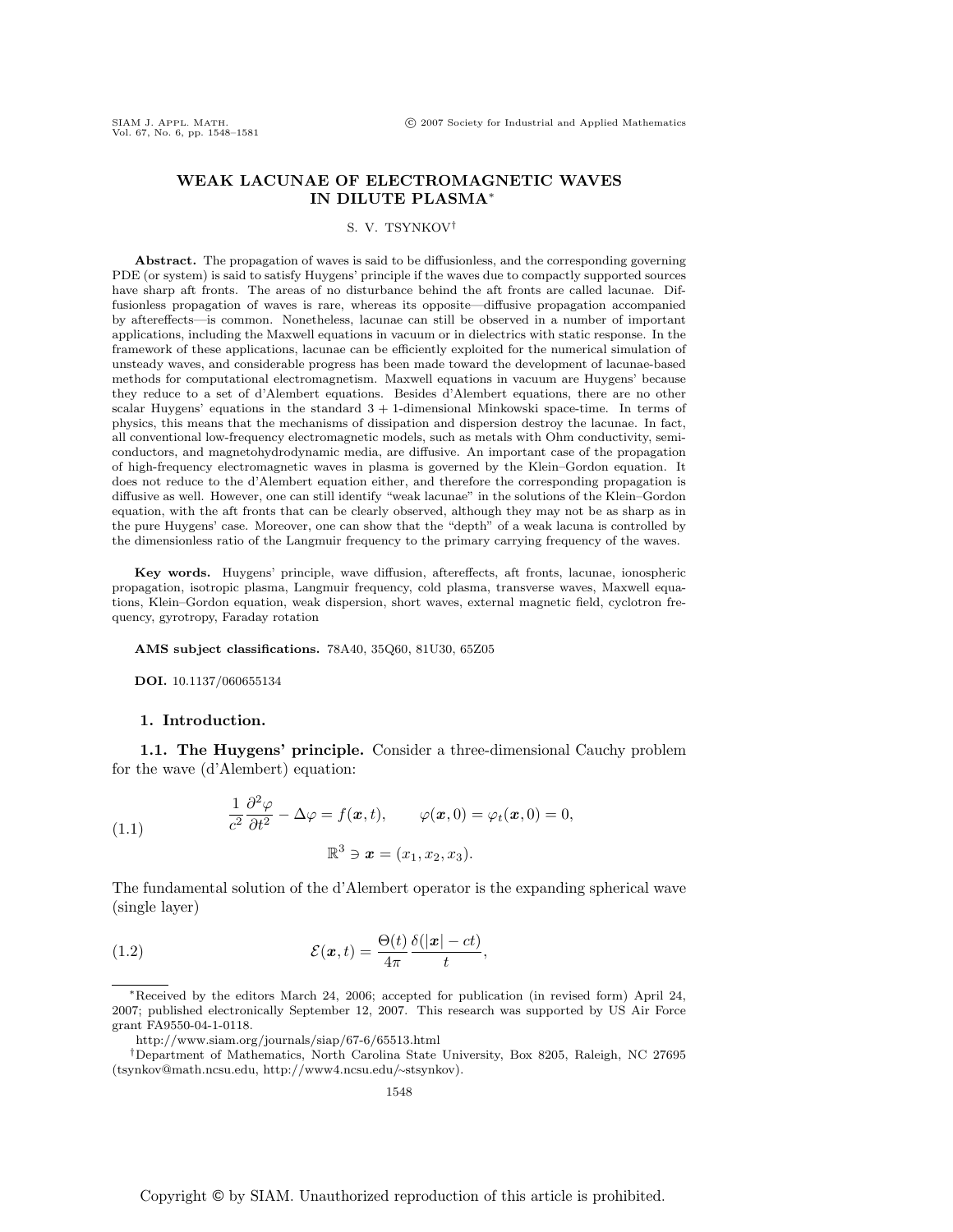# WEAK LACUNAE OF ELECTROMAGNETIC WAVES IN DILUTE PLASMA*

S. V. TSYNKOV†

**Abstract.** The propagation of waves is said to be diffusionless, and the corresponding governing PDE (or system) is said to satisfy Huygens' principle if the waves due to compactly supported sources have sharp aft fronts. The areas of no disturbance behind the aft fronts are called lacunae. Diffusionless propagation of waves is rare, whereas its opposite—diffusive propagation accompanied by aftereffects—is common. Nonetheless, lacunae can still be observed in a number of important applications, including the Maxwell equations in vacuum or in dielectrics with static response. In the framework of these applications, lacunae can be efficiently exploited for the numerical simulation of unsteady waves, and considerable progress has been made toward the development of lacunae-based methods for computational electromagnetism. Maxwell equations in vacuum are Huygens' because they reduce to a set of d'Alembert equations. Besides d'Alembert equations, there are no other scalar Huygens' equations in the standard 3 + 1-dimensional Minkowski space-time. In terms of physics, this means that the mechanisms of dissipation and dispersion destroy the lacunae. In fact, all conventional low-frequency electromagnetic models, such as metals with Ohm conductivity, semiconductors, and magnetohydrodynamic media, are diffusive. An important case of the propagation of high-frequency electromagnetic waves in plasma is governed by the Klein–Gordon equation. It does not reduce to the d'Alembert equation either, and therefore the corresponding propagation is diffusive as well. However, one can still identify "weak lacunae" in the solutions of the Klein–Gordon equation, with the aft fronts that can be clearly observed, although they may not be as sharp as in the pure Huygens' case. Moreover, one can show that the "depth" of a weak lacuna is controlled by the dimensionless ratio of the Langmuir frequency to the primary carrying frequency of the waves.

**Key words.** Huygens' principle, wave diffusion, aftereffects, aft fronts, lacunae, ionospheric propagation, isotropic plasma, Langmuir frequency, cold plasma, transverse waves, Maxwell equations, Klein–Gordon equation, weak dispersion, short waves, external magnetic field, cyclotron frequency, gyrotropy, Faraday rotation

**AMS subject classifications.** 78A40, 35Q60, 81U30, 65Z05

**DOI.** 10.1137/060655134

## 1. Introduction.

### 1.1. The Huygens' principle.

Consider a three-dimensional Cauchy problem for the wave (d'Alembert) equation:

$$
\frac{1}{c^2}\frac{\partial^2 \varphi}{\partial t^2} - \Delta\varphi = f(\boldsymbol{x},t), \qquad \varphi(\boldsymbol{x},0) = \varphi_t(\boldsymbol{x},0) = 0, \tag{1.1}
$$

$$
\mathbb{R}^3 \ni \boldsymbol{x} = (x_1, x_2, x_3).
$$

The fundamental solution of the d'Alembert operator is the expanding spherical wave (single layer)

$$
\mathcal{E}(\boldsymbol{x},t) = \frac{\Theta(t)}{4\pi}\frac{\delta(|\boldsymbol{x}| - ct)}{t}, \tag{1.2}
$$

---

*Received by the editors March 24, 2006; accepted for publication (in revised form) April 24, 2007; published electronically September 12, 2007. This research was supported by US Air Force grant FA9550-04-1-0118.

http://www.siam.org/journals/siap/67-6/65513.html

†Department of Mathematics, North Carolina State University, Box 8205, Raleigh, NC 27695 (tsynkov@math.ncsu.edu, http://www4.ncsu.edu/~stsynkov).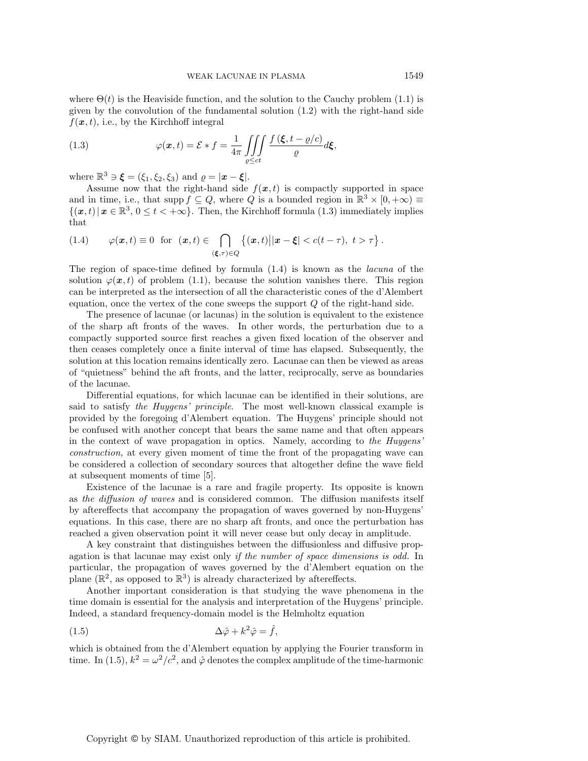where $\Theta(t)$ is the Heaviside function, and the solution to the Cauchy problem (1.1) is given by the convolution of the fundamental solution (1.2) with the right-hand side $f(\boldsymbol{x}, t)$, i.e., by the Kirchhoff integral

$$\varphi(\boldsymbol{x}, t) = \mathcal{E} * f = \frac{1}{4\pi} \iiint\limits_{\varrho \leq ct} \frac{f(\boldsymbol{\xi}, t - \varrho/c)}{\varrho} d\boldsymbol{\xi}, \tag{1.3}$$

where $\mathbb{R}^3 \ni \boldsymbol{\xi} = (\xi_1, \xi_2, \xi_3)$ and $\varrho = |\boldsymbol{x} - \boldsymbol{\xi}|$.

Assume now that the right-hand side $f(\boldsymbol{x}, t)$ is compactly supported in space and in time, i.e., that $\operatorname{supp} f \subseteq Q$, where $Q$ is a bounded region in $\mathbb{R}^3 \times [0, +\infty) \equiv \{(\boldsymbol{x}, t) \,|\, \boldsymbol{x} \in \mathbb{R}^3, 0 \leq t < +\infty\}$. Then, the Kirchhoff formula (1.3) immediately implies that

$$\varphi(\boldsymbol{x}, t) \equiv 0 \quad \text{for} \quad (\boldsymbol{x}, t) \in \bigcap_{(\boldsymbol{\xi}, \tau) \in Q} \left\{ (\boldsymbol{x}, t) \big| |\boldsymbol{x} - \boldsymbol{\xi}| < c(t - \tau), \ t > \tau \right\}. \tag{1.4}$$

The region of space-time defined by formula (1.4) is known as the *lacuna* of the solution $\varphi(\boldsymbol{x}, t)$ of problem (1.1), because the solution vanishes there. This region can be interpreted as the intersection of all the characteristic cones of the d'Alembert equation, once the vertex of the cone sweeps the support $Q$ of the right-hand side.

The presence of lacunae (or lacunas) in the solution is equivalent to the existence of the sharp aft fronts of the waves. In other words, the perturbation due to a compactly supported source first reaches a given fixed location of the observer and then ceases completely once a finite interval of time has elapsed. Subsequently, the solution at this location remains identically zero. Lacunae can then be viewed as areas of "quietness" behind the aft fronts, and the latter, reciprocally, serve as boundaries of the lacunae.

Differential equations, for which lacunae can be identified in their solutions, are said to satisfy *the Huygens' principle*. The most well-known classical example is provided by the foregoing d'Alembert equation. The Huygens' principle should not be confused with another concept that bears the same name and that often appears in the context of wave propagation in optics. Namely, according to *the Huygens' construction,* at every given moment of time the front of the propagating wave can be considered a collection of secondary sources that altogether define the wave field at subsequent moments of time [5].

Existence of the lacunae is a rare and fragile property. Its opposite is known as *the diffusion of waves* and is considered common. The diffusion manifests itself by aftereffects that accompany the propagation of waves governed by non-Huygens' equations. In this case, there are no sharp aft fronts, and once the perturbation has reached a given observation point it will never cease but only decay in amplitude.

A key constraint that distinguishes between the diffusionless and diffusive propagation is that lacunae may exist only *if the number of space dimensions is odd.* In particular, the propagation of waves governed by the d'Alembert equation on the plane ($\mathbb{R}^2$, as opposed to $\mathbb{R}^3$) is already characterized by aftereffects.

Another important consideration is that studying the wave phenomena in the time domain is essential for the analysis and interpretation of the Huygens' principle. Indeed, a standard frequency-domain model is the Helmholtz equation

$$\Delta \hat{\varphi} + k^2 \hat{\varphi} = \hat{f}, \tag{1.5}$$

which is obtained from the d'Alembert equation by applying the Fourier transform in time. In (1.5), $k^2 = \omega^2/c^2$, and $\hat{\varphi}$ denotes the complex amplitude of the time-harmonic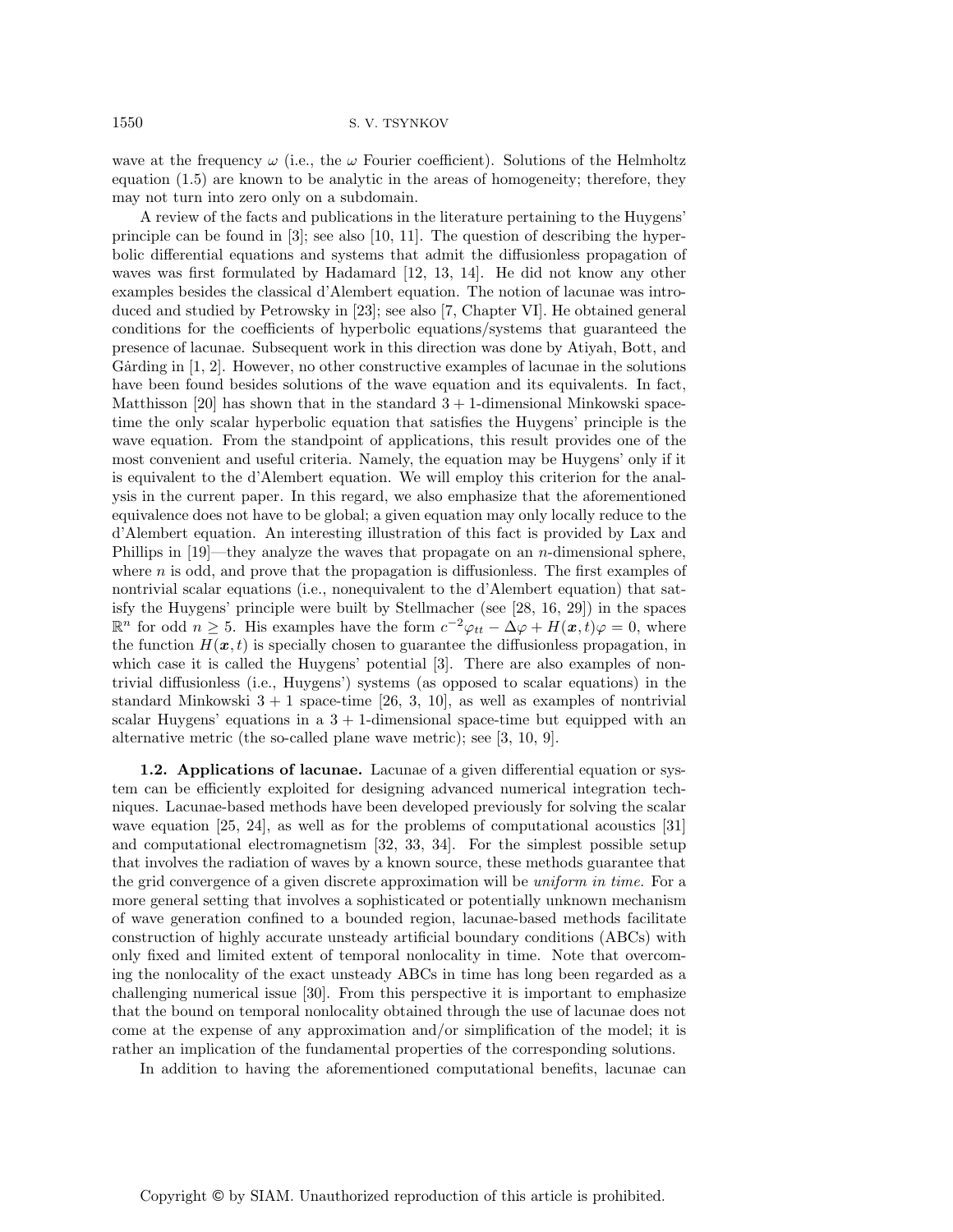wave at the frequency $\omega$ (i.e., the $\omega$ Fourier coefficient). Solutions of the Helmholtz equation (1.5) are known to be analytic in the areas of homogeneity; therefore, they may not turn into zero only on a subdomain.

A review of the facts and publications in the literature pertaining to the Huygens' principle can be found in [3]; see also [10, 11]. The question of describing the hyperbolic differential equations and systems that admit the diffusionless propagation of waves was first formulated by Hadamard [12, 13, 14]. He did not know any other examples besides the classical d'Alembert equation. The notion of lacunae was introduced and studied by Petrowsky in [23]; see also [7, Chapter VI]. He obtained general conditions for the coefficients of hyperbolic equations/systems that guaranteed the presence of lacunae. Subsequent work in this direction was done by Atiyah, Bott, and Gårding in [1, 2]. However, no other constructive examples of lacunae in the solutions have been found besides solutions of the wave equation and its equivalents. In fact, Matthisson [20] has shown that in the standard $3+1$-dimensional Minkowski spacetime the only scalar hyperbolic equation that satisfies the Huygens' principle is the wave equation. From the standpoint of applications, this result provides one of the most convenient and useful criteria. Namely, the equation may be Huygens' only if it is equivalent to the d'Alembert equation. We will employ this criterion for the analysis in the current paper. In this regard, we also emphasize that the aforementioned equivalence does not have to be global; a given equation may only locally reduce to the d'Alembert equation. An interesting illustration of this fact is provided by Lax and Phillips in [19]—they analyze the waves that propagate on an $n$-dimensional sphere, where $n$ is odd, and prove that the propagation is diffusionless. The first examples of nontrivial scalar equations (i.e., nonequivalent to the d'Alembert equation) that satisfy the Huygens' principle were built by Stellmacher (see [28, 16, 29]) in the spaces $\mathbb{R}^n$ for odd $n \geq 5$. His examples have the form $c^{-2}\varphi_{tt} - \Delta\varphi + H(\boldsymbol{x}, t)\varphi = 0$, where the function $H(\boldsymbol{x}, t)$ is specially chosen to guarantee the diffusionless propagation, in which case it is called the Huygens' potential [3]. There are also examples of nontrivial diffusionless (i.e., Huygens') systems (as opposed to scalar equations) in the standard Minkowski $3+1$ space-time [26, 3, 10], as well as examples of nontrivial scalar Huygens' equations in a $3+1$-dimensional space-time but equipped with an alternative metric (the so-called plane wave metric); see [3, 10, 9].

**1.2. Applications of lacunae.** Lacunae of a given differential equation or system can be efficiently exploited for designing advanced numerical integration techniques. Lacunae-based methods have been developed previously for solving the scalar wave equation [25, 24], as well as for the problems of computational acoustics [31] and computational electromagnetism [32, 33, 34]. For the simplest possible setup that involves the radiation of waves by a known source, these methods guarantee that the grid convergence of a given discrete approximation will be *uniform in time.* For a more general setting that involves a sophisticated or potentially unknown mechanism of wave generation confined to a bounded region, lacunae-based methods facilitate construction of highly accurate unsteady artificial boundary conditions (ABCs) with only fixed and limited extent of temporal nonlocality in time. Note that overcoming the nonlocality of the exact unsteady ABCs in time has long been regarded as a challenging numerical issue [30]. From this perspective it is important to emphasize that the bound on temporal nonlocality obtained through the use of lacunae does not come at the expense of any approximation and/or simplification of the model; it is rather an implication of the fundamental properties of the corresponding solutions.

In addition to having the aforementioned computational benefits, lacunae can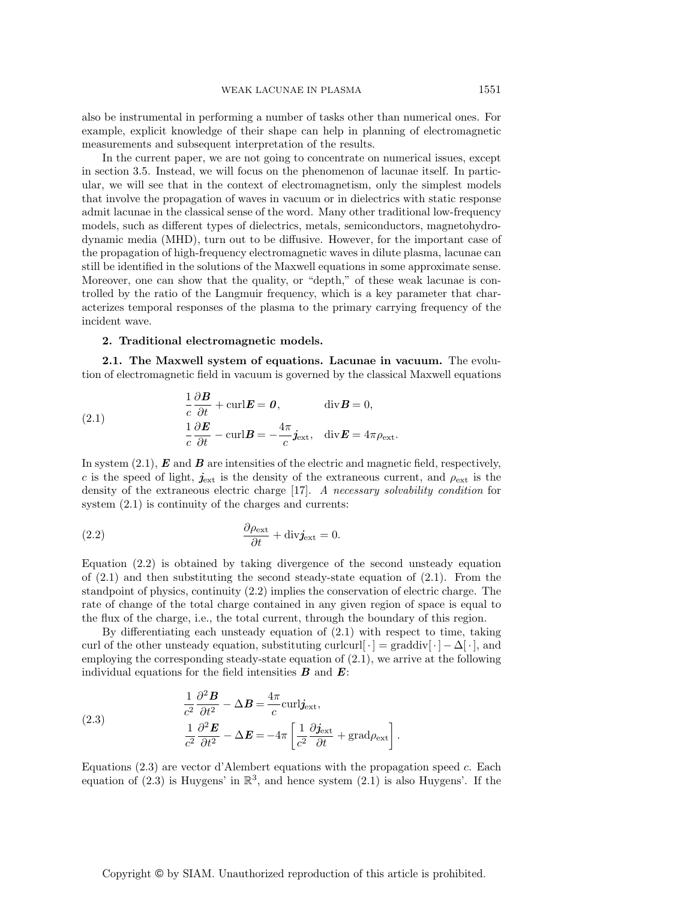also be instrumental in performing a number of tasks other than numerical ones. For example, explicit knowledge of their shape can help in planning of electromagnetic measurements and subsequent interpretation of the results.

In the current paper, we are not going to concentrate on numerical issues, except in section 3.5. Instead, we will focus on the phenomenon of lacunae itself. In particular, we will see that in the context of electromagnetism, only the simplest models that involve the propagation of waves in vacuum or in dielectrics with static response admit lacunae in the classical sense of the word. Many other traditional low-frequency models, such as different types of dielectrics, metals, semiconductors, magnetohydrodynamic media (MHD), turn out to be diffusive. However, for the important case of the propagation of high-frequency electromagnetic waves in dilute plasma, lacunae can still be identified in the solutions of the Maxwell equations in some approximate sense. Moreover, one can show that the quality, or "depth," of these weak lacunae is controlled by the ratio of the Langmuir frequency, which is a key parameter that characterizes temporal responses of the plasma to the primary carrying frequency of the incident wave.

## 2. Traditional electromagnetic models.

### 2.1. The Maxwell system of equations. Lacunae in vacuum.

The evolution of electromagnetic field in vacuum is governed by the classical Maxwell equations

$$
\begin{aligned}
&\frac{1}{c}\frac{\partial \boldsymbol{B}}{\partial t} + \operatorname{curl}\boldsymbol{E} = \boldsymbol{0}, \qquad &&\operatorname{div}\boldsymbol{B} = 0,\\
&\frac{1}{c}\frac{\partial \boldsymbol{E}}{\partial t} - \operatorname{curl}\boldsymbol{B} = -\frac{4\pi}{c}\boldsymbol{j}_{\text{ext}}, \quad &&\operatorname{div}\boldsymbol{E} = 4\pi\rho_{\text{ext}}.
\end{aligned} \tag{2.1}
$$

In system (2.1), $\boldsymbol{E}$ and $\boldsymbol{B}$ are intensities of the electric and magnetic field, respectively, $c$ is the speed of light, $\boldsymbol{j}_{\text{ext}}$ is the density of the extraneous current, and $\rho_{\text{ext}}$ is the density of the extraneous electric charge [17]. *A necessary solvability condition* for system (2.1) is continuity of the charges and currents:

$$
\frac{\partial \rho_{\text{ext}}}{\partial t} + \operatorname{div}\boldsymbol{j}_{\text{ext}} = 0. \tag{2.2}
$$

Equation (2.2) is obtained by taking divergence of the second unsteady equation of (2.1) and then substituting the second steady-state equation of (2.1). From the standpoint of physics, continuity (2.2) implies the conservation of electric charge. The rate of change of the total charge contained in any given region of space is equal to the flux of the charge, i.e., the total current, through the boundary of this region.

By differentiating each unsteady equation of (2.1) with respect to time, taking curl of the other unsteady equation, substituting $\operatorname{curl}\operatorname{curl}[\,\cdot\,] = \operatorname{grad}\operatorname{div}[\,\cdot\,] - \Delta[\,\cdot\,]$, and employing the corresponding steady-state equation of (2.1), we arrive at the following individual equations for the field intensities $\boldsymbol{B}$ and $\boldsymbol{E}$:

$$
\begin{aligned}
&\frac{1}{c^2}\frac{\partial^2 \boldsymbol{B}}{\partial t^2} - \Delta\boldsymbol{B} = \frac{4\pi}{c}\operatorname{curl}\boldsymbol{j}_{\text{ext}},\\
&\frac{1}{c^2}\frac{\partial^2 \boldsymbol{E}}{\partial t^2} - \Delta\boldsymbol{E} = -4\pi\left[\frac{1}{c^2}\frac{\partial \boldsymbol{j}_{\text{ext}}}{\partial t} + \operatorname{grad}\rho_{\text{ext}}\right].
\end{aligned} \tag{2.3}
$$

Equations (2.3) are vector d'Alembert equations with the propagation speed $c$. Each equation of (2.3) is Huygens' in $\mathbb{R}^3$, and hence system (2.1) is also Huygens'. If the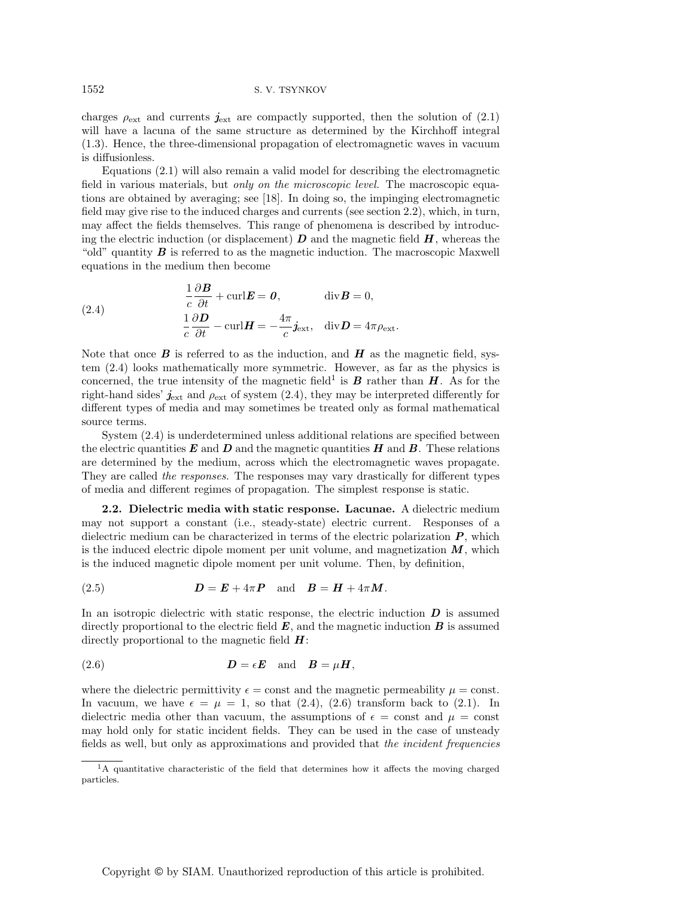charges $\rho_{\text{ext}}$ and currents $\boldsymbol{j}_{\text{ext}}$ are compactly supported, then the solution of (2.1) will have a lacuna of the same structure as determined by the Kirchhoff integral (1.3). Hence, the three-dimensional propagation of electromagnetic waves in vacuum is diffusionless.

Equations (2.1) will also remain a valid model for describing the electromagnetic field in various materials, but *only on the microscopic level.* The macroscopic equations are obtained by averaging; see [18]. In doing so, the impinging electromagnetic field may give rise to the induced charges and currents (see section 2.2), which, in turn, may affect the fields themselves. This range of phenomena is described by introducing the electric induction (or displacement) $\boldsymbol{D}$ and the magnetic field $\boldsymbol{H}$, whereas the "old" quantity $\boldsymbol{B}$ is referred to as the magnetic induction. The macroscopic Maxwell equations in the medium then become

$$
\begin{aligned}
&\frac{1}{c}\frac{\partial \boldsymbol{B}}{\partial t} + \operatorname{curl}\boldsymbol{E} = \boldsymbol{0}, \qquad && \operatorname{div}\boldsymbol{B} = 0,\\
&\frac{1}{c}\frac{\partial \boldsymbol{D}}{\partial t} - \operatorname{curl}\boldsymbol{H} = -\frac{4\pi}{c}\boldsymbol{j}_{\text{ext}}, && \operatorname{div}\boldsymbol{D} = 4\pi\rho_{\text{ext}}.
\end{aligned} \tag{2.4}
$$

Note that once $\boldsymbol{B}$ is referred to as the induction, and $\boldsymbol{H}$ as the magnetic field, system (2.4) looks mathematically more symmetric. However, as far as the physics is concerned, the true intensity of the magnetic field[1] is $\boldsymbol{B}$ rather than $\boldsymbol{H}$. As for the right-hand sides' $\boldsymbol{j}_{\text{ext}}$ and $\rho_{\text{ext}}$ of system (2.4), they may be interpreted differently for different types of media and may sometimes be treated only as formal mathematical source terms.

System (2.4) is underdetermined unless additional relations are specified between the electric quantities $\boldsymbol{E}$ and $\boldsymbol{D}$ and the magnetic quantities $\boldsymbol{H}$ and $\boldsymbol{B}$. These relations are determined by the medium, across which the electromagnetic waves propagate. They are called *the responses.* The responses may vary drastically for different types of media and different regimes of propagation. The simplest response is static.

**2.2. Dielectric media with static response. Lacunae.** A dielectric medium may not support a constant (i.e., steady-state) electric current. Responses of a dielectric medium can be characterized in terms of the electric polarization $\boldsymbol{P}$, which is the induced electric dipole moment per unit volume, and magnetization $\boldsymbol{M}$, which is the induced magnetic dipole moment per unit volume. Then, by definition,

$$
\boldsymbol{D} = \boldsymbol{E} + 4\pi\boldsymbol{P} \quad \text{and} \quad \boldsymbol{B} = \boldsymbol{H} + 4\pi\boldsymbol{M}. \tag{2.5}
$$

In an isotropic dielectric with static response, the electric induction $\boldsymbol{D}$ is assumed directly proportional to the electric field $\boldsymbol{E}$, and the magnetic induction $\boldsymbol{B}$ is assumed directly proportional to the magnetic field $\boldsymbol{H}$:

$$
\boldsymbol{D} = \epsilon\boldsymbol{E} \quad \text{and} \quad \boldsymbol{B} = \mu\boldsymbol{H}, \tag{2.6}
$$

where the dielectric permittivity $\epsilon = \text{const}$ and the magnetic permeability $\mu = \text{const}$. In vacuum, we have $\epsilon = \mu = 1$, so that (2.4), (2.6) transform back to (2.1). In dielectric media other than vacuum, the assumptions of $\epsilon = \text{const}$ and $\mu = \text{const}$ may hold only for static incident fields. They can be used in the case of unsteady fields as well, but only as approximations and provided that *the incident frequencies*

---

[1] A quantitative characteristic of the field that determines how it affects the moving charged particles.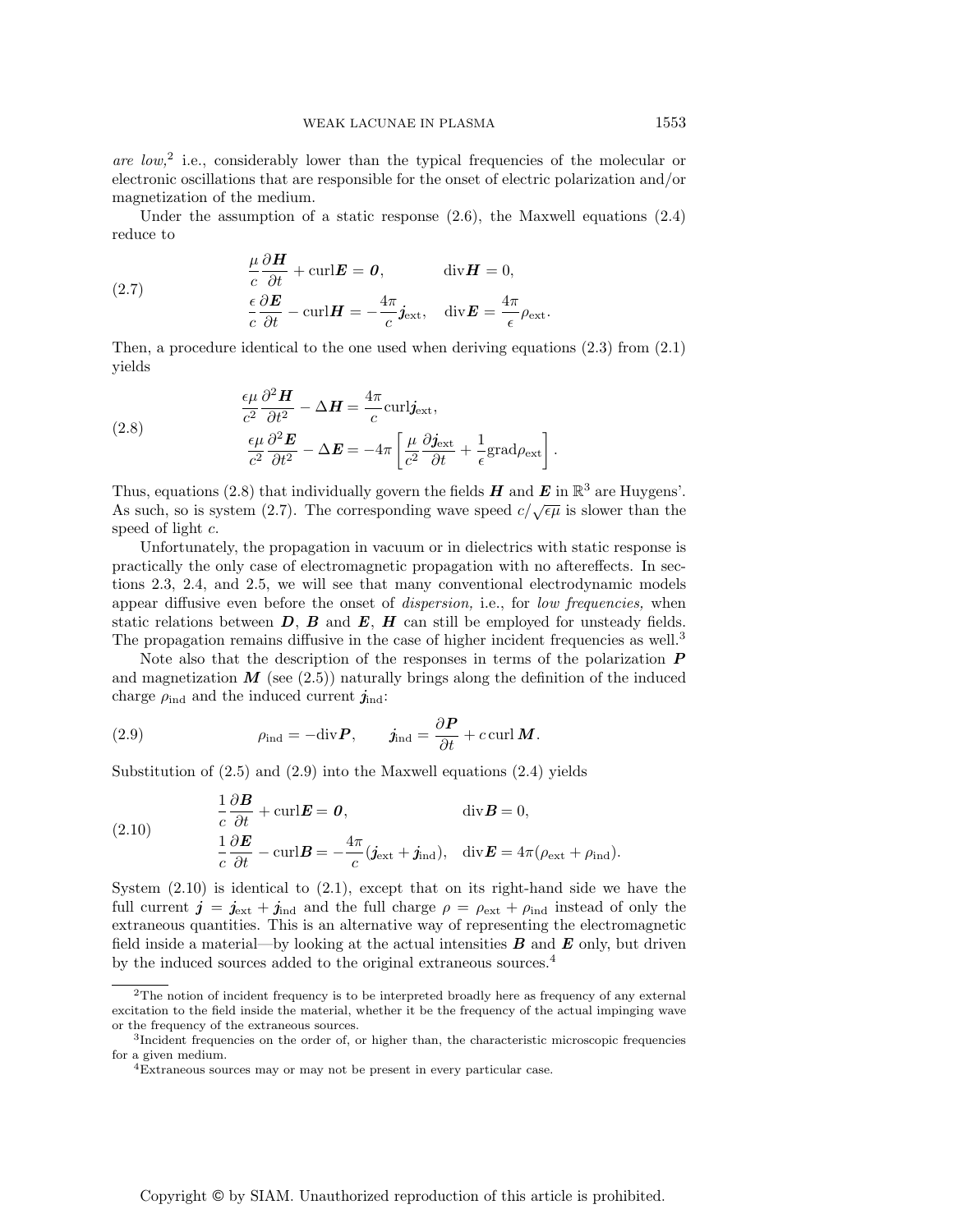*are low,*[2] i.e., considerably lower than the typical frequencies of the molecular or electronic oscillations that are responsible for the onset of electric polarization and/or magnetization of the medium.

Under the assumption of a static response (2.6), the Maxwell equations (2.4) reduce to

$$
\begin{aligned}
&\frac{\mu}{c}\frac{\partial \boldsymbol{H}}{\partial t} + \mathrm{curl}\boldsymbol{E} = \boldsymbol{0}, \qquad && \mathrm{div}\boldsymbol{H} = 0,\\
&\frac{\epsilon}{c}\frac{\partial \boldsymbol{E}}{\partial t} - \mathrm{curl}\boldsymbol{H} = -\frac{4\pi}{c}\boldsymbol{j}_{\mathrm{ext}}, \quad && \mathrm{div}\boldsymbol{E} = \frac{4\pi}{\epsilon}\rho_{\mathrm{ext}}.
\end{aligned}
\tag{2.7}
$$

Then, a procedure identical to the one used when deriving equations (2.3) from (2.1) yields

$$
\begin{aligned}
&\frac{\epsilon\mu}{c^2}\frac{\partial^2 \boldsymbol{H}}{\partial t^2} - \Delta \boldsymbol{H} = \frac{4\pi}{c}\mathrm{curl}\boldsymbol{j}_{\mathrm{ext}},\\
&\frac{\epsilon\mu}{c^2}\frac{\partial^2 \boldsymbol{E}}{\partial t^2} - \Delta \boldsymbol{E} = -4\pi\left[\frac{\mu}{c^2}\frac{\partial \boldsymbol{j}_{\mathrm{ext}}}{\partial t} + \frac{1}{\epsilon}\mathrm{grad}\rho_{\mathrm{ext}}\right].
\end{aligned}
\tag{2.8}
$$

Thus, equations (2.8) that individually govern the fields $\boldsymbol{H}$ and $\boldsymbol{E}$ in $\mathbb{R}^3$ are Huygens'. As such, so is system (2.7). The corresponding wave speed $c/\sqrt{\epsilon\mu}$ is slower than the speed of light $c$.

Unfortunately, the propagation in vacuum or in dielectrics with static response is practically the only case of electromagnetic propagation with no aftereffects. In sections 2.3, 2.4, and 2.5, we will see that many conventional electrodynamic models appear diffusive even before the onset of *dispersion,* i.e., for *low frequencies,* when static relations between $\boldsymbol{D}$, $\boldsymbol{B}$ and $\boldsymbol{E}$, $\boldsymbol{H}$ can still be employed for unsteady fields. The propagation remains diffusive in the case of higher incident frequencies as well.[3]

Note also that the description of the responses in terms of the polarization $\boldsymbol{P}$ and magnetization $\boldsymbol{M}$ (see (2.5)) naturally brings along the definition of the induced charge $\rho_{\mathrm{ind}}$ and the induced current $\boldsymbol{j}_{\mathrm{ind}}$:

$$
\rho_{\mathrm{ind}} = -\mathrm{div}\boldsymbol{P}, \qquad \boldsymbol{j}_{\mathrm{ind}} = \frac{\partial \boldsymbol{P}}{\partial t} + c\,\mathrm{curl}\,\boldsymbol{M}.
\tag{2.9}
$$

Substitution of (2.5) and (2.9) into the Maxwell equations (2.4) yields

$$
\begin{aligned}
&\frac{1}{c}\frac{\partial \boldsymbol{B}}{\partial t} + \mathrm{curl}\boldsymbol{E} = \boldsymbol{0}, \qquad && \mathrm{div}\boldsymbol{B} = 0,\\
&\frac{1}{c}\frac{\partial \boldsymbol{E}}{\partial t} - \mathrm{curl}\boldsymbol{B} = -\frac{4\pi}{c}(\boldsymbol{j}_{\mathrm{ext}} + \boldsymbol{j}_{\mathrm{ind}}), \quad && \mathrm{div}\boldsymbol{E} = 4\pi(\rho_{\mathrm{ext}} + \rho_{\mathrm{ind}}).
\end{aligned}
\tag{2.10}
$$

System (2.10) is identical to (2.1), except that on its right-hand side we have the full current $\boldsymbol{j} = \boldsymbol{j}_{\mathrm{ext}} + \boldsymbol{j}_{\mathrm{ind}}$ and the full charge $\rho = \rho_{\mathrm{ext}} + \rho_{\mathrm{ind}}$ instead of only the extraneous quantities. This is an alternative way of representing the electromagnetic field inside a material—by looking at the actual intensities $\boldsymbol{B}$ and $\boldsymbol{E}$ only, but driven by the induced sources added to the original extraneous sources.[4]

---

[2] The notion of incident frequency is to be interpreted broadly here as frequency of any external excitation to the field inside the material, whether it be the frequency of the actual impinging wave or the frequency of the extraneous sources.

[3] Incident frequencies on the order of, or higher than, the characteristic microscopic frequencies for a given medium.

[4] Extraneous sources may or may not be present in every particular case.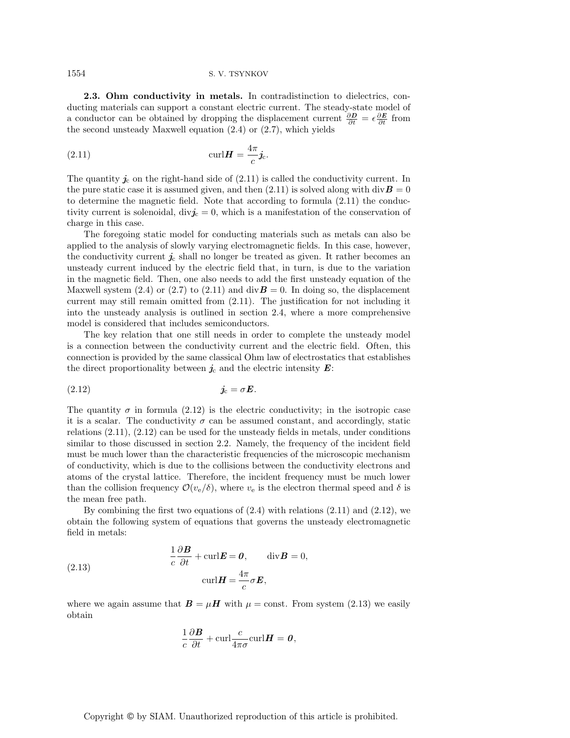**2.3. Ohm conductivity in metals.** In contradistinction to dielectrics, conducting materials can support a constant electric current. The steady-state model of a conductor can be obtained by dropping the displacement current $\frac{\partial \boldsymbol{D}}{\partial t} = \epsilon \frac{\partial \boldsymbol{E}}{\partial t}$ from the second unsteady Maxwell equation (2.4) or (2.7), which yields

$$\operatorname{curl} \boldsymbol{H} = \frac{4\pi}{c} \boldsymbol{j}_{\mathrm{c}}. \tag{2.11}$$

The quantity $\boldsymbol{j}_{\mathrm{c}}$ on the right-hand side of (2.11) is called the conductivity current. In the pure static case it is assumed given, and then (2.11) is solved along with $\operatorname{div} \boldsymbol{B} = 0$ to determine the magnetic field. Note that according to formula (2.11) the conductivity current is solenoidal, $\operatorname{div} \boldsymbol{j}_{\mathrm{c}} = 0$, which is a manifestation of the conservation of charge in this case.

The foregoing static model for conducting materials such as metals can also be applied to the analysis of slowly varying electromagnetic fields. In this case, however, the conductivity current $\boldsymbol{j}_{\mathrm{c}}$ shall no longer be treated as given. It rather becomes an unsteady current induced by the electric field that, in turn, is due to the variation in the magnetic field. Then, one also needs to add the first unsteady equation of the Maxwell system (2.4) or (2.7) to (2.11) and $\operatorname{div} \boldsymbol{B} = 0$. In doing so, the displacement current may still remain omitted from (2.11). The justification for not including it into the unsteady analysis is outlined in section 2.4, where a more comprehensive model is considered that includes semiconductors.

The key relation that one still needs in order to complete the unsteady model is a connection between the conductivity current and the electric field. Often, this connection is provided by the same classical Ohm law of electrostatics that establishes the direct proportionality between $\boldsymbol{j}_{\mathrm{c}}$ and the electric intensity $\boldsymbol{E}$:

$$\boldsymbol{j}_{\mathrm{c}} = \sigma \boldsymbol{E}. \tag{2.12}$$

The quantity $\sigma$ in formula (2.12) is the electric conductivity; in the isotropic case it is a scalar. The conductivity $\sigma$ can be assumed constant, and accordingly, static relations (2.11), (2.12) can be used for the unsteady fields in metals, under conditions similar to those discussed in section 2.2. Namely, the frequency of the incident field must be much lower than the characteristic frequencies of the microscopic mechanism of conductivity, which is due to the collisions between the conductivity electrons and atoms of the crystal lattice. Therefore, the incident frequency must be much lower than the collision frequency $\mathcal{O}(v_{\mathrm{e}}/\delta)$, where $v_{\mathrm{e}}$ is the electron thermal speed and $\delta$ is the mean free path.

By combining the first two equations of (2.4) with relations (2.11) and (2.12), we obtain the following system of equations that governs the unsteady electromagnetic field in metals:

$$\begin{aligned} \frac{1}{c} \frac{\partial \boldsymbol{B}}{\partial t} + \operatorname{curl} \boldsymbol{E} = \boldsymbol{0}, \qquad \operatorname{div} \boldsymbol{B} = 0, \\ \operatorname{curl} \boldsymbol{H} = \frac{4\pi}{c} \sigma \boldsymbol{E}, \end{aligned} \tag{2.13}$$

where we again assume that $\boldsymbol{B} = \mu \boldsymbol{H}$ with $\mu = \text{const}$. From system (2.13) we easily obtain

$$\frac{1}{c} \frac{\partial \boldsymbol{B}}{\partial t} + \operatorname{curl} \frac{c}{4\pi\sigma} \operatorname{curl} \boldsymbol{H} = \boldsymbol{0},$$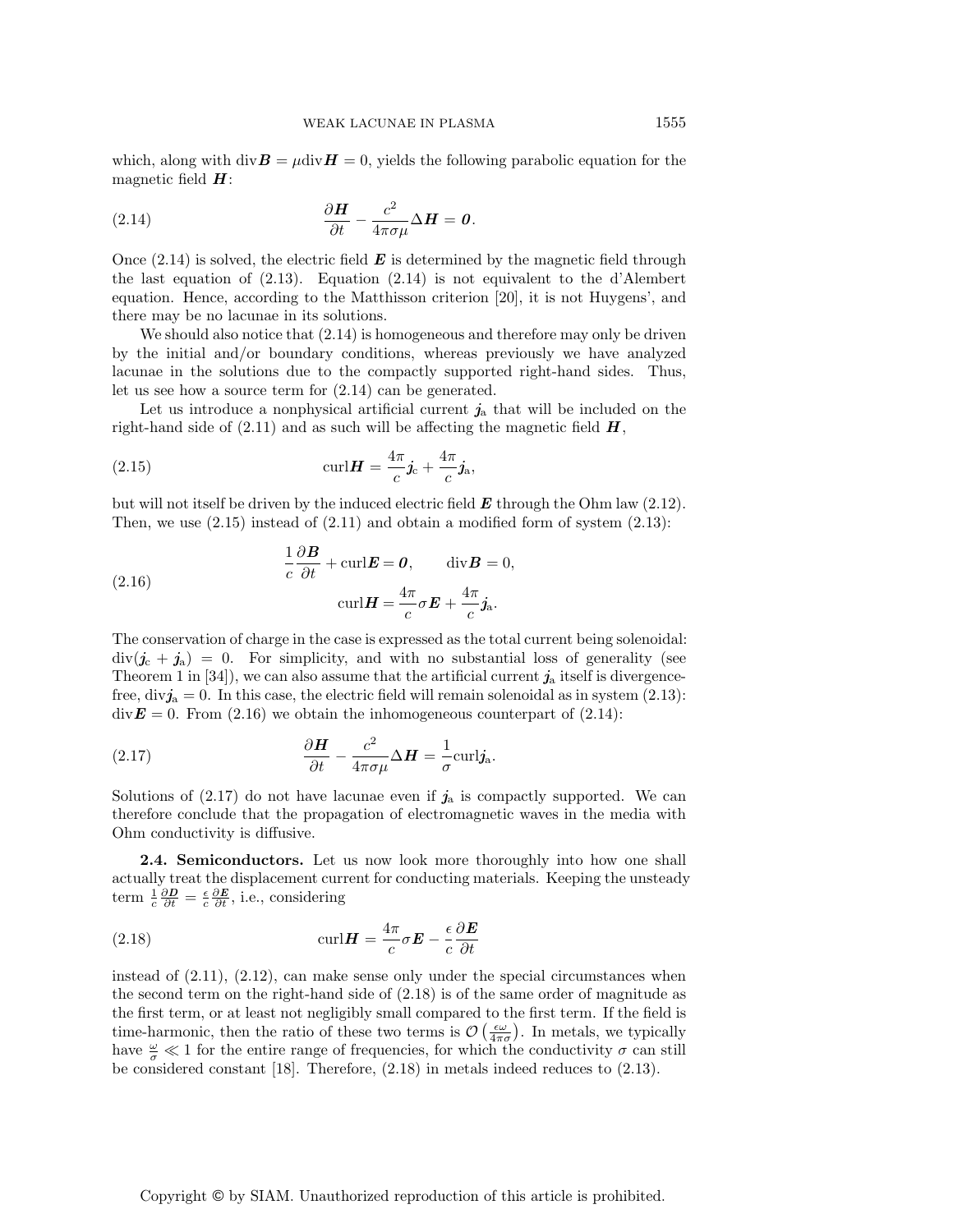which, along with $\text{div}\boldsymbol{B} = \mu\text{div}\boldsymbol{H} = 0$, yields the following parabolic equation for the magnetic field $\boldsymbol{H}$:

$$\frac{\partial \boldsymbol{H}}{\partial t} - \frac{c^2}{4\pi\sigma\mu}\Delta\boldsymbol{H} = \boldsymbol{0}. \tag{2.14}$$

Once (2.14) is solved, the electric field $\boldsymbol{E}$ is determined by the magnetic field through the last equation of (2.13). Equation (2.14) is not equivalent to the d'Alembert equation. Hence, according to the Matthisson criterion [20], it is not Huygens', and there may be no lacunae in its solutions.

We should also notice that (2.14) is homogeneous and therefore may only be driven by the initial and/or boundary conditions, whereas previously we have analyzed lacunae in the solutions due to the compactly supported right-hand sides. Thus, let us see how a source term for (2.14) can be generated.

Let us introduce a nonphysical artificial current $\boldsymbol{j}_{\text{a}}$ that will be included on the right-hand side of (2.11) and as such will be affecting the magnetic field $\boldsymbol{H}$,

$$\text{curl}\boldsymbol{H} = \frac{4\pi}{c}\boldsymbol{j}_{\text{c}} + \frac{4\pi}{c}\boldsymbol{j}_{\text{a}}, \tag{2.15}$$

but will not itself be driven by the induced electric field $\boldsymbol{E}$ through the Ohm law (2.12). Then, we use (2.15) instead of (2.11) and obtain a modified form of system (2.13):

$$\begin{gathered}\frac{1}{c}\frac{\partial \boldsymbol{B}}{\partial t} + \text{curl}\boldsymbol{E} = \boldsymbol{0}, \qquad \text{div}\boldsymbol{B} = 0,\\ \text{curl}\boldsymbol{H} = \frac{4\pi}{c}\sigma\boldsymbol{E} + \frac{4\pi}{c}\boldsymbol{j}_{\text{a}}.\end{gathered} \tag{2.16}$$

The conservation of charge in the case is expressed as the total current being solenoidal: $\text{div}(\boldsymbol{j}_{\text{c}} + \boldsymbol{j}_{\text{a}}) = 0$. For simplicity, and with no substantial loss of generality (see Theorem 1 in [34]), we can also assume that the artificial current $\boldsymbol{j}_{\text{a}}$ itself is divergence-free, $\text{div}\boldsymbol{j}_{\text{a}} = 0$. In this case, the electric field will remain solenoidal as in system (2.13): $\text{div}\boldsymbol{E} = 0$. From (2.16) we obtain the inhomogeneous counterpart of (2.14):

$$\frac{\partial \boldsymbol{H}}{\partial t} - \frac{c^2}{4\pi\sigma\mu}\Delta\boldsymbol{H} = \frac{1}{\sigma}\text{curl}\boldsymbol{j}_{\text{a}}. \tag{2.17}$$

Solutions of (2.17) do not have lacunae even if $\boldsymbol{j}_{\text{a}}$ is compactly supported. We can therefore conclude that the propagation of electromagnetic waves in the media with Ohm conductivity is diffusive.

**2.4. Semiconductors.** Let us now look more thoroughly into how one shall actually treat the displacement current for conducting materials. Keeping the unsteady term $\frac{1}{c}\frac{\partial \boldsymbol{D}}{\partial t} = \frac{\epsilon}{c}\frac{\partial \boldsymbol{E}}{\partial t}$, i.e., considering

$$\text{curl}\boldsymbol{H} = \frac{4\pi}{c}\sigma\boldsymbol{E} - \frac{\epsilon}{c}\frac{\partial \boldsymbol{E}}{\partial t} \tag{2.18}$$

instead of (2.11), (2.12), can make sense only under the special circumstances when the second term on the right-hand side of (2.18) is of the same order of magnitude as the first term, or at least not negligibly small compared to the first term. If the field is time-harmonic, then the ratio of these two terms is $\mathcal{O}\left(\frac{\epsilon\omega}{4\pi\sigma}\right)$. In metals, we typically have $\frac{\omega}{\sigma} \ll 1$ for the entire range of frequencies, for which the conductivity $\sigma$ can still be considered constant [18]. Therefore, (2.18) in metals indeed reduces to (2.13).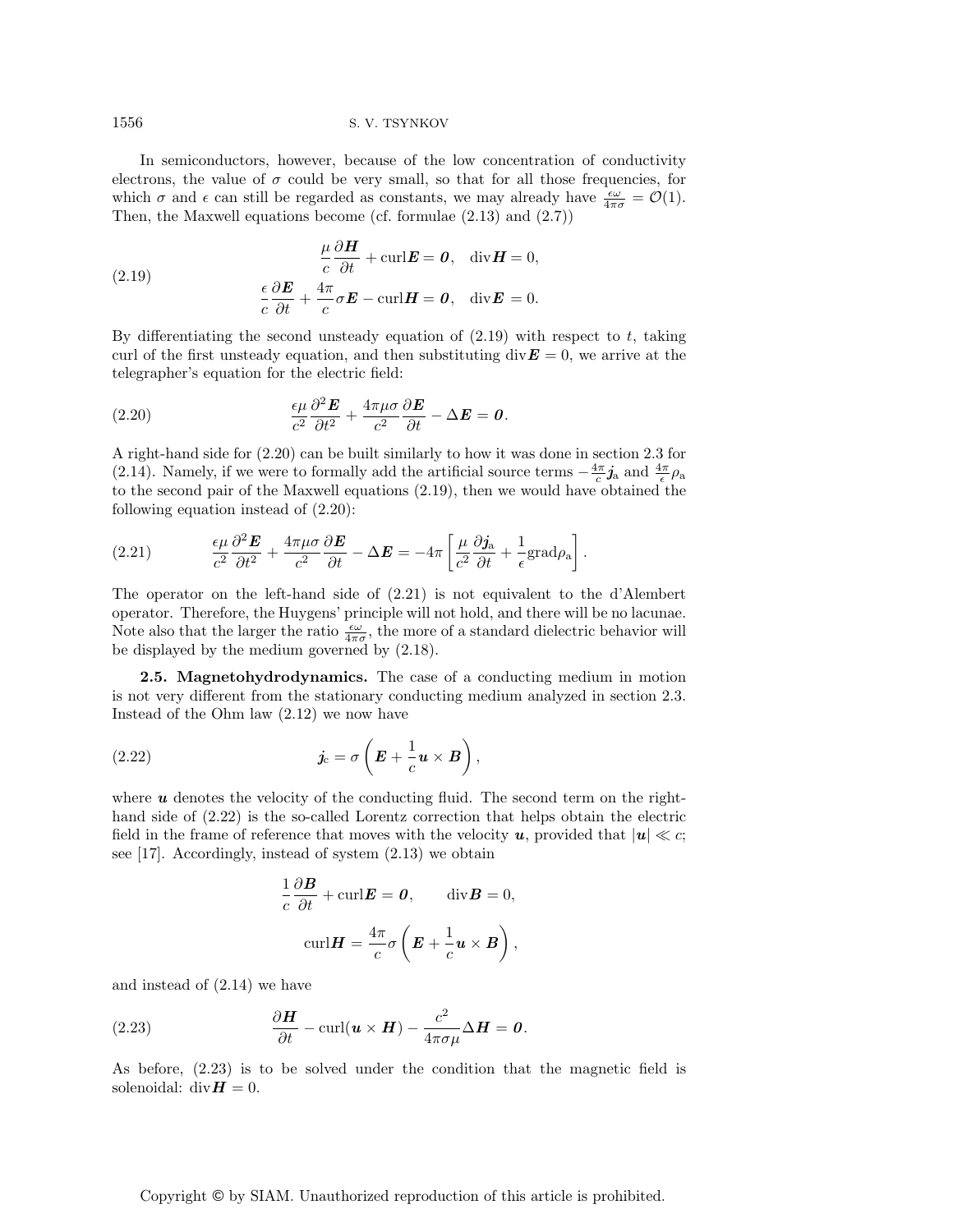In semiconductors, however, because of the low concentration of conductivity electrons, the value of $\sigma$ could be very small, so that for all those frequencies, for which $\sigma$ and $\epsilon$ can still be regarded as constants, we may already have $\frac{\epsilon\omega}{4\pi\sigma} = \mathcal{O}(1)$. Then, the Maxwell equations become (cf. formulae (2.13) and (2.7))

$$
\begin{aligned}
&\frac{\mu}{c}\frac{\partial \boldsymbol{H}}{\partial t} + \operatorname{curl}\boldsymbol{E} = \boldsymbol{0}, \quad \operatorname{div}\boldsymbol{H} = 0,\\
&\frac{\epsilon}{c}\frac{\partial \boldsymbol{E}}{\partial t} + \frac{4\pi}{c}\sigma\boldsymbol{E} - \operatorname{curl}\boldsymbol{H} = \boldsymbol{0}, \quad \operatorname{div}\boldsymbol{E} = 0.
\end{aligned}
\tag{2.19}
$$

By differentiating the second unsteady equation of (2.19) with respect to $t$, taking curl of the first unsteady equation, and then substituting $\operatorname{div}\boldsymbol{E} = 0$, we arrive at the telegrapher's equation for the electric field:

$$
\frac{\epsilon\mu}{c^2}\frac{\partial^2 \boldsymbol{E}}{\partial t^2} + \frac{4\pi\mu\sigma}{c^2}\frac{\partial \boldsymbol{E}}{\partial t} - \Delta\boldsymbol{E} = \boldsymbol{0}.
\tag{2.20}
$$

A right-hand side for (2.20) can be built similarly to how it was done in section 2.3 for (2.14). Namely, if we were to formally add the artificial source terms $-\frac{4\pi}{c}\boldsymbol{j}_{\rm a}$ and $\frac{4\pi}{\epsilon}\rho_{\rm a}$ to the second pair of the Maxwell equations (2.19), then we would have obtained the following equation instead of (2.20):

$$
\frac{\epsilon\mu}{c^2}\frac{\partial^2 \boldsymbol{E}}{\partial t^2} + \frac{4\pi\mu\sigma}{c^2}\frac{\partial \boldsymbol{E}}{\partial t} - \Delta\boldsymbol{E} = -4\pi\left[\frac{\mu}{c^2}\frac{\partial \boldsymbol{j}_{\rm a}}{\partial t} + \frac{1}{\epsilon}\operatorname{grad}\rho_{\rm a}\right].
\tag{2.21}
$$

The operator on the left-hand side of (2.21) is not equivalent to the d'Alembert operator. Therefore, the Huygens' principle will not hold, and there will be no lacunae. Note also that the larger the ratio $\frac{\epsilon\omega}{4\pi\sigma}$, the more of a standard dielectric behavior will be displayed by the medium governed by (2.18).

**2.5. Magnetohydrodynamics.** The case of a conducting medium in motion is not very different from the stationary conducting medium analyzed in section 2.3. Instead of the Ohm law (2.12) we now have

$$
\boldsymbol{j}_{\rm c} = \sigma\left(\boldsymbol{E} + \frac{1}{c}\boldsymbol{u}\times\boldsymbol{B}\right),
\tag{2.22}
$$

where $\boldsymbol{u}$ denotes the velocity of the conducting fluid. The second term on the right-hand side of (2.22) is the so-called Lorentz correction that helps obtain the electric field in the frame of reference that moves with the velocity $\boldsymbol{u}$, provided that $|\boldsymbol{u}| \ll c$; see [17]. Accordingly, instead of system (2.13) we obtain

$$
\begin{aligned}
&\frac{1}{c}\frac{\partial \boldsymbol{B}}{\partial t} + \operatorname{curl}\boldsymbol{E} = \boldsymbol{0}, \qquad \operatorname{div}\boldsymbol{B} = 0,\\
&\operatorname{curl}\boldsymbol{H} = \frac{4\pi}{c}\sigma\left(\boldsymbol{E} + \frac{1}{c}\boldsymbol{u}\times\boldsymbol{B}\right),
\end{aligned}
$$

and instead of (2.14) we have

$$
\frac{\partial \boldsymbol{H}}{\partial t} - \operatorname{curl}(\boldsymbol{u}\times\boldsymbol{H}) - \frac{c^2}{4\pi\sigma\mu}\Delta\boldsymbol{H} = \boldsymbol{0}.
\tag{2.23}
$$

As before, (2.23) is to be solved under the condition that the magnetic field is solenoidal: $\operatorname{div}\boldsymbol{H} = 0$.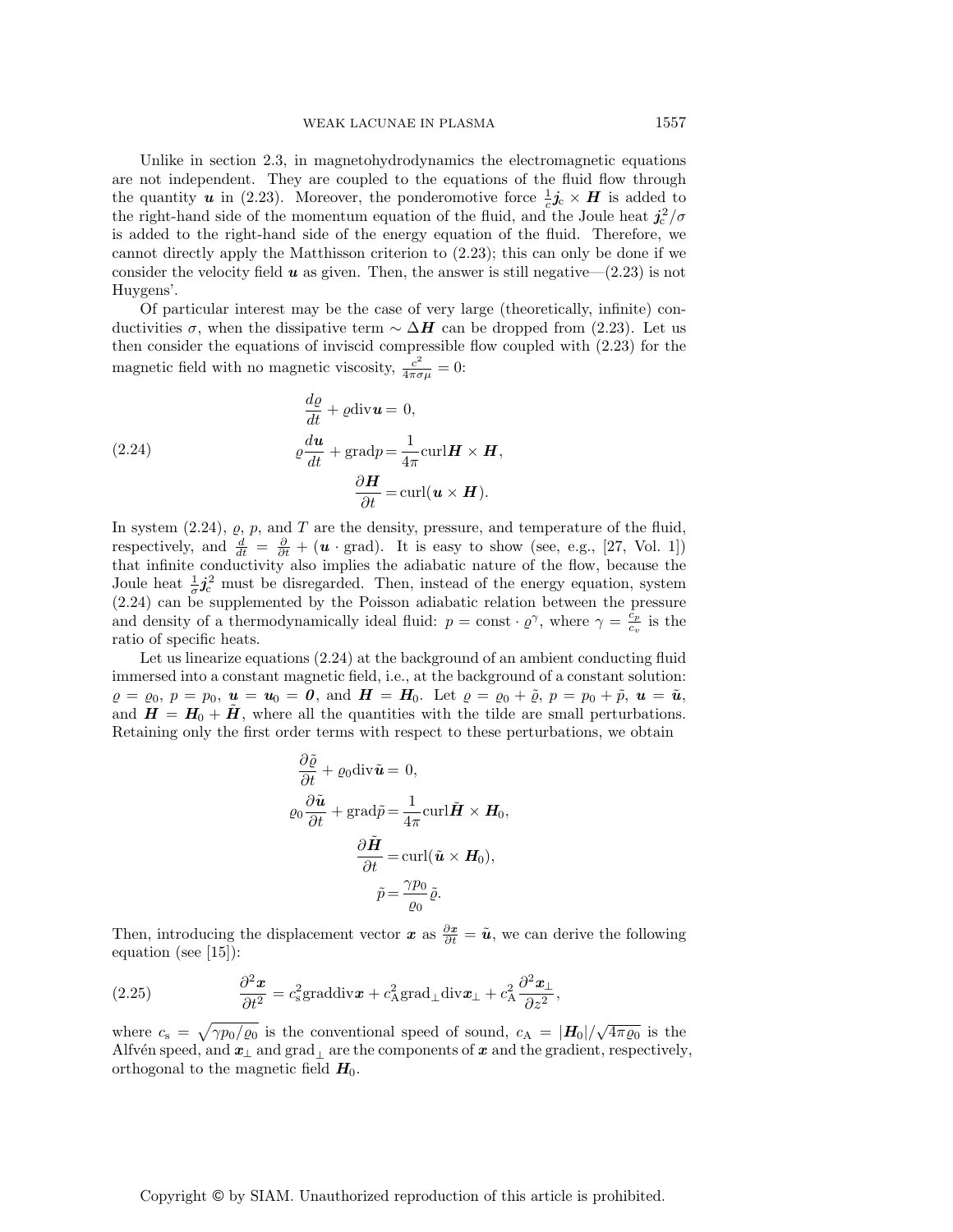Unlike in section 2.3, in magnetohydrodynamics the electromagnetic equations are not independent. They are coupled to the equations of the fluid flow through the quantity $\boldsymbol{u}$ in (2.23). Moreover, the ponderomotive force $\frac{1}{c}\boldsymbol{j}_{\mathrm{c}} \times \boldsymbol{H}$ is added to the right-hand side of the momentum equation of the fluid, and the Joule heat $\boldsymbol{j}_{\mathrm{c}}^2/\sigma$ is added to the right-hand side of the energy equation of the fluid. Therefore, we cannot directly apply the Matthisson criterion to (2.23); this can only be done if we consider the velocity field $\boldsymbol{u}$ as given. Then, the answer is still negative—(2.23) is not Huygens'.

Of particular interest may be the case of very large (theoretically, infinite) conductivities $\sigma$, when the dissipative term $\sim \Delta \boldsymbol{H}$ can be dropped from (2.23). Let us then consider the equations of inviscid compressible flow coupled with (2.23) for the magnetic field with no magnetic viscosity, $\frac{c^2}{4\pi\sigma\mu} = 0$:

$$
\begin{aligned}
\frac{d\varrho}{dt} + \varrho \operatorname{div}\boldsymbol{u} &= 0,\\
\varrho\frac{d\boldsymbol{u}}{dt} + \operatorname{grad}p &= \frac{1}{4\pi}\operatorname{curl}\boldsymbol{H} \times \boldsymbol{H},\\
\frac{\partial \boldsymbol{H}}{\partial t} &= \operatorname{curl}(\boldsymbol{u} \times \boldsymbol{H}).
\end{aligned}
\tag{2.24}
$$

In system (2.24), $\varrho$, $p$, and $T$ are the density, pressure, and temperature of the fluid, respectively, and $\frac{d}{dt} = \frac{\partial}{\partial t} + (\boldsymbol{u} \cdot \operatorname{grad})$. It is easy to show (see, e.g., [27, Vol. 1]) that infinite conductivity also implies the adiabatic nature of the flow, because the Joule heat $\frac{1}{\sigma}\boldsymbol{j}_{\mathrm{c}}^2$ must be disregarded. Then, instead of the energy equation, system (2.24) can be supplemented by the Poisson adiabatic relation between the pressure and density of a thermodynamically ideal fluid: $p = \mathrm{const} \cdot \varrho^\gamma$, where $\gamma = \frac{c_p}{c_v}$ is the ratio of specific heats.

Let us linearize equations (2.24) at the background of an ambient conducting fluid immersed into a constant magnetic field, i.e., at the background of a constant solution: $\varrho = \varrho_0$, $p = p_0$, $\boldsymbol{u} = \boldsymbol{u}_0 = \boldsymbol{0}$, and $\boldsymbol{H} = \boldsymbol{H}_0$. Let $\varrho = \varrho_0 + \tilde{\varrho}$, $p = p_0 + \tilde{p}$, $\boldsymbol{u} = \tilde{\boldsymbol{u}}$, and $\boldsymbol{H} = \boldsymbol{H}_0 + \tilde{\boldsymbol{H}}$, where all the quantities with the tilde are small perturbations. Retaining only the first order terms with respect to these perturbations, we obtain

$$
\begin{aligned}
\frac{\partial \tilde{\varrho}}{\partial t} + \varrho_0 \operatorname{div}\tilde{\boldsymbol{u}} &= 0,\\
\varrho_0\frac{\partial \tilde{\boldsymbol{u}}}{\partial t} + \operatorname{grad}\tilde{p} &= \frac{1}{4\pi}\operatorname{curl}\tilde{\boldsymbol{H}} \times \boldsymbol{H}_0,\\
\frac{\partial \tilde{\boldsymbol{H}}}{\partial t} &= \operatorname{curl}(\tilde{\boldsymbol{u}} \times \boldsymbol{H}_0),\\
\tilde{p} &= \frac{\gamma p_0}{\varrho_0}\tilde{\varrho}.
\end{aligned}
$$

Then, introducing the displacement vector $\boldsymbol{x}$ as $\frac{\partial \boldsymbol{x}}{\partial t} = \tilde{\boldsymbol{u}}$, we can derive the following equation (see [15]):

$$
\frac{\partial^2 \boldsymbol{x}}{\partial t^2} = c_{\mathrm{s}}^2 \operatorname{grad}\operatorname{div}\boldsymbol{x} + c_{\mathrm{A}}^2 \operatorname{grad}_\perp \operatorname{div}\boldsymbol{x}_\perp + c_{\mathrm{A}}^2 \frac{\partial^2 \boldsymbol{x}_\perp}{\partial z^2},
\tag{2.25}
$$

where $c_{\mathrm{s}} = \sqrt{\gamma p_0/\varrho_0}$ is the conventional speed of sound, $c_{\mathrm{A}} = |\boldsymbol{H}_0|/\sqrt{4\pi\varrho_0}$ is the Alfvén speed, and $\boldsymbol{x}_\perp$ and $\operatorname{grad}_\perp$ are the components of $\boldsymbol{x}$ and the gradient, respectively, orthogonal to the magnetic field $\boldsymbol{H}_0$.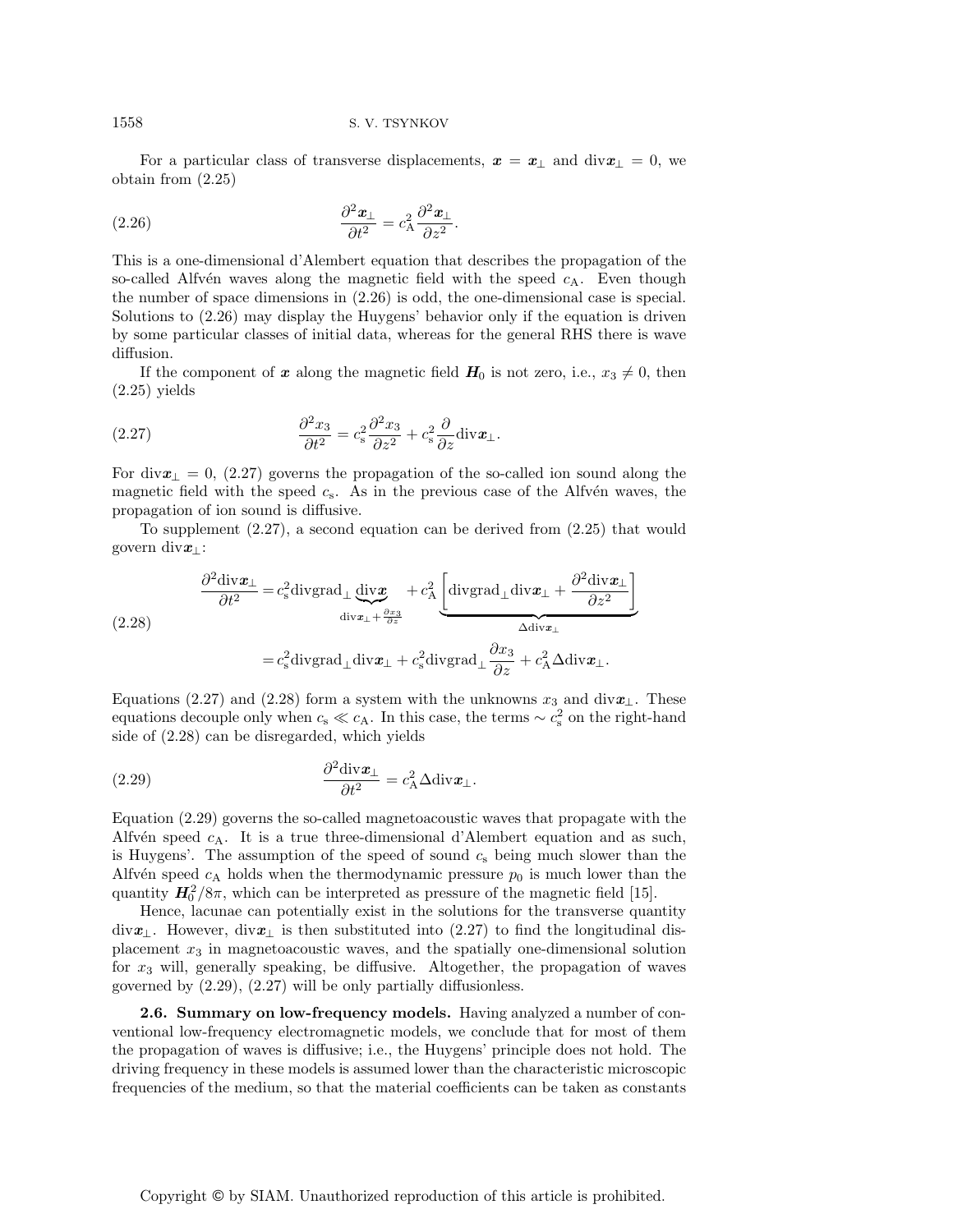For a particular class of transverse displacements, $\boldsymbol{x} = \boldsymbol{x}_\perp$ and $\text{div}\boldsymbol{x}_\perp = 0$, we obtain from (2.25)

$$\frac{\partial^2 \boldsymbol{x}_\perp}{\partial t^2} = c_\text{A}^2 \frac{\partial^2 \boldsymbol{x}_\perp}{\partial z^2}. \tag{2.26}$$

This is a one-dimensional d'Alembert equation that describes the propagation of the so-called Alfvén waves along the magnetic field with the speed $c_\text{A}$. Even though the number of space dimensions in (2.26) is odd, the one-dimensional case is special. Solutions to (2.26) may display the Huygens' behavior only if the equation is driven by some particular classes of initial data, whereas for the general RHS there is wave diffusion.

If the component of $\boldsymbol{x}$ along the magnetic field $\boldsymbol{H}_0$ is not zero, i.e., $x_3 \neq 0$, then (2.25) yields

$$\frac{\partial^2 x_3}{\partial t^2} = c_\text{s}^2 \frac{\partial^2 x_3}{\partial z^2} + c_\text{s}^2 \frac{\partial}{\partial z}\text{div}\boldsymbol{x}_\perp. \tag{2.27}$$

For $\text{div}\boldsymbol{x}_\perp = 0$, (2.27) governs the propagation of the so-called ion sound along the magnetic field with the speed $c_\text{s}$. As in the previous case of the Alfvén waves, the propagation of ion sound is diffusive.

To supplement (2.27), a second equation can be derived from (2.25) that would govern $\text{div}\boldsymbol{x}_\perp$:

$$\begin{aligned} \frac{\partial^2 \text{div}\boldsymbol{x}_\perp}{\partial t^2} &= c_\text{s}^2 \text{divgrad}_\perp \underbrace{\text{div}\boldsymbol{x}}_{\text{div}\boldsymbol{x}_\perp + \frac{\partial x_3}{\partial z}} + c_\text{A}^2 \underbrace{\left[\text{divgrad}_\perp \text{div}\boldsymbol{x}_\perp + \frac{\partial^2 \text{div}\boldsymbol{x}_\perp}{\partial z^2}\right]}_{\Delta \text{div}\boldsymbol{x}_\perp} \\ &= c_\text{s}^2 \text{divgrad}_\perp \text{div}\boldsymbol{x}_\perp + c_\text{s}^2 \text{divgrad}_\perp \frac{\partial x_3}{\partial z} + c_\text{A}^2 \Delta \text{div}\boldsymbol{x}_\perp. \end{aligned} \tag{2.28}$$

Equations (2.27) and (2.28) form a system with the unknowns $x_3$ and $\text{div}\boldsymbol{x}_\perp$. These equations decouple only when $c_\text{s} \ll c_\text{A}$. In this case, the terms $\sim c_\text{s}^2$ on the right-hand side of (2.28) can be disregarded, which yields

$$\frac{\partial^2 \text{div}\boldsymbol{x}_\perp}{\partial t^2} = c_\text{A}^2 \Delta \text{div}\boldsymbol{x}_\perp. \tag{2.29}$$

Equation (2.29) governs the so-called magnetoacoustic waves that propagate with the Alfvén speed $c_\text{A}$. It is a true three-dimensional d'Alembert equation and as such, is Huygens'. The assumption of the speed of sound $c_\text{s}$ being much slower than the Alfvén speed $c_\text{A}$ holds when the thermodynamic pressure $p_0$ is much lower than the quantity $\boldsymbol{H}_0^2/8\pi$, which can be interpreted as pressure of the magnetic field [15].

Hence, lacunae can potentially exist in the solutions for the transverse quantity $\text{div}\boldsymbol{x}_\perp$. However, $\text{div}\boldsymbol{x}_\perp$ is then substituted into (2.27) to find the longitudinal displacement $x_3$ in magnetoacoustic waves, and the spatially one-dimensional solution for $x_3$ will, generally speaking, be diffusive. Altogether, the propagation of waves governed by (2.29), (2.27) will be only partially diffusionless.

**2.6. Summary on low-frequency models.** Having analyzed a number of conventional low-frequency electromagnetic models, we conclude that for most of them the propagation of waves is diffusive; i.e., the Huygens' principle does not hold. The driving frequency in these models is assumed lower than the characteristic microscopic frequencies of the medium, so that the material coefficients can be taken as constants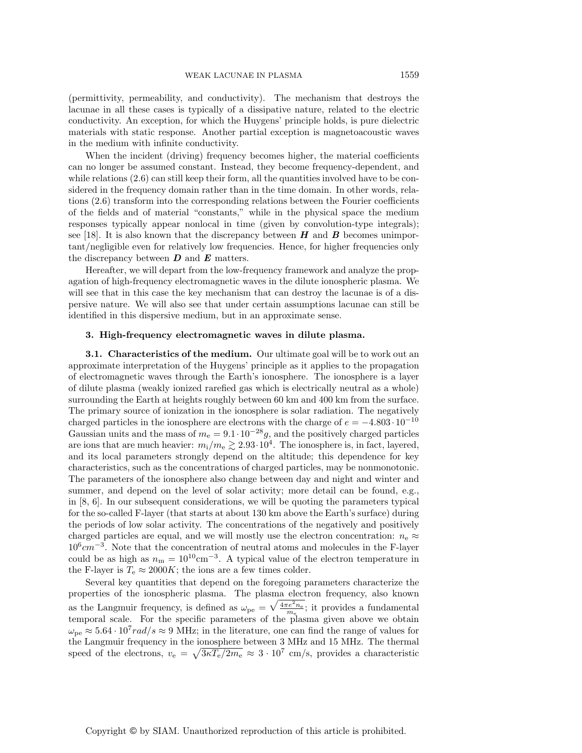(permittivity, permeability, and conductivity). The mechanism that destroys the lacunae in all these cases is typically of a dissipative nature, related to the electric conductivity. An exception, for which the Huygens' principle holds, is pure dielectric materials with static response. Another partial exception is magnetoacoustic waves in the medium with infinite conductivity.

When the incident (driving) frequency becomes higher, the material coefficients can no longer be assumed constant. Instead, they become frequency-dependent, and while relations (2.6) can still keep their form, all the quantities involved have to be considered in the frequency domain rather than in the time domain. In other words, relations (2.6) transform into the corresponding relations between the Fourier coefficients of the fields and of material "constants," while in the physical space the medium responses typically appear nonlocal in time (given by convolution-type integrals); see [18]. It is also known that the discrepancy between $\boldsymbol{H}$ and $\boldsymbol{B}$ becomes unimportant/negligible even for relatively low frequencies. Hence, for higher frequencies only the discrepancy between $\boldsymbol{D}$ and $\boldsymbol{E}$ matters.

Hereafter, we will depart from the low-frequency framework and analyze the propagation of high-frequency electromagnetic waves in the dilute ionospheric plasma. We will see that in this case the key mechanism that can destroy the lacunae is of a dispersive nature. We will also see that under certain assumptions lacunae can still be identified in this dispersive medium, but in an approximate sense.

## 3. High-frequency electromagnetic waves in dilute plasma.

**3.1. Characteristics of the medium.** Our ultimate goal will be to work out an approximate interpretation of the Huygens' principle as it applies to the propagation of electromagnetic waves through the Earth's ionosphere. The ionosphere is a layer of dilute plasma (weakly ionized rarefied gas which is electrically neutral as a whole) surrounding the Earth at heights roughly between 60 km and 400 km from the surface. The primary source of ionization in the ionosphere is solar radiation. The negatively charged particles in the ionosphere are electrons with the charge of $e = -4.803 \cdot 10^{-10}$ Gaussian units and the mass of $m_\mathrm{e} = 9.1 \cdot 10^{-28} g$, and the positively charged particles are ions that are much heavier: $m_\mathrm{i}/m_\mathrm{e} \gtrsim 2.93 \cdot 10^4$. The ionosphere is, in fact, layered, and its local parameters strongly depend on the altitude; this dependence for key characteristics, such as the concentrations of charged particles, may be nonmonotonic. The parameters of the ionosphere also change between day and night and winter and summer, and depend on the level of solar activity; more detail can be found, e.g., in [8, 6]. In our subsequent considerations, we will be quoting the parameters typical for the so-called F-layer (that starts at about 130 km above the Earth's surface) during the periods of low solar activity. The concentrations of the negatively and positively charged particles are equal, and we will mostly use the electron concentration: $n_\mathrm{e} \approx 10^6 cm^{-3}$. Note that the concentration of neutral atoms and molecules in the F-layer could be as high as $n_\mathrm{m} = 10^{10}\mathrm{cm}^{-3}$. A typical value of the electron temperature in the F-layer is $T_\mathrm{e} \approx 2000K$; the ions are a few times colder.

Several key quantities that depend on the foregoing parameters characterize the properties of the ionospheric plasma. The plasma electron frequency, also known as the Langmuir frequency, is defined as $\omega_\mathrm{pe} = \sqrt{\frac{4\pi e^2 n_\mathrm{e}}{m_\mathrm{e}}}$; it provides a fundamental temporal scale. For the specific parameters of the plasma given above we obtain $\omega_\mathrm{pe} \approx 5.64 \cdot 10^7 rad/s \approx 9$ MHz; in the literature, one can find the range of values for the Langmuir frequency in the ionosphere between 3 MHz and 15 MHz. The thermal speed of the electrons, $v_\mathrm{e} = \sqrt{3\kappa T_\mathrm{e}/2m_\mathrm{e}} \approx 3 \cdot 10^7$ cm/s, provides a characteristic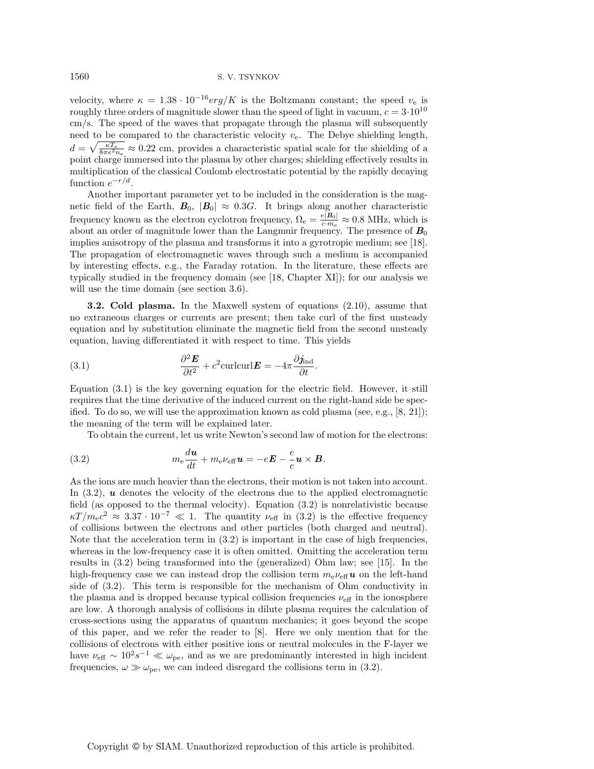velocity, where $\kappa = 1.38 \cdot 10^{-16} erg/K$ is the Boltzmann constant; the speed $v_{\rm e}$ is roughly three orders of magnitude slower than the speed of light in vacuum, $c = 3 \cdot 10^{10}$ cm/s. The speed of the waves that propagate through the plasma will subsequently need to be compared to the characteristic velocity $v_{\rm e}$. The Debye shielding length, $d = \sqrt{\frac{\kappa T_{\rm e}}{8\pi e^2 n_{\rm e}}} \approx 0.22$ cm, provides a characteristic spatial scale for the shielding of a point charge immersed into the plasma by other charges; shielding effectively results in multiplication of the classical Coulomb electrostatic potential by the rapidly decaying function $e^{-r/d}$.

Another important parameter yet to be included in the consideration is the magnetic field of the Earth, $\boldsymbol{B}_0$, $|\boldsymbol{B}_0| \approx 0.3G$. It brings along another characteristic frequency known as the electron cyclotron frequency, $\Omega_{\rm e} = \frac{e|\boldsymbol{B}_0|}{c \cdot m_{\rm e}} \approx 0.8$ MHz, which is about an order of magnitude lower than the Langmuir frequency. The presence of $\boldsymbol{B}_0$ implies anisotropy of the plasma and transforms it into a gyrotropic medium; see [18]. The propagation of electromagnetic waves through such a medium is accompanied by interesting effects, e.g., the Faraday rotation. In the literature, these effects are typically studied in the frequency domain (see [18, Chapter XI]); for our analysis we will use the time domain (see section 3.6).

**3.2. Cold plasma.** In the Maxwell system of equations (2.10), assume that no extraneous charges or currents are present; then take curl of the first unsteady equation and by substitution eliminate the magnetic field from the second unsteady equation, having differentiated it with respect to time. This yields

$$\frac{\partial^2 \boldsymbol{E}}{\partial t^2} + c^2 \text{curlcurl} \boldsymbol{E} = -4\pi \frac{\partial \boldsymbol{j}_{\rm ind}}{\partial t}. \tag{3.1}$$

Equation (3.1) is the key governing equation for the electric field. However, it still requires that the time derivative of the induced current on the right-hand side be specified. To do so, we will use the approximation known as cold plasma (see, e.g., [8, 21]); the meaning of the term will be explained later.

To obtain the current, let us write Newton's second law of motion for the electrons:

$$m_{\rm e} \frac{d\boldsymbol{u}}{dt} + m_{\rm e} \nu_{\rm eff} \boldsymbol{u} = -e\boldsymbol{E} - \frac{e}{c} \boldsymbol{u} \times \boldsymbol{B}. \tag{3.2}$$

As the ions are much heavier than the electrons, their motion is not taken into account. In (3.2), $\boldsymbol{u}$ denotes the velocity of the electrons due to the applied electromagnetic field (as opposed to the thermal velocity). Equation (3.2) is nonrelativistic because $\kappa T / m_{\rm e} c^2 \approx 3.37 \cdot 10^{-7} \ll 1$. The quantity $\nu_{\rm eff}$ in (3.2) is the effective frequency of collisions between the electrons and other particles (both charged and neutral). Note that the acceleration term in (3.2) is important in the case of high frequencies, whereas in the low-frequency case it is often omitted. Omitting the acceleration term results in (3.2) being transformed into the (generalized) Ohm law; see [15]. In the high-frequency case we can instead drop the collision term $m_{\rm e} \nu_{\rm eff} \boldsymbol{u}$ on the left-hand side of (3.2). This term is responsible for the mechanism of Ohm conductivity in the plasma and is dropped because typical collision frequencies $\nu_{\rm eff}$ in the ionosphere are low. A thorough analysis of collisions in dilute plasma requires the calculation of cross-sections using the apparatus of quantum mechanics; it goes beyond the scope of this paper, and we refer the reader to [8]. Here we only mention that for the collisions of electrons with either positive ions or neutral molecules in the F-layer we have $\nu_{\rm eff} \sim 10^2 s^{-1} \ll \omega_{\rm pe}$, and as we are predominantly interested in high incident frequencies, $\omega \gg \omega_{\rm pe}$, we can indeed disregard the collisions term in (3.2).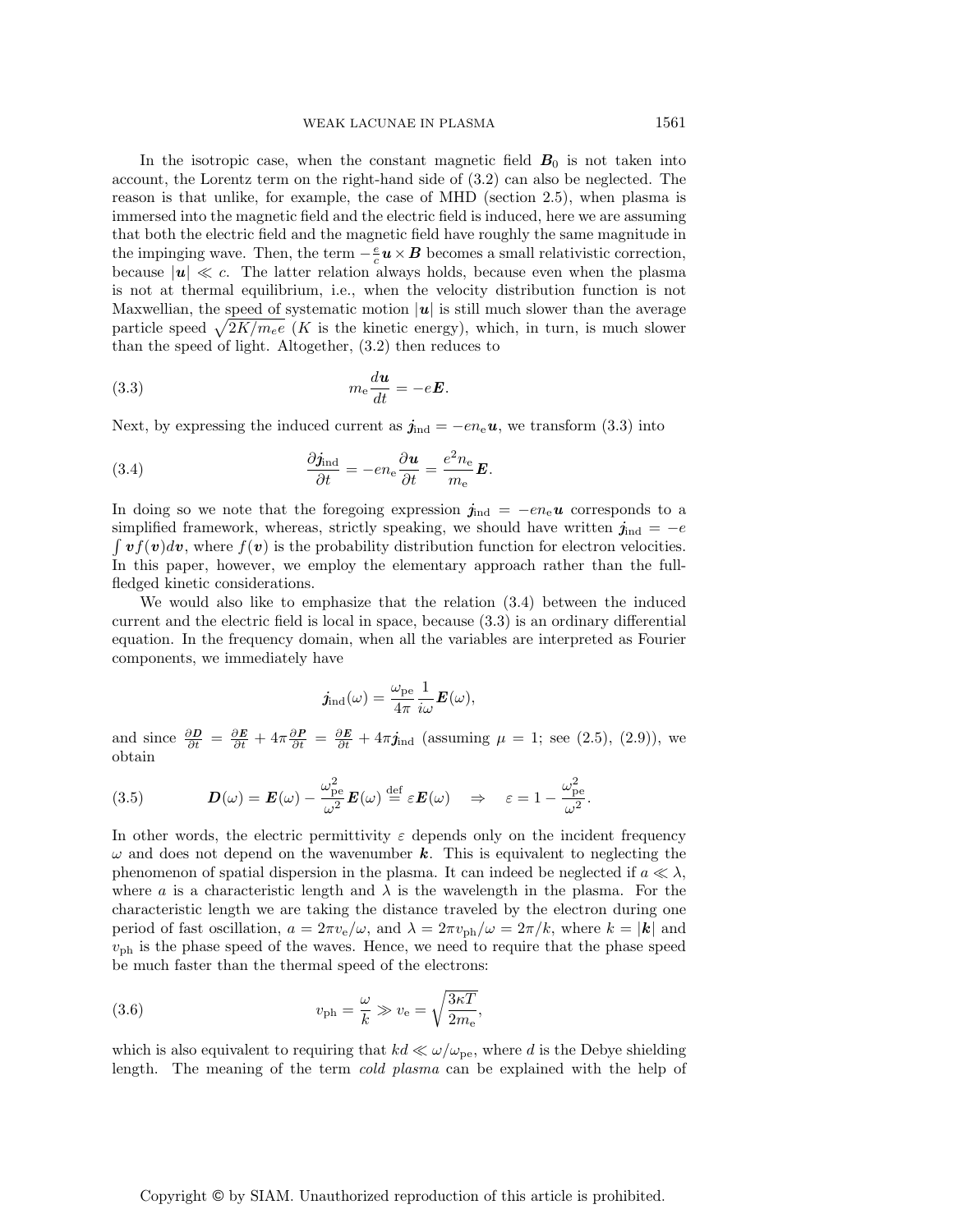In the isotropic case, when the constant magnetic field $\boldsymbol{B}_0$ is not taken into account, the Lorentz term on the right-hand side of (3.2) can also be neglected. The reason is that unlike, for example, the case of MHD (section 2.5), when plasma is immersed into the magnetic field and the electric field is induced, here we are assuming that both the electric field and the magnetic field have roughly the same magnitude in the impinging wave. Then, the term $-\frac{e}{c}\boldsymbol{u}\times\boldsymbol{B}$ becomes a small relativistic correction, because $|\boldsymbol{u}| \ll c$. The latter relation always holds, because even when the plasma is not at thermal equilibrium, i.e., when the velocity distribution function is not Maxwellian, the speed of systematic motion $|\boldsymbol{u}|$ is still much slower than the average particle speed $\sqrt{2K/m_e e}$ ($K$ is the kinetic energy), which, in turn, is much slower than the speed of light. Altogether, (3.2) then reduces to

$$m_\text{e}\frac{d\boldsymbol{u}}{dt} = -e\boldsymbol{E}. \tag{3.3}$$

Next, by expressing the induced current as $\boldsymbol{j}_\text{ind} = -en_\text{e}\boldsymbol{u}$, we transform (3.3) into

$$\frac{\partial \boldsymbol{j}_\text{ind}}{\partial t} = -en_\text{e}\frac{\partial \boldsymbol{u}}{\partial t} = \frac{e^2 n_\text{e}}{m_\text{e}}\boldsymbol{E}. \tag{3.4}$$

In doing so we note that the foregoing expression $\boldsymbol{j}_\text{ind} = -en_\text{e}\boldsymbol{u}$ corresponds to a simplified framework, whereas, strictly speaking, we should have written $\boldsymbol{j}_\text{ind} = -e\int \boldsymbol{v}f(\boldsymbol{v})d\boldsymbol{v}$, where $f(\boldsymbol{v})$ is the probability distribution function for electron velocities. In this paper, however, we employ the elementary approach rather than the full-fledged kinetic considerations.

We would also like to emphasize that the relation (3.4) between the induced current and the electric field is local in space, because (3.3) is an ordinary differential equation. In the frequency domain, when all the variables are interpreted as Fourier components, we immediately have

$$\boldsymbol{j}_\text{ind}(\omega) = \frac{\omega_\text{pe}}{4\pi}\frac{1}{i\omega}\boldsymbol{E}(\omega),$$

and since $\frac{\partial \boldsymbol{D}}{\partial t} = \frac{\partial \boldsymbol{E}}{\partial t} + 4\pi\frac{\partial \boldsymbol{P}}{\partial t} = \frac{\partial \boldsymbol{E}}{\partial t} + 4\pi\boldsymbol{j}_\text{ind}$ (assuming $\mu = 1$; see (2.5), (2.9)), we obtain

$$\boldsymbol{D}(\omega) = \boldsymbol{E}(\omega) - \frac{\omega_\text{pe}^2}{\omega^2}\boldsymbol{E}(\omega) \stackrel{\text{def}}{=} \varepsilon\boldsymbol{E}(\omega) \quad\Rightarrow\quad \varepsilon = 1 - \frac{\omega_\text{pe}^2}{\omega^2}. \tag{3.5}$$

In other words, the electric permittivity $\varepsilon$ depends only on the incident frequency $\omega$ and does not depend on the wavenumber $\boldsymbol{k}$. This is equivalent to neglecting the phenomenon of spatial dispersion in the plasma. It can indeed be neglected if $a \ll \lambda$, where $a$ is a characteristic length and $\lambda$ is the wavelength in the plasma. For the characteristic length we are taking the distance traveled by the electron during one period of fast oscillation, $a = 2\pi v_\text{e}/\omega$, and $\lambda = 2\pi v_\text{ph}/\omega = 2\pi/k$, where $k = |\boldsymbol{k}|$ and $v_\text{ph}$ is the phase speed of the waves. Hence, we need to require that the phase speed be much faster than the thermal speed of the electrons:

$$v_\text{ph} = \frac{\omega}{k} \gg v_\text{e} = \sqrt{\frac{3\kappa T}{2m_\text{e}}}, \tag{3.6}$$

which is also equivalent to requiring that $kd \ll \omega/\omega_\text{pe}$, where $d$ is the Debye shielding length. The meaning of the term *cold plasma* can be explained with the help of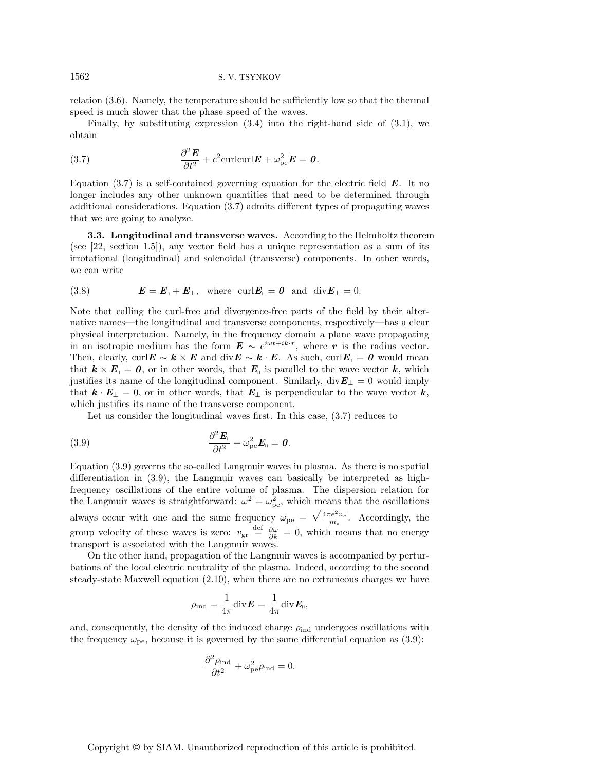relation (3.6). Namely, the temperature should be sufficiently low so that the thermal speed is much slower that the phase speed of the waves.

Finally, by substituting expression (3.4) into the right-hand side of (3.1), we obtain

$$\frac{\partial^2 \boldsymbol{E}}{\partial t^2} + c^2 \mathrm{curl}\mathrm{curl}\boldsymbol{E} + \omega_{\mathrm{pe}}^2 \boldsymbol{E} = \boldsymbol{0}. \tag{3.7}$$

Equation (3.7) is a self-contained governing equation for the electric field $\boldsymbol{E}$. It no longer includes any other unknown quantities that need to be determined through additional considerations. Equation (3.7) admits different types of propagating waves that we are going to analyze.

**3.3. Longitudinal and transverse waves.** According to the Helmholtz theorem (see [22, section 1.5]), any vector field has a unique representation as a sum of its irrotational (longitudinal) and solenoidal (transverse) components. In other words, we can write

$$\boldsymbol{E} = \boldsymbol{E}_{\shortparallel} + \boldsymbol{E}_{\perp}, \quad \text{where } \ \mathrm{curl}\boldsymbol{E}_{\shortparallel} = \boldsymbol{0} \ \text{ and } \ \mathrm{div}\boldsymbol{E}_{\perp} = 0. \tag{3.8}$$

Note that calling the curl-free and divergence-free parts of the field by their alternative names—the longitudinal and transverse components, respectively—has a clear physical interpretation. Namely, in the frequency domain a plane wave propagating in an isotropic medium has the form $\boldsymbol{E} \sim e^{i\omega t + i\boldsymbol{k}\cdot\boldsymbol{r}}$, where $\boldsymbol{r}$ is the radius vector. Then, clearly, $\mathrm{curl}\boldsymbol{E} \sim \boldsymbol{k} \times \boldsymbol{E}$ and $\mathrm{div}\boldsymbol{E} \sim \boldsymbol{k} \cdot \boldsymbol{E}$. As such, $\mathrm{curl}\boldsymbol{E}_{\shortparallel} = \boldsymbol{0}$ would mean that $\boldsymbol{k} \times \boldsymbol{E}_{\shortparallel} = \boldsymbol{0}$, or in other words, that $\boldsymbol{E}_{\shortparallel}$ is parallel to the wave vector $\boldsymbol{k}$, which justifies its name of the longitudinal component. Similarly, $\mathrm{div}\boldsymbol{E}_{\perp} = 0$ would imply that $\boldsymbol{k} \cdot \boldsymbol{E}_{\perp} = 0$, or in other words, that $\boldsymbol{E}_{\perp}$ is perpendicular to the wave vector $\boldsymbol{k}$, which justifies its name of the transverse component.

Let us consider the longitudinal waves first. In this case, (3.7) reduces to

$$\frac{\partial^2 \boldsymbol{E}_{\shortparallel}}{\partial t^2} + \omega_{\mathrm{pe}}^2 \boldsymbol{E}_{\shortparallel} = \boldsymbol{0}. \tag{3.9}$$

Equation (3.9) governs the so-called Langmuir waves in plasma. As there is no spatial differentiation in (3.9), the Langmuir waves can basically be interpreted as high-frequency oscillations of the entire volume of plasma. The dispersion relation for the Langmuir waves is straightforward: $\omega^2 = \omega_{\mathrm{pe}}^2$, which means that the oscillations always occur with one and the same frequency $\omega_{\mathrm{pe}} = \sqrt{\frac{4\pi e^2 n_e}{m_e}}$. Accordingly, the group velocity of these waves is zero: $v_{\mathrm{gr}} \overset{\mathrm{def}}{=} \frac{\partial \omega}{\partial k} = 0$, which means that no energy transport is associated with the Langmuir waves.

On the other hand, propagation of the Langmuir waves is accompanied by perturbations of the local electric neutrality of the plasma. Indeed, according to the second steady-state Maxwell equation (2.10), when there are no extraneous charges we have

$$\rho_{\mathrm{ind}} = \frac{1}{4\pi}\mathrm{div}\boldsymbol{E} = \frac{1}{4\pi}\mathrm{div}\boldsymbol{E}_{\shortparallel},$$

and, consequently, the density of the induced charge $\rho_{\mathrm{ind}}$ undergoes oscillations with the frequency $\omega_{\mathrm{pe}}$, because it is governed by the same differential equation as (3.9):

$$\frac{\partial^2 \rho_{\mathrm{ind}}}{\partial t^2} + \omega_{\mathrm{pe}}^2 \rho_{\mathrm{ind}} = 0.$$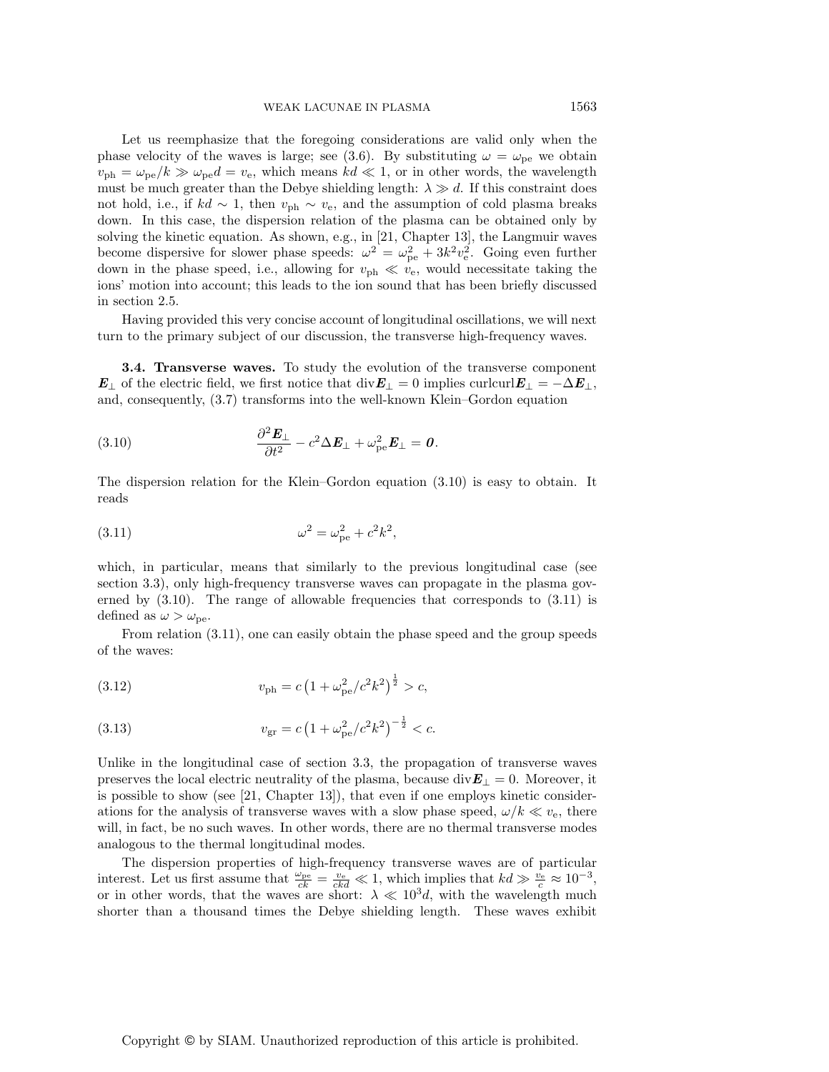Let us reemphasize that the foregoing considerations are valid only when the phase velocity of the waves is large; see (3.6). By substituting $\omega = \omega_{\rm pe}$ we obtain $v_{\rm ph} = \omega_{\rm pe}/k \gg \omega_{\rm pe} d = v_{\rm e}$, which means $kd \ll 1$, or in other words, the wavelength must be much greater than the Debye shielding length: $\lambda \gg d$. If this constraint does not hold, i.e., if $kd \sim 1$, then $v_{\rm ph} \sim v_{\rm e}$, and the assumption of cold plasma breaks down. In this case, the dispersion relation of the plasma can be obtained only by solving the kinetic equation. As shown, e.g., in [21, Chapter 13], the Langmuir waves become dispersive for slower phase speeds: $\omega^2 = \omega_{\rm pe}^2 + 3k^2 v_{\rm e}^2$. Going even further down in the phase speed, i.e., allowing for $v_{\rm ph} \ll v_{\rm e}$, would necessitate taking the ions' motion into account; this leads to the ion sound that has been briefly discussed in section 2.5.

Having provided this very concise account of longitudinal oscillations, we will next turn to the primary subject of our discussion, the transverse high-frequency waves.

**3.4. Transverse waves.** To study the evolution of the transverse component $\boldsymbol{E}_\perp$ of the electric field, we first notice that $\operatorname{div}\boldsymbol{E}_\perp = 0$ implies $\operatorname{curl}\operatorname{curl}\boldsymbol{E}_\perp = -\Delta \boldsymbol{E}_\perp$, and, consequently, (3.7) transforms into the well-known Klein–Gordon equation

$$\frac{\partial^2 \boldsymbol{E}_\perp}{\partial t^2} - c^2 \Delta \boldsymbol{E}_\perp + \omega_{\rm pe}^2 \boldsymbol{E}_\perp = \boldsymbol{0}. \tag{3.10}$$

The dispersion relation for the Klein–Gordon equation (3.10) is easy to obtain. It reads

$$\omega^2 = \omega_{\rm pe}^2 + c^2 k^2, \tag{3.11}$$

which, in particular, means that similarly to the previous longitudinal case (see section 3.3), only high-frequency transverse waves can propagate in the plasma governed by (3.10). The range of allowable frequencies that corresponds to (3.11) is defined as $\omega > \omega_{\rm pe}$.

From relation (3.11), one can easily obtain the phase speed and the group speeds of the waves:

$$v_{\rm ph} = c\left(1 + \omega_{\rm pe}^2/c^2k^2\right)^{\frac{1}{2}} > c, \tag{3.12}$$

$$v_{\rm gr} = c\left(1 + \omega_{\rm pe}^2/c^2k^2\right)^{-\frac{1}{2}} < c. \tag{3.13}$$

Unlike in the longitudinal case of section 3.3, the propagation of transverse waves preserves the local electric neutrality of the plasma, because $\operatorname{div}\boldsymbol{E}_\perp = 0$. Moreover, it is possible to show (see [21, Chapter 13]), that even if one employs kinetic considerations for the analysis of transverse waves with a slow phase speed, $\omega/k \ll v_{\rm e}$, there will, in fact, be no such waves. In other words, there are no thermal transverse modes analogous to the thermal longitudinal modes.

The dispersion properties of high-frequency transverse waves are of particular interest. Let us first assume that $\frac{\omega_{\rm pe}}{ck} = \frac{v_{\rm e}}{ckd} \ll 1$, which implies that $kd \gg \frac{v_{\rm e}}{c} \approx 10^{-3}$, or in other words, that the waves are short: $\lambda \ll 10^3 d$, with the wavelength much shorter than a thousand times the Debye shielding length. These waves exhibit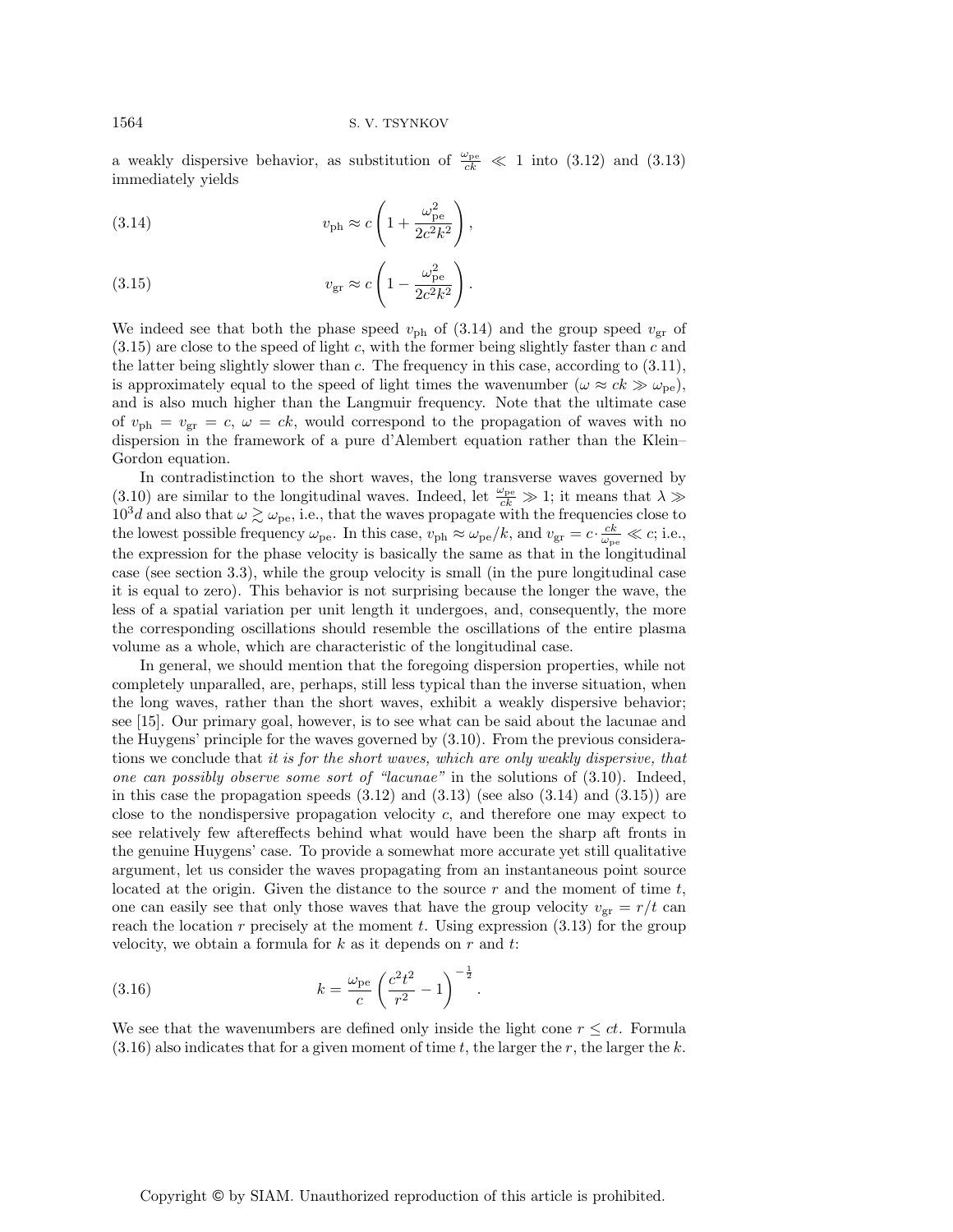a weakly dispersive behavior, as substitution of $\frac{\omega_{\rm pe}}{ck} \ll 1$ into (3.12) and (3.13) immediately yields

$$v_{\rm ph} \approx c\left(1 + \frac{\omega_{\rm pe}^2}{2c^2k^2}\right), \tag{3.14}$$

$$v_{\rm gr} \approx c\left(1 - \frac{\omega_{\rm pe}^2}{2c^2k^2}\right). \tag{3.15}$$

We indeed see that both the phase speed $v_{\rm ph}$ of (3.14) and the group speed $v_{\rm gr}$ of (3.15) are close to the speed of light $c$, with the former being slightly faster than $c$ and the latter being slightly slower than $c$. The frequency in this case, according to (3.11), is approximately equal to the speed of light times the wavenumber ($\omega \approx ck \gg \omega_{\rm pe}$), and is also much higher than the Langmuir frequency. Note that the ultimate case of $v_{\rm ph} = v_{\rm gr} = c$, $\omega = ck$, would correspond to the propagation of waves with no dispersion in the framework of a pure d'Alembert equation rather than the Klein–Gordon equation.

In contradistinction to the short waves, the long transverse waves governed by (3.10) are similar to the longitudinal waves. Indeed, let $\frac{\omega_{\rm pe}}{ck} \gg 1$; it means that $\lambda \gg 10^3 d$ and also that $\omega \gtrsim \omega_{\rm pe}$, i.e., that the waves propagate with the frequencies close to the lowest possible frequency $\omega_{\rm pe}$. In this case, $v_{\rm ph} \approx \omega_{\rm pe}/k$, and $v_{\rm gr} = c \cdot \frac{ck}{\omega_{\rm pe}} \ll c$; i.e., the expression for the phase velocity is basically the same as that in the longitudinal case (see section 3.3), while the group velocity is small (in the pure longitudinal case it is equal to zero). This behavior is not surprising because the longer the wave, the less of a spatial variation per unit length it undergoes, and, consequently, the more the corresponding oscillations should resemble the oscillations of the entire plasma volume as a whole, which are characteristic of the longitudinal case.

In general, we should mention that the foregoing dispersion properties, while not completely unparalled, are, perhaps, still less typical than the inverse situation, when the long waves, rather than the short waves, exhibit a weakly dispersive behavior; see [15]. Our primary goal, however, is to see what can be said about the lacunae and the Huygens' principle for the waves governed by (3.10). From the previous considerations we conclude that *it is for the short waves, which are only weakly dispersive, that one can possibly observe some sort of "lacunae"* in the solutions of (3.10). Indeed, in this case the propagation speeds (3.12) and (3.13) (see also (3.14) and (3.15)) are close to the nondispersive propagation velocity $c$, and therefore one may expect to see relatively few aftereffects behind what would have been the sharp aft fronts in the genuine Huygens' case. To provide a somewhat more accurate yet still qualitative argument, let us consider the waves propagating from an instantaneous point source located at the origin. Given the distance to the source $r$ and the moment of time $t$, one can easily see that only those waves that have the group velocity $v_{\rm gr} = r/t$ can reach the location $r$ precisely at the moment $t$. Using expression (3.13) for the group velocity, we obtain a formula for $k$ as it depends on $r$ and $t$:

$$k = \frac{\omega_{\rm pe}}{c}\left(\frac{c^2t^2}{r^2} - 1\right)^{-\frac{1}{2}}. \tag{3.16}$$

We see that the wavenumbers are defined only inside the light cone $r \le ct$. Formula (3.16) also indicates that for a given moment of time $t$, the larger the $r$, the larger the $k$.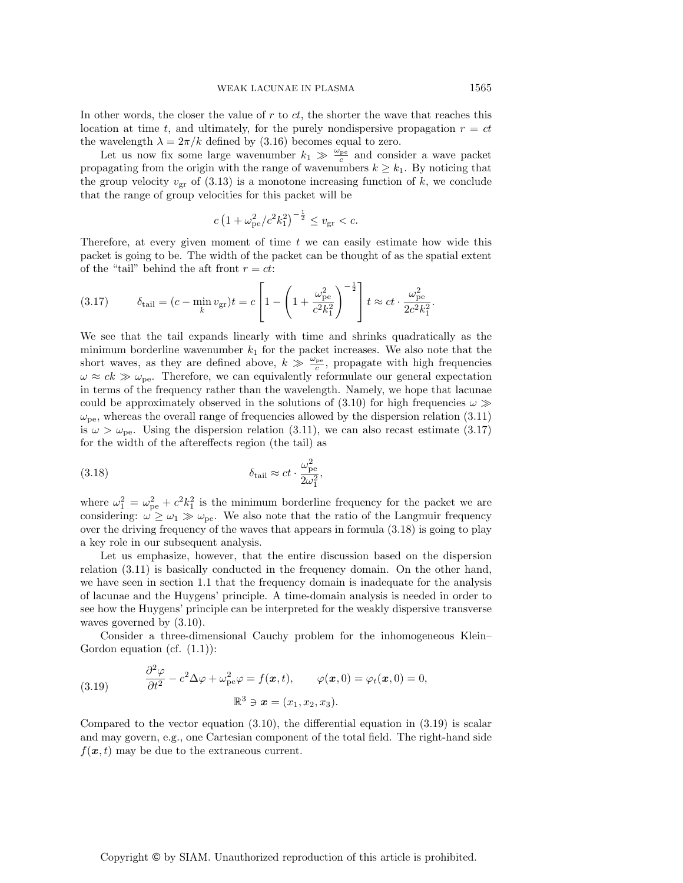In other words, the closer the value of $r$ to $ct$, the shorter the wave that reaches this location at time $t$, and ultimately, for the purely nondispersive propagation $r = ct$ the wavelength $\lambda = 2\pi/k$ defined by (3.16) becomes equal to zero.

Let us now fix some large wavenumber $k_1 \gg \frac{\omega_{\rm pe}}{c}$ and consider a wave packet propagating from the origin with the range of wavenumbers $k \geq k_1$. By noticing that the group velocity $v_{\rm gr}$ of (3.13) is a monotone increasing function of $k$, we conclude that the range of group velocities for this packet will be

$$c\left(1 + \omega_{\rm pe}^2/c^2k_1^2\right)^{-\frac{1}{2}} \leq v_{\rm gr} < c.$$

Therefore, at every given moment of time $t$ we can easily estimate how wide this packet is going to be. The width of the packet can be thought of as the spatial extent of the "tail" behind the aft front $r = ct$:

$$\delta_{\rm tail} = (c - \min_k v_{\rm gr})t = c\left[1 - \left(1 + \frac{\omega_{\rm pe}^2}{c^2k_1^2}\right)^{-\frac{1}{2}}\right] t \approx ct \cdot \frac{\omega_{\rm pe}^2}{2c^2k_1^2}. \tag{3.17}$$

We see that the tail expands linearly with time and shrinks quadratically as the minimum borderline wavenumber $k_1$ for the packet increases. We also note that the short waves, as they are defined above, $k \gg \frac{\omega_{\rm pe}}{c}$, propagate with high frequencies $\omega \approx ck \gg \omega_{\rm pe}$. Therefore, we can equivalently reformulate our general expectation in terms of the frequency rather than the wavelength. Namely, we hope that lacunae could be approximately observed in the solutions of (3.10) for high frequencies $\omega \gg \omega_{\rm pe}$, whereas the overall range of frequencies allowed by the dispersion relation (3.11) is $\omega > \omega_{\rm pe}$. Using the dispersion relation (3.11), we can also recast estimate (3.17) for the width of the aftereffects region (the tail) as

$$\delta_{\rm tail} \approx ct \cdot \frac{\omega_{\rm pe}^2}{2\omega_1^2}, \tag{3.18}$$

where $\omega_1^2 = \omega_{\rm pe}^2 + c^2k_1^2$ is the minimum borderline frequency for the packet we are considering: $\omega \geq \omega_1 \gg \omega_{\rm pe}$. We also note that the ratio of the Langmuir frequency over the driving frequency of the waves that appears in formula (3.18) is going to play a key role in our subsequent analysis.

Let us emphasize, however, that the entire discussion based on the dispersion relation (3.11) is basically conducted in the frequency domain. On the other hand, we have seen in section 1.1 that the frequency domain is inadequate for the analysis of lacunae and the Huygens' principle. A time-domain analysis is needed in order to see how the Huygens' principle can be interpreted for the weakly dispersive transverse waves governed by (3.10).

Consider a three-dimensional Cauchy problem for the inhomogeneous Klein–Gordon equation (cf. (1.1)):

$$\frac{\partial^2\varphi}{\partial t^2} - c^2\Delta\varphi + \omega_{\rm pe}^2\varphi = f(\boldsymbol{x}, t), \qquad \varphi(\boldsymbol{x}, 0) = \varphi_t(\boldsymbol{x}, 0) = 0,$$
$$\mathbb{R}^3 \ni \boldsymbol{x} = (x_1, x_2, x_3). \tag{3.19}$$

Compared to the vector equation (3.10), the differential equation in (3.19) is scalar and may govern, e.g., one Cartesian component of the total field. The right-hand side $f(\boldsymbol{x}, t)$ may be due to the extraneous current.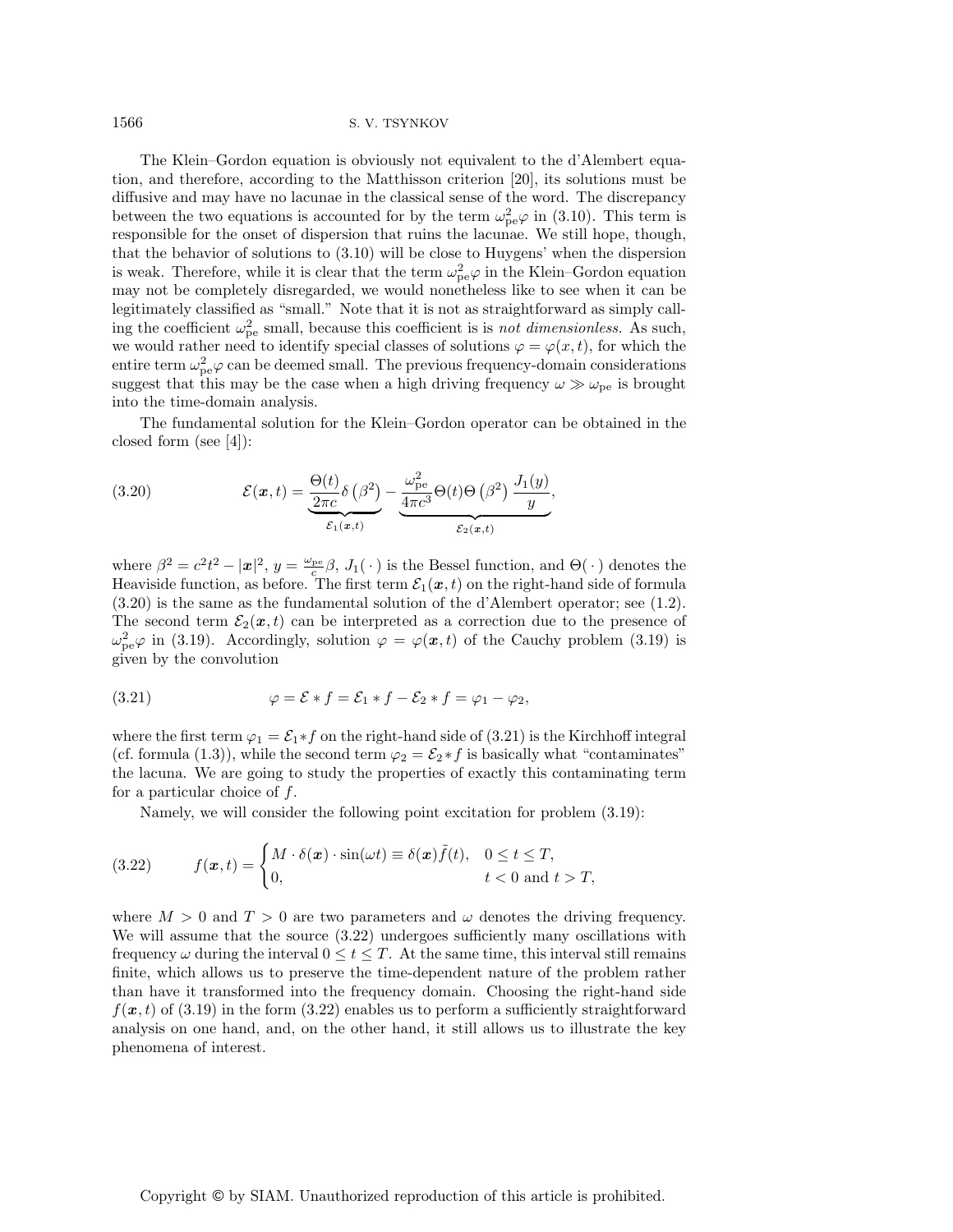The Klein–Gordon equation is obviously not equivalent to the d'Alembert equation, and therefore, according to the Matthisson criterion [20], its solutions must be diffusive and may have no lacunae in the classical sense of the word. The discrepancy between the two equations is accounted for by the term $\omega_{\rm pe}^2\varphi$ in (3.10). This term is responsible for the onset of dispersion that ruins the lacunae. We still hope, though, that the behavior of solutions to (3.10) will be close to Huygens' when the dispersion is weak. Therefore, while it is clear that the term $\omega_{\rm pe}^2\varphi$ in the Klein–Gordon equation may not be completely disregarded, we would nonetheless like to see when it can be legitimately classified as "small." Note that it is not as straightforward as simply calling the coefficient $\omega_{\rm pe}^2$ small, because this coefficient is *not dimensionless*. As such, we would rather need to identify special classes of solutions $\varphi = \varphi(x,t)$, for which the entire term $\omega_{\rm pe}^2\varphi$ can be deemed small. The previous frequency-domain considerations suggest that this may be the case when a high driving frequency $\omega \gg \omega_{\rm pe}$ is brought into the time-domain analysis.

The fundamental solution for the Klein–Gordon operator can be obtained in the closed form (see [4]):

$$\mathcal{E}(\boldsymbol{x},t) = \underbrace{\frac{\Theta(t)}{2\pi c}\delta\left(\beta^2\right)}_{\mathcal{E}_1(\boldsymbol{x},t)} - \underbrace{\frac{\omega_{\rm pe}^2}{4\pi c^3}\Theta(t)\Theta\left(\beta^2\right)\frac{J_1(y)}{y}}_{\mathcal{E}_2(\boldsymbol{x},t)}, \tag{3.20}$$

where $\beta^2 = c^2t^2 - |\boldsymbol{x}|^2$, $y = \frac{\omega_{\rm pe}}{c}\beta$, $J_1(\,\cdot\,)$ is the Bessel function, and $\Theta(\,\cdot\,)$ denotes the Heaviside function, as before. The first term $\mathcal{E}_1(\boldsymbol{x},t)$ on the right-hand side of formula (3.20) is the same as the fundamental solution of the d'Alembert operator; see (1.2). The second term $\mathcal{E}_2(\boldsymbol{x},t)$ can be interpreted as a correction due to the presence of $\omega_{\rm pe}^2\varphi$ in (3.19). Accordingly, solution $\varphi = \varphi(\boldsymbol{x},t)$ of the Cauchy problem (3.19) is given by the convolution

$$\varphi = \mathcal{E} * f = \mathcal{E}_1 * f - \mathcal{E}_2 * f = \varphi_1 - \varphi_2, \tag{3.21}$$

where the first term $\varphi_1 = \mathcal{E}_1 * f$ on the right-hand side of (3.21) is the Kirchhoff integral (cf. formula (1.3)), while the second term $\varphi_2 = \mathcal{E}_2 * f$ is basically what "contaminates" the lacuna. We are going to study the properties of exactly this contaminating term for a particular choice of $f$.

Namely, we will consider the following point excitation for problem (3.19):

$$f(\boldsymbol{x},t) = \begin{cases} M\cdot\delta(\boldsymbol{x})\cdot\sin(\omega t) \equiv \delta(\boldsymbol{x})\tilde{f}(t), & 0 \le t \le T, \\ 0, & t < 0 \text{ and } t > T, \end{cases} \tag{3.22}$$

where $M > 0$ and $T > 0$ are two parameters and $\omega$ denotes the driving frequency. We will assume that the source (3.22) undergoes sufficiently many oscillations with frequency $\omega$ during the interval $0 \le t \le T$. At the same time, this interval still remains finite, which allows us to preserve the time-dependent nature of the problem rather than have it transformed into the frequency domain. Choosing the right-hand side $f(\boldsymbol{x},t)$ of (3.19) in the form (3.22) enables us to perform a sufficiently straightforward analysis on one hand, and, on the other hand, it still allows us to illustrate the key phenomena of interest.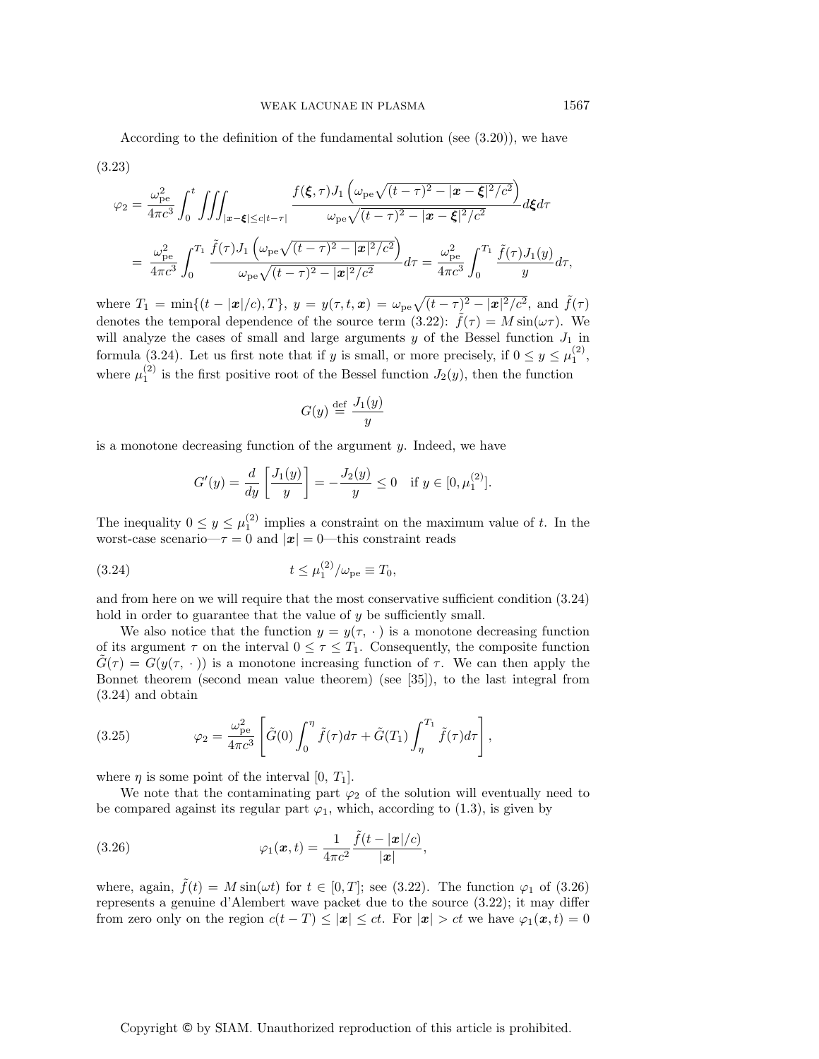According to the definition of the fundamental solution (see (3.20)), we have

(3.23)

$$\varphi_2 = \frac{\omega_{\rm pe}^2}{4\pi c^3}\int_0^t \iiint_{|\boldsymbol{x}-\boldsymbol{\xi}|\le c|t-\tau|} \frac{f(\boldsymbol{\xi},\tau) J_1\left(\omega_{\rm pe}\sqrt{(t-\tau)^2 - |\boldsymbol{x}-\boldsymbol{\xi}|^2/c^2}\right)}{\omega_{\rm pe}\sqrt{(t-\tau)^2 - |\boldsymbol{x}-\boldsymbol{\xi}|^2/c^2}} d\boldsymbol{\xi} d\tau$$

$$= \frac{\omega_{\rm pe}^2}{4\pi c^3}\int_0^{T_1} \frac{\tilde{f}(\tau) J_1\left(\omega_{\rm pe}\sqrt{(t-\tau)^2 - |\boldsymbol{x}|^2/c^2}\right)}{\omega_{\rm pe}\sqrt{(t-\tau)^2 - |\boldsymbol{x}|^2/c^2}} d\tau = \frac{\omega_{\rm pe}^2}{4\pi c^3}\int_0^{T_1} \frac{\tilde{f}(\tau) J_1(y)}{y} d\tau,$$

where $T_1 = \min\{(t - |\boldsymbol{x}|/c), T\}$, $y = y(\tau, t, \boldsymbol{x}) = \omega_{\rm pe}\sqrt{(t-\tau)^2 - |\boldsymbol{x}|^2/c^2}$, and $\tilde{f}(\tau)$ denotes the temporal dependence of the source term (3.22): $\tilde{f}(\tau) = M\sin(\omega\tau)$. We will analyze the cases of small and large arguments $y$ of the Bessel function $J_1$ in formula (3.24). Let us first note that if $y$ is small, or more precisely, if $0 \le y \le \mu_1^{(2)}$, where $\mu_1^{(2)}$ is the first positive root of the Bessel function $J_2(y)$, then the function

$$G(y) \overset{\text{def}}{=} \frac{J_1(y)}{y}$$

is a monotone decreasing function of the argument $y$. Indeed, we have

$$G'(y) = \frac{d}{dy}\left[\frac{J_1(y)}{y}\right] = -\frac{J_2(y)}{y} \le 0 \quad \text{if } y \in [0, \mu_1^{(2)}].$$

The inequality $0 \le y \le \mu_1^{(2)}$ implies a constraint on the maximum value of $t$. In the worst-case scenario—$\tau = 0$ and $|\boldsymbol{x}| = 0$—this constraint reads

$$t \le \mu_1^{(2)}/\omega_{\rm pe} \equiv T_0, \tag{3.24}$$

and from here on we will require that the most conservative sufficient condition (3.24) hold in order to guarantee that the value of $y$ be sufficiently small.

We also notice that the function $y = y(\tau, \,\cdot\,)$ is a monotone decreasing function of its argument $\tau$ on the interval $0 \le \tau \le T_1$. Consequently, the composite function $\tilde{G}(\tau) = G(y(\tau, \,\cdot\,))$ is a monotone increasing function of $\tau$. We can then apply the Bonnet theorem (second mean value theorem) (see [35]), to the last integral from (3.24) and obtain

$$\varphi_2 = \frac{\omega_{\rm pe}^2}{4\pi c^3}\left[\tilde{G}(0)\int_0^{\eta} \tilde{f}(\tau) d\tau + \tilde{G}(T_1)\int_{\eta}^{T_1} \tilde{f}(\tau) d\tau\right], \tag{3.25}$$

where $\eta$ is some point of the interval $[0,\ T_1]$.

We note that the contaminating part $\varphi_2$ of the solution will eventually need to be compared against its regular part $\varphi_1$, which, according to (1.3), is given by

$$\varphi_1(\boldsymbol{x}, t) = \frac{1}{4\pi c^2}\frac{\tilde{f}(t - |\boldsymbol{x}|/c)}{|\boldsymbol{x}|}, \tag{3.26}$$

where, again, $\tilde{f}(t) = M\sin(\omega t)$ for $t \in [0, T]$; see (3.22). The function $\varphi_1$ of (3.26) represents a genuine d'Alembert wave packet due to the source (3.22); it may differ from zero only on the region $c(t - T) \le |\boldsymbol{x}| \le ct$. For $|\boldsymbol{x}| > ct$ we have $\varphi_1(\boldsymbol{x}, t) = 0$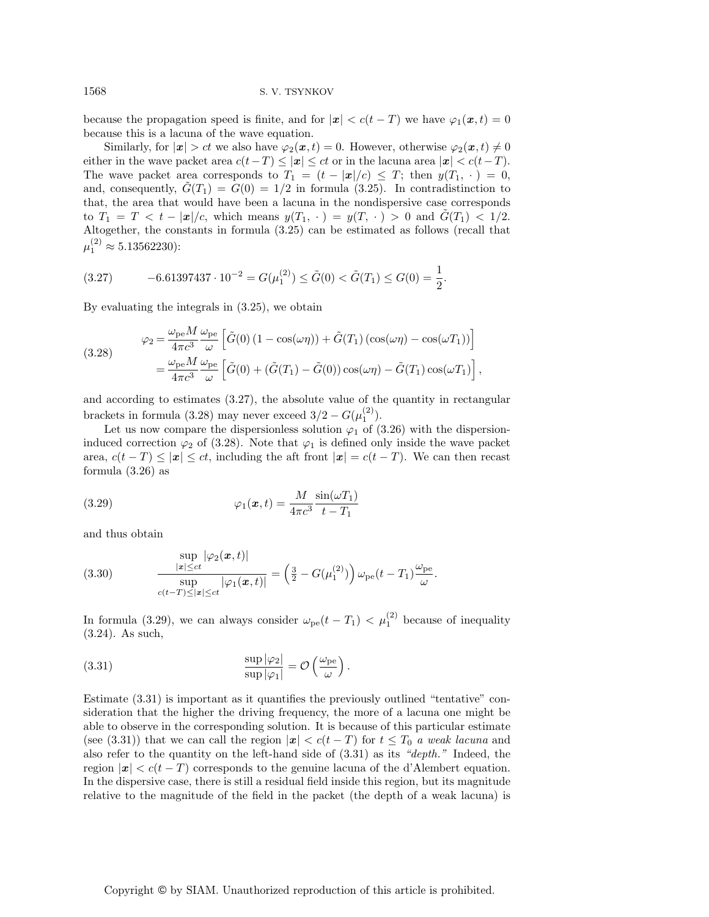because the propagation speed is finite, and for $|\boldsymbol{x}| < c(t-T)$ we have $\varphi_1(\boldsymbol{x}, t) = 0$ because this is a lacuna of the wave equation.

Similarly, for $|\boldsymbol{x}| > ct$ we also have $\varphi_2(\boldsymbol{x}, t) = 0$. However, otherwise $\varphi_2(\boldsymbol{x}, t) \neq 0$ either in the wave packet area $c(t-T) \leq |\boldsymbol{x}| \leq ct$ or in the lacuna area $|\boldsymbol{x}| < c(t-T)$. The wave packet area corresponds to $T_1 = (t - |\boldsymbol{x}|/c) \leq T$; then $y(T_1, \cdot\,) = 0$, and, consequently, $\tilde{G}(T_1) = G(0) = 1/2$ in formula (3.25). In contradistinction to that, the area that would have been a lacuna in the nondispersive case corresponds to $T_1 = T < t - |\boldsymbol{x}|/c$, which means $y(T_1, \cdot\,) = y(T, \cdot\,) > 0$ and $\tilde{G}(T_1) < 1/2$. Altogether, the constants in formula (3.25) can be estimated as follows (recall that $\mu_1^{(2)} \approx 5.13562230$):

$$
(3.27) \qquad -6.61397437 \cdot 10^{-2} = G(\mu_1^{(2)}) \leq \tilde{G}(0) < \tilde{G}(T_1) \leq G(0) = \frac{1}{2}.
$$

By evaluating the integrals in (3.25), we obtain

$$
(3.28) \qquad \begin{aligned} \varphi_2 &= \frac{\omega_{\mathrm{pe}} M}{4\pi c^3} \frac{\omega_{\mathrm{pe}}}{\omega} \left[ \tilde{G}(0)\,(1 - \cos(\omega\eta)) + \tilde{G}(T_1)\,(\cos(\omega\eta) - \cos(\omega T_1)) \right] \\ &= \frac{\omega_{\mathrm{pe}} M}{4\pi c^3} \frac{\omega_{\mathrm{pe}}}{\omega} \left[ \tilde{G}(0) + (\tilde{G}(T_1) - \tilde{G}(0)) \cos(\omega\eta) - \tilde{G}(T_1) \cos(\omega T_1) \right], \end{aligned}
$$

and according to estimates (3.27), the absolute value of the quantity in rectangular brackets in formula (3.28) may never exceed $3/2 - G(\mu_1^{(2)})$.

Let us now compare the dispersionless solution $\varphi_1$ of (3.26) with the dispersion-induced correction $\varphi_2$ of (3.28). Note that $\varphi_1$ is defined only inside the wave packet area, $c(t-T) \leq |\boldsymbol{x}| \leq ct$, including the aft front $|\boldsymbol{x}| = c(t-T)$. We can then recast formula (3.26) as

$$
(3.29) \qquad \varphi_1(\boldsymbol{x}, t) = \frac{M}{4\pi c^3} \frac{\sin(\omega T_1)}{t - T_1}
$$

and thus obtain

$$
(3.30) \qquad \frac{\sup\limits_{|\boldsymbol{x}| \leq ct} |\varphi_2(\boldsymbol{x}, t)|}{\sup\limits_{c(t-T) \leq |\boldsymbol{x}| \leq ct} |\varphi_1(\boldsymbol{x}, t)|} = \left( \tfrac{3}{2} - G(\mu_1^{(2)}) \right) \omega_{\mathrm{pe}}(t - T_1) \frac{\omega_{\mathrm{pe}}}{\omega}.
$$

In formula (3.29), we can always consider $\omega_{\mathrm{pe}}(t - T_1) < \mu_1^{(2)}$ because of inequality (3.24). As such,

$$
(3.31) \qquad \frac{\sup |\varphi_2|}{\sup |\varphi_1|} = \mathcal{O}\left( \frac{\omega_{\mathrm{pe}}}{\omega} \right).
$$

Estimate (3.31) is important as it quantifies the previously outlined "tentative" consideration that the higher the driving frequency, the more of a lacuna one might be able to observe in the corresponding solution. It is because of this particular estimate (see (3.31)) that we can call the region $|\boldsymbol{x}| < c(t-T)$ for $t \leq T_0$ *a weak lacuna* and also refer to the quantity on the left-hand side of (3.31) as its *"depth."* Indeed, the region $|\boldsymbol{x}| < c(t-T)$ corresponds to the genuine lacuna of the d'Alembert equation. In the dispersive case, there is still a residual field inside this region, but its magnitude relative to the magnitude of the field in the packet (the depth of a weak lacuna) is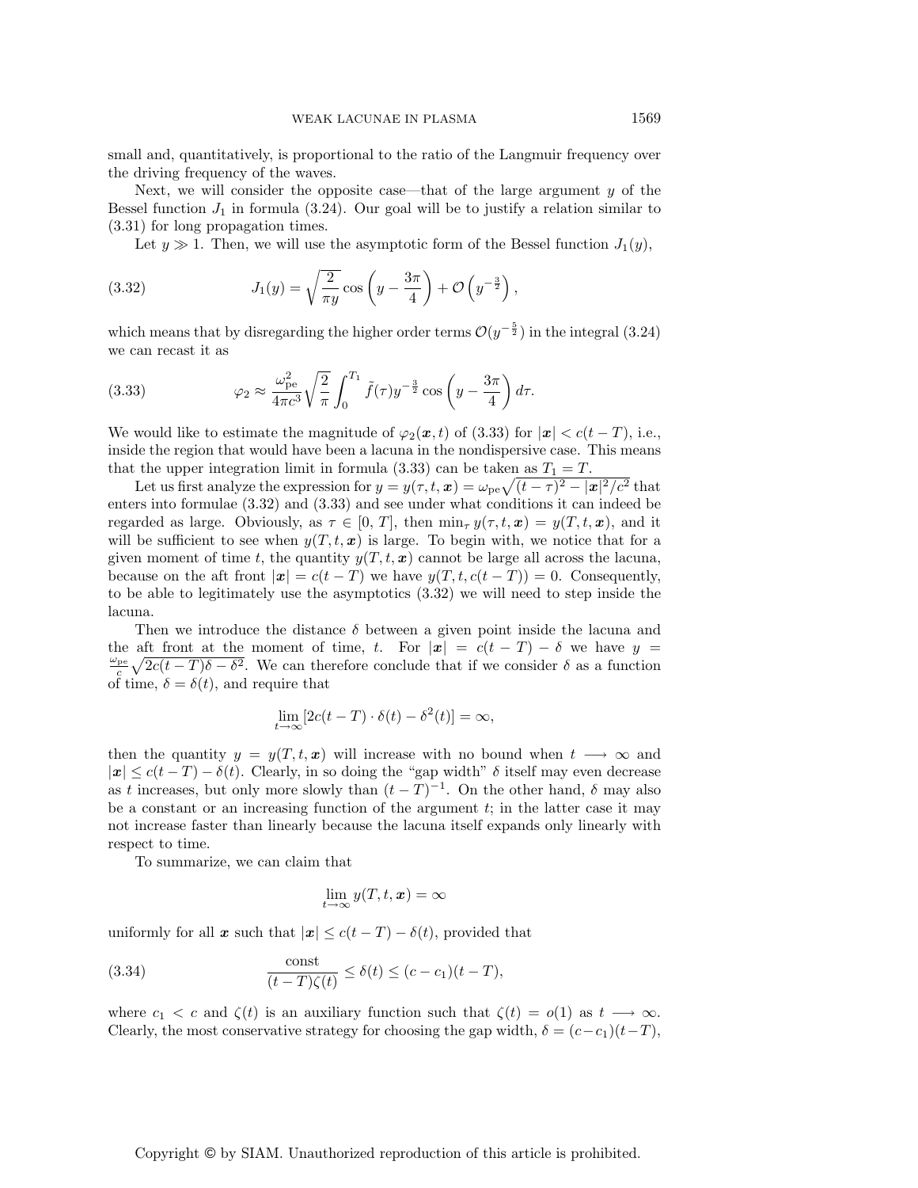small and, quantitatively, is proportional to the ratio of the Langmuir frequency over the driving frequency of the waves.

Next, we will consider the opposite case—that of the large argument $y$ of the Bessel function $J_1$ in formula (3.24). Our goal will be to justify a relation similar to (3.31) for long propagation times.

Let $y \gg 1$. Then, we will use the asymptotic form of the Bessel function $J_1(y)$,

$$J_1(y) = \sqrt{\frac{2}{\pi y}} \cos\left(y - \frac{3\pi}{4}\right) + \mathcal{O}\left(y^{-\frac{3}{2}}\right), \tag{3.32}$$

which means that by disregarding the higher order terms $\mathcal{O}(y^{-\frac{5}{2}})$ in the integral (3.24) we can recast it as

$$\varphi_2 \approx \frac{\omega_{\rm pe}^2}{4\pi c^3}\sqrt{\frac{2}{\pi}} \int_0^{T_1} \tilde{f}(\tau) y^{-\frac{3}{2}} \cos\left(y - \frac{3\pi}{4}\right) d\tau. \tag{3.33}$$

We would like to estimate the magnitude of $\varphi_2(\boldsymbol{x}, t)$ of (3.33) for $|\boldsymbol{x}| < c(t-T)$, i.e., inside the region that would have been a lacuna in the nondispersive case. This means that the upper integration limit in formula (3.33) can be taken as $T_1 = T$.

Let us first analyze the expression for $y = y(\tau, t, \boldsymbol{x}) = \omega_{\rm pe}\sqrt{(t-\tau)^2 - |\boldsymbol{x}|^2/c^2}$ that enters into formulae (3.32) and (3.33) and see under what conditions it can indeed be regarded as large. Obviously, as $\tau \in [0, T]$, then $\min_\tau y(\tau, t, \boldsymbol{x}) = y(T, t, \boldsymbol{x})$, and it will be sufficient to see when $y(T, t, \boldsymbol{x})$ is large. To begin with, we notice that for a given moment of time $t$, the quantity $y(T, t, \boldsymbol{x})$ cannot be large all across the lacuna, because on the aft front $|\boldsymbol{x}| = c(t-T)$ we have $y(T, t, c(t-T)) = 0$. Consequently, to be able to legitimately use the asymptotics (3.32) we will need to step inside the lacuna.

Then we introduce the distance $\delta$ between a given point inside the lacuna and the aft front at the moment of time, $t$. For $|\boldsymbol{x}| = c(t-T) - \delta$ we have $y = \frac{\omega_{\rm pe}}{c}\sqrt{2c(t-T)\delta - \delta^2}$. We can therefore conclude that if we consider $\delta$ as a function of time, $\delta = \delta(t)$, and require that

$$\lim_{t\to\infty} [2c(t-T)\cdot\delta(t) - \delta^2(t)] = \infty,$$

then the quantity $y = y(T, t, \boldsymbol{x})$ will increase with no bound when $t \longrightarrow \infty$ and $|\boldsymbol{x}| \le c(t-T) - \delta(t)$. Clearly, in so doing the "gap width" $\delta$ itself may even decrease as $t$ increases, but only more slowly than $(t-T)^{-1}$. On the other hand, $\delta$ may also be a constant or an increasing function of the argument $t$; in the latter case it may not increase faster than linearly because the lacuna itself expands only linearly with respect to time.

To summarize, we can claim that

$$\lim_{t\to\infty} y(T, t, \boldsymbol{x}) = \infty$$

uniformly for all $\boldsymbol{x}$ such that $|\boldsymbol{x}| \le c(t-T) - \delta(t)$, provided that

$$\frac{\text{const}}{(t-T)\zeta(t)} \le \delta(t) \le (c - c_1)(t-T), \tag{3.34}$$

where $c_1 < c$ and $\zeta(t)$ is an auxiliary function such that $\zeta(t) = o(1)$ as $t \longrightarrow \infty$. Clearly, the most conservative strategy for choosing the gap width, $\delta = (c - c_1)(t-T)$,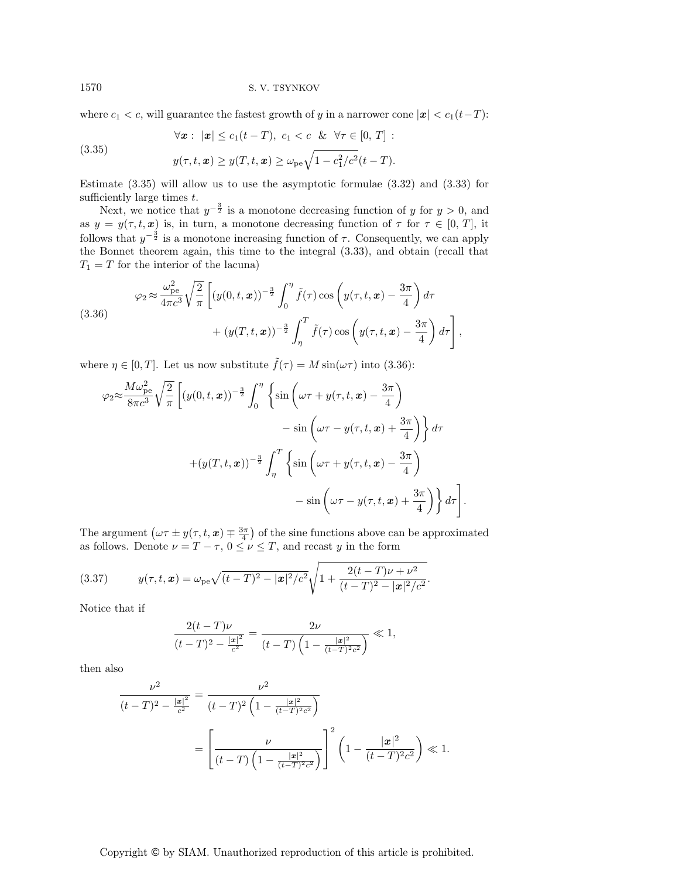where $c_1 < c$, will guarantee the fastest growth of $y$ in a narrower cone $|\boldsymbol{x}| < c_1(t-T)$:

$$\forall \boldsymbol{x}: \ |\boldsymbol{x}| \le c_1(t-T), \ c_1 < c \ \ \& \ \ \forall \tau \in [0,\, T] \ : \tag{3.35}$$
$$y(\tau, t, \boldsymbol{x}) \ge y(T, t, \boldsymbol{x}) \ge \omega_{\mathrm{pe}} \sqrt{1 - c_1^2/c^2}\,(t-T).$$

Estimate (3.35) will allow us to use the asymptotic formulae (3.32) and (3.33) for sufficiently large times $t$.

Next, we notice that $y^{-\frac{3}{2}}$ is a monotone decreasing function of $y$ for $y > 0$, and as $y = y(\tau, t, \boldsymbol{x})$ is, in turn, a monotone decreasing function of $\tau$ for $\tau \in [0,\, T]$, it follows that $y^{-\frac{3}{2}}$ is a monotone increasing function of $\tau$. Consequently, we can apply the Bonnet theorem again, this time to the integral (3.33), and obtain (recall that $T_1 = T$ for the interior of the lacuna)

$$\varphi_2 \approx \frac{\omega_{\mathrm{pe}}^2}{4\pi c^3} \sqrt{\frac{2}{\pi}} \left[ (y(0,t,\boldsymbol{x}))^{-\frac{3}{2}} \int_0^{\eta} \tilde{f}(\tau) \cos\left( y(\tau,t,\boldsymbol{x}) - \frac{3\pi}{4} \right) d\tau \right.$$
$$\left. + \, (y(T,t,\boldsymbol{x}))^{-\frac{3}{2}} \int_{\eta}^{T} \tilde{f}(\tau) \cos\left( y(\tau,t,\boldsymbol{x}) - \frac{3\pi}{4} \right) d\tau \right], \tag{3.36}$$

where $\eta \in [0, T]$. Let us now substitute $\tilde{f}(\tau) = M \sin(\omega\tau)$ into (3.36):

$$\varphi_2 \approx \frac{M\omega_{\mathrm{pe}}^2}{8\pi c^3} \sqrt{\frac{2}{\pi}} \left[ (y(0,t,\boldsymbol{x}))^{-\frac{3}{2}} \int_0^{\eta} \left\{ \sin\left( \omega\tau + y(\tau,t,\boldsymbol{x}) - \frac{3\pi}{4} \right) \right. \right.$$
$$\left. - \sin\left( \omega\tau - y(\tau,t,\boldsymbol{x}) + \frac{3\pi}{4} \right) \right\} d\tau$$
$$+ (y(T,t,\boldsymbol{x}))^{-\frac{3}{2}} \int_{\eta}^{T} \left\{ \sin\left( \omega\tau + y(\tau,t,\boldsymbol{x}) - \frac{3\pi}{4} \right) \right.$$
$$\left. \left. - \sin\left( \omega\tau - y(\tau,t,\boldsymbol{x}) + \frac{3\pi}{4} \right) \right\} d\tau \right].$$

The argument $\left(\omega\tau \pm y(\tau,t,\boldsymbol{x}) \mp \frac{3\pi}{4}\right)$ of the sine functions above can be approximated as follows. Denote $\nu = T - \tau$, $0 \le \nu \le T$, and recast $y$ in the form

$$y(\tau,t,\boldsymbol{x}) = \omega_{\mathrm{pe}} \sqrt{(t-T)^2 - |\boldsymbol{x}|^2/c^2} \sqrt{1 + \frac{2(t-T)\nu + \nu^2}{(t-T)^2 - |\boldsymbol{x}|^2/c^2}}. \tag{3.37}$$

Notice that if

$$\frac{2(t-T)\nu}{(t-T)^2 - \frac{|\boldsymbol{x}|^2}{c^2}} = \frac{2\nu}{(t-T)\left(1 - \frac{|\boldsymbol{x}|^2}{(t-T)^2c^2}\right)} \ll 1,$$

then also

$$\frac{\nu^2}{(t-T)^2 - \frac{|\boldsymbol{x}|^2}{c^2}} = \frac{\nu^2}{(t-T)^2\left(1 - \frac{|\boldsymbol{x}|^2}{(t-T)^2c^2}\right)}$$
$$= \left[ \frac{\nu}{(t-T)\left(1 - \frac{|\boldsymbol{x}|^2}{(t-T)^2c^2}\right)} \right]^2 \left(1 - \frac{|\boldsymbol{x}|^2}{(t-T)^2c^2}\right) \ll 1.$$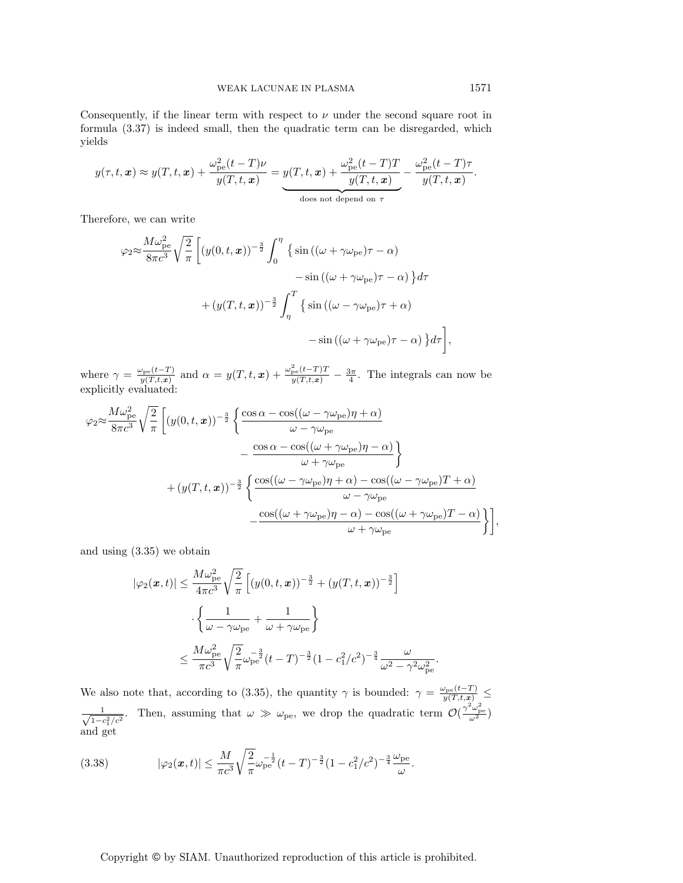Consequently, if the linear term with respect to $\nu$ under the second square root in formula (3.37) is indeed small, then the quadratic term can be disregarded, which yields

$$y(\tau, t, \boldsymbol{x}) \approx y(T, t, \boldsymbol{x}) + \frac{\omega_{\mathrm{pe}}^2 (t-T)\nu}{y(T, t, \boldsymbol{x})} = \underbrace{y(T, t, \boldsymbol{x}) + \frac{\omega_{\mathrm{pe}}^2 (t-T)T}{y(T, t, \boldsymbol{x})}}_{\text{does not depend on } \tau} - \frac{\omega_{\mathrm{pe}}^2 (t-T)\tau}{y(T, t, \boldsymbol{x})}.$$

Therefore, we can write

$$\begin{aligned}
\varphi_2 \approx \frac{M\omega_{\mathrm{pe}}^2}{8\pi c^3} \sqrt{\frac{2}{\pi}} \Bigg[ (y(0,t,\boldsymbol{x}))^{-\frac{3}{2}} \int_0^\eta \big\{ &\sin\left((\omega + \gamma\omega_{\mathrm{pe}})\tau - \alpha\right) \\
&- \sin\left((\omega + \gamma\omega_{\mathrm{pe}})\tau - \alpha\right) \big\} d\tau \\
+ (y(T,t,\boldsymbol{x}))^{-\frac{3}{2}} \int_\eta^T \big\{ &\sin\left((\omega - \gamma\omega_{\mathrm{pe}})\tau + \alpha\right) \\
&- \sin\left((\omega + \gamma\omega_{\mathrm{pe}})\tau - \alpha\right) \big\} d\tau \Bigg],
\end{aligned}$$

where $\gamma = \frac{\omega_{\mathrm{pe}}(t-T)}{y(T,t,\boldsymbol{x})}$ and $\alpha = y(T,t,\boldsymbol{x}) + \frac{\omega_{\mathrm{pe}}^2(t-T)T}{y(T,t,\boldsymbol{x})} - \frac{3\pi}{4}$. The integrals can now be explicitly evaluated:

$$\begin{aligned}
\varphi_2 \approx \frac{M\omega_{\mathrm{pe}}^2}{8\pi c^3} \sqrt{\frac{2}{\pi}} \Bigg[ (y(0,t,\boldsymbol{x}))^{-\frac{3}{2}} \Bigg\{ &\frac{\cos\alpha - \cos((\omega - \gamma\omega_{\mathrm{pe}})\eta + \alpha)}{\omega - \gamma\omega_{\mathrm{pe}}} \\
&- \frac{\cos\alpha - \cos((\omega + \gamma\omega_{\mathrm{pe}})\eta - \alpha)}{\omega + \gamma\omega_{\mathrm{pe}}} \Bigg\} \\
+ (y(T,t,\boldsymbol{x}))^{-\frac{3}{2}} \Bigg\{ &\frac{\cos((\omega - \gamma\omega_{\mathrm{pe}})\eta + \alpha) - \cos((\omega - \gamma\omega_{\mathrm{pe}})T + \alpha)}{\omega - \gamma\omega_{\mathrm{pe}}} \\
&- \frac{\cos((\omega + \gamma\omega_{\mathrm{pe}})\eta - \alpha) - \cos((\omega + \gamma\omega_{\mathrm{pe}})T - \alpha)}{\omega + \gamma\omega_{\mathrm{pe}}} \Bigg\} \Bigg],
\end{aligned}$$

and using (3.35) we obtain

$$\begin{aligned}
|\varphi_2(\boldsymbol{x}, t)| &\leq \frac{M\omega_{\mathrm{pe}}^2}{4\pi c^3} \sqrt{\frac{2}{\pi}} \left[ (y(0,t,\boldsymbol{x}))^{-\frac{3}{2}} + (y(T,t,\boldsymbol{x}))^{-\frac{3}{2}} \right] \\
&\quad \cdot \left\{ \frac{1}{\omega - \gamma\omega_{\mathrm{pe}}} + \frac{1}{\omega + \gamma\omega_{\mathrm{pe}}} \right\} \\
&\leq \frac{M\omega_{\mathrm{pe}}^2}{\pi c^3} \sqrt{\frac{2}{\pi}} \omega_{\mathrm{pe}}^{-\frac{3}{2}} (t-T)^{-\frac{3}{2}} (1 - c_1^2/c^2)^{-\frac{3}{4}} \frac{\omega}{\omega^2 - \gamma^2\omega_{\mathrm{pe}}^2}.
\end{aligned}$$

We also note that, according to (3.35), the quantity $\gamma$ is bounded: $\gamma = \frac{\omega_{\mathrm{pe}}(t-T)}{y(T,t,\boldsymbol{x})} \leq \frac{1}{\sqrt{1-c_1^2/c^2}}$. Then, assuming that $\omega \gg \omega_{\mathrm{pe}}$, we drop the quadratic term $\mathcal{O}(\frac{\gamma^2\omega_{\mathrm{pe}}^2}{\omega^2})$ and get

$$|\varphi_2(\boldsymbol{x}, t)| \leq \frac{M}{\pi c^3} \sqrt{\frac{2}{\pi}} \omega_{\mathrm{pe}}^{-\frac{1}{2}} (t-T)^{-\frac{3}{2}} (1 - c_1^2/c^2)^{-\frac{3}{4}} \frac{\omega_{\mathrm{pe}}}{\omega}. \tag{3.38}$$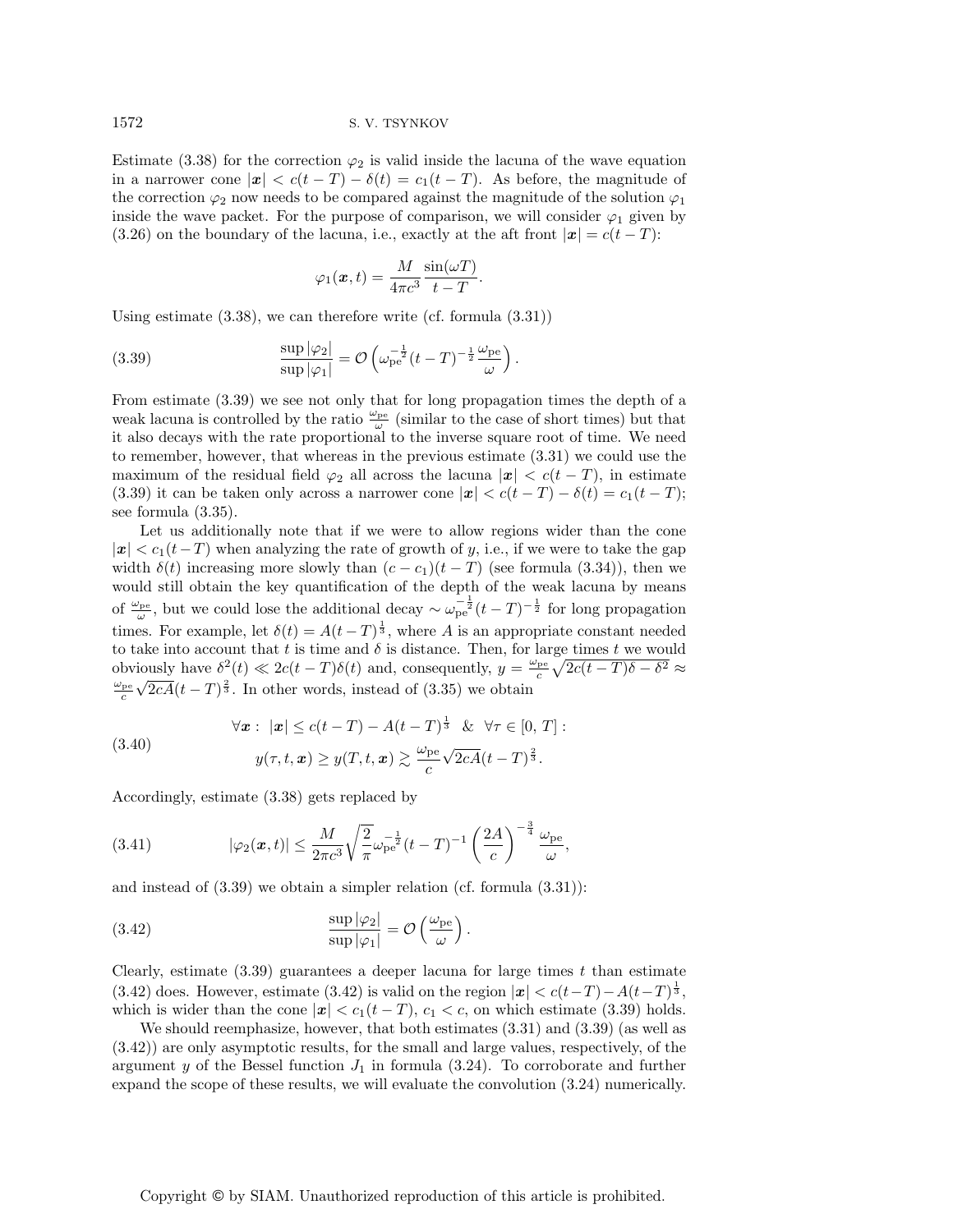Estimate (3.38) for the correction $\varphi_2$ is valid inside the lacuna of the wave equation in a narrower cone $|\boldsymbol{x}| < c(t-T) - \delta(t) = c_1(t-T)$. As before, the magnitude of the correction $\varphi_2$ now needs to be compared against the magnitude of the solution $\varphi_1$ inside the wave packet. For the purpose of comparison, we will consider $\varphi_1$ given by (3.26) on the boundary of the lacuna, i.e., exactly at the aft front $|\boldsymbol{x}| = c(t-T)$:

$$\varphi_1(\boldsymbol{x}, t) = \frac{M}{4\pi c^3} \frac{\sin(\omega T)}{t-T}.$$

Using estimate (3.38), we can therefore write (cf. formula (3.31))

$$\frac{\sup|\varphi_2|}{\sup|\varphi_1|} = \mathcal{O}\left(\omega_{\rm pe}^{-\frac{1}{2}}(t-T)^{-\frac{1}{2}}\frac{\omega_{\rm pe}}{\omega}\right). \tag{3.39}$$

From estimate (3.39) we see not only that for long propagation times the depth of a weak lacuna is controlled by the ratio $\frac{\omega_{\rm pe}}{\omega}$ (similar to the case of short times) but that it also decays with the rate proportional to the inverse square root of time. We need to remember, however, that whereas in the previous estimate (3.31) we could use the maximum of the residual field $\varphi_2$ all across the lacuna $|\boldsymbol{x}| < c(t-T)$, in estimate (3.39) it can be taken only across a narrower cone $|\boldsymbol{x}| < c(t-T) - \delta(t) = c_1(t-T)$; see formula (3.35).

Let us additionally note that if we were to allow regions wider than the cone $|\boldsymbol{x}| < c_1(t-T)$ when analyzing the rate of growth of $y$, i.e., if we were to take the gap width $\delta(t)$ increasing more slowly than $(c-c_1)(t-T)$ (see formula (3.34)), then we would still obtain the key quantification of the depth of the weak lacuna by means of $\frac{\omega_{\rm pe}}{\omega}$, but we could lose the additional decay $\sim \omega_{\rm pe}^{-\frac{1}{2}}(t-T)^{-\frac{1}{2}}$ for long propagation times. For example, let $\delta(t) = A(t-T)^{\frac{1}{3}}$, where $A$ is an appropriate constant needed to take into account that $t$ is time and $\delta$ is distance. Then, for large times $t$ we would obviously have $\delta^2(t) \ll 2c(t-T)\delta(t)$ and, consequently, $y = \frac{\omega_{\rm pe}}{c}\sqrt{2c(t-T)\delta - \delta^2} \approx \frac{\omega_{\rm pe}}{c}\sqrt{2cA}(t-T)^{\frac{2}{3}}$. In other words, instead of (3.35) we obtain

$$\begin{gathered}\forall \boldsymbol{x}: \ |\boldsymbol{x}| \le c(t-T) - A(t-T)^{\frac{1}{3}} \ \ \& \ \ \forall \tau \in [0, T]: \\ y(\tau, t, \boldsymbol{x}) \ge y(T, t, \boldsymbol{x}) \gtrsim \frac{\omega_{\rm pe}}{c}\sqrt{2cA}(t-T)^{\frac{2}{3}}.\end{gathered} \tag{3.40}$$

Accordingly, estimate (3.38) gets replaced by

$$|\varphi_2(\boldsymbol{x}, t)| \le \frac{M}{2\pi c^3}\sqrt{\frac{2}{\pi}}\omega_{\rm pe}^{-\frac{1}{2}}(t-T)^{-1}\left(\frac{2A}{c}\right)^{-\frac{3}{4}}\frac{\omega_{\rm pe}}{\omega}, \tag{3.41}$$

and instead of (3.39) we obtain a simpler relation (cf. formula (3.31)):

$$\frac{\sup|\varphi_2|}{\sup|\varphi_1|} = \mathcal{O}\left(\frac{\omega_{\rm pe}}{\omega}\right). \tag{3.42}$$

Clearly, estimate (3.39) guarantees a deeper lacuna for large times $t$ than estimate (3.42) does. However, estimate (3.42) is valid on the region $|\boldsymbol{x}| < c(t-T) - A(t-T)^{\frac{1}{3}}$, which is wider than the cone $|\boldsymbol{x}| < c_1(t-T)$, $c_1 < c$, on which estimate (3.39) holds.

We should reemphasize, however, that both estimates (3.31) and (3.39) (as well as (3.42)) are only asymptotic results, for the small and large values, respectively, of the argument $y$ of the Bessel function $J_1$ in formula (3.24). To corroborate and further expand the scope of these results, we will evaluate the convolution (3.24) numerically.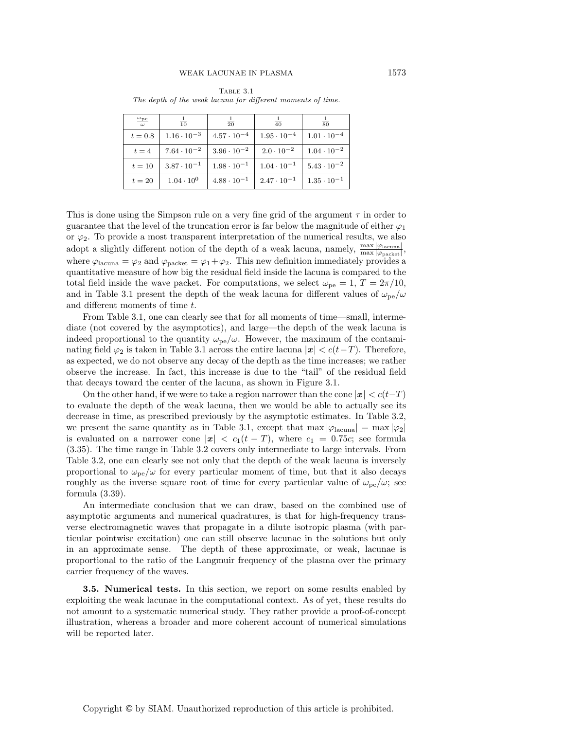Table 3.1
*The depth of the weak lacuna for different moments of time.*

| $\frac{\omega_{\rm pe}}{\omega}$ | $\frac{1}{10}$ | $\frac{1}{20}$ | $\frac{1}{40}$ | $\frac{1}{80}$ |
|---|---|---|---|---|
| $t = 0.8$ | $1.16 \cdot 10^{-3}$ | $4.57 \cdot 10^{-4}$ | $1.95 \cdot 10^{-4}$ | $1.01 \cdot 10^{-4}$ |
| $t = 4$ | $7.64 \cdot 10^{-2}$ | $3.96 \cdot 10^{-2}$ | $2.0 \cdot 10^{-2}$ | $1.04 \cdot 10^{-2}$ |
| $t = 10$ | $3.87 \cdot 10^{-1}$ | $1.98 \cdot 10^{-1}$ | $1.04 \cdot 10^{-1}$ | $5.43 \cdot 10^{-2}$ |
| $t = 20$ | $1.04 \cdot 10^{0}$ | $4.88 \cdot 10^{-1}$ | $2.47 \cdot 10^{-1}$ | $1.35 \cdot 10^{-1}$ |

This is done using the Simpson rule on a very fine grid of the argument $\tau$ in order to guarantee that the level of the truncation error is far below the magnitude of either $\varphi_1$ or $\varphi_2$. To provide a most transparent interpretation of the numerical results, we also adopt a slightly different notion of the depth of a weak lacuna, namely, $\frac{\max|\varphi_{\rm lacuna}|}{\max|\varphi_{\rm packet}|}$, where $\varphi_{\rm lacuna} = \varphi_2$ and $\varphi_{\rm packet} = \varphi_1 + \varphi_2$. This new definition immediately provides a quantitative measure of how big the residual field inside the lacuna is compared to the total field inside the wave packet. For computations, we select $\omega_{\rm pe} = 1$, $T = 2\pi/10$, and in Table 3.1 present the depth of the weak lacuna for different values of $\omega_{\rm pe}/\omega$ and different moments of time $t$.

From Table 3.1, one can clearly see that for all moments of time—small, intermediate (not covered by the asymptotics), and large—the depth of the weak lacuna is indeed proportional to the quantity $\omega_{\rm pe}/\omega$. However, the maximum of the contaminating field $\varphi_2$ is taken in Table 3.1 across the entire lacuna $|\boldsymbol{x}| < c(t-T)$. Therefore, as expected, we do not observe any decay of the depth as the time increases; we rather observe the increase. In fact, this increase is due to the "tail" of the residual field that decays toward the center of the lacuna, as shown in Figure 3.1.

On the other hand, if we were to take a region narrower than the cone $|\boldsymbol{x}| < c(t-T)$ to evaluate the depth of the weak lacuna, then we would be able to actually see its decrease in time, as prescribed previously by the asymptotic estimates. In Table 3.2, we present the same quantity as in Table 3.1, except that $\max|\varphi_{\rm lacuna}| = \max|\varphi_2|$ is evaluated on a narrower cone $|\boldsymbol{x}| < c_1(t-T)$, where $c_1 = 0.75c$; see formula (3.35). The time range in Table 3.2 covers only intermediate to large intervals. From Table 3.2, one can clearly see not only that the depth of the weak lacuna is inversely proportional to $\omega_{\rm pe}/\omega$ for every particular moment of time, but that it also decays roughly as the inverse square root of time for every particular value of $\omega_{\rm pe}/\omega$; see formula (3.39).

An intermediate conclusion that we can draw, based on the combined use of asymptotic arguments and numerical quadratures, is that for high-frequency transverse electromagnetic waves that propagate in a dilute isotropic plasma (with particular pointwise excitation) one can still observe lacunae in the solutions but only in an approximate sense. The depth of these approximate, or weak, lacunae is proportional to the ratio of the Langmuir frequency of the plasma over the primary carrier frequency of the waves.

**3.5. Numerical tests.** In this section, we report on some results enabled by exploiting the weak lacunae in the computational context. As of yet, these results do not amount to a systematic numerical study. They rather provide a proof-of-concept illustration, whereas a broader and more coherent account of numerical simulations will be reported later.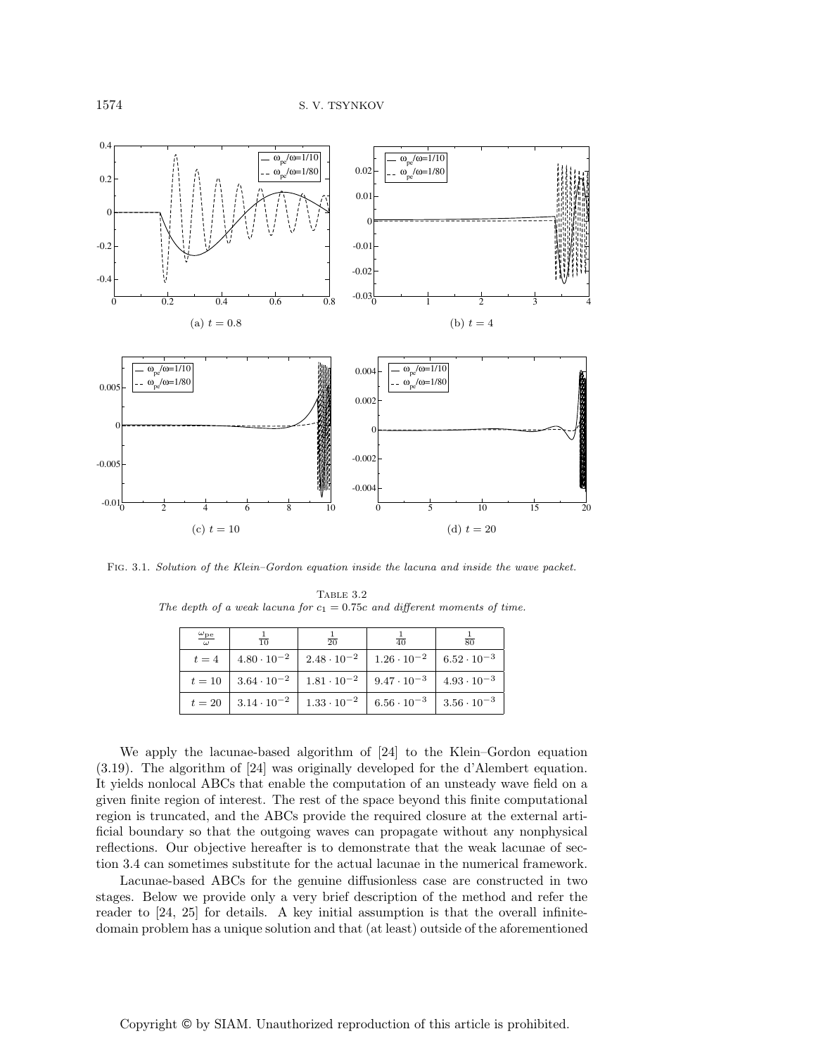FIG. 3.1. *Solution of the Klein–Gordon equation inside the lacuna and inside the wave packet.*

TABLE 3.2
*The depth of a weak lacuna for $c_1 = 0.75c$ and different moments of time.*

| $\frac{\omega_{\rm pe}}{\omega}$ | $\frac{1}{10}$ | $\frac{1}{20}$ | $\frac{1}{40}$ | $\frac{1}{80}$ |
|---|---|---|---|---|
| $t = 4$ | $4.80 \cdot 10^{-2}$ | $2.48 \cdot 10^{-2}$ | $1.26 \cdot 10^{-2}$ | $6.52 \cdot 10^{-3}$ |
| $t = 10$ | $3.64 \cdot 10^{-2}$ | $1.81 \cdot 10^{-2}$ | $9.47 \cdot 10^{-3}$ | $4.93 \cdot 10^{-3}$ |
| $t = 20$ | $3.14 \cdot 10^{-2}$ | $1.33 \cdot 10^{-2}$ | $6.56 \cdot 10^{-3}$ | $3.56 \cdot 10^{-3}$ |

We apply the lacunae-based algorithm of [24] to the Klein–Gordon equation (3.19). The algorithm of [24] was originally developed for the d'Alembert equation. It yields nonlocal ABCs that enable the computation of an unsteady wave field on a given finite region of interest. The rest of the space beyond this finite computational region is truncated, and the ABCs provide the required closure at the external artificial boundary so that the outgoing waves can propagate without any nonphysical reflections. Our objective hereafter is to demonstrate that the weak lacunae of section 3.4 can sometimes substitute for the actual lacunae in the numerical framework.

Lacunae-based ABCs for the genuine diffusionless case are constructed in two stages. Below we provide only a very brief description of the method and refer the reader to [24, 25] for details. A key initial assumption is that the overall infinite-domain problem has a unique solution and that (at least) outside of the aforementioned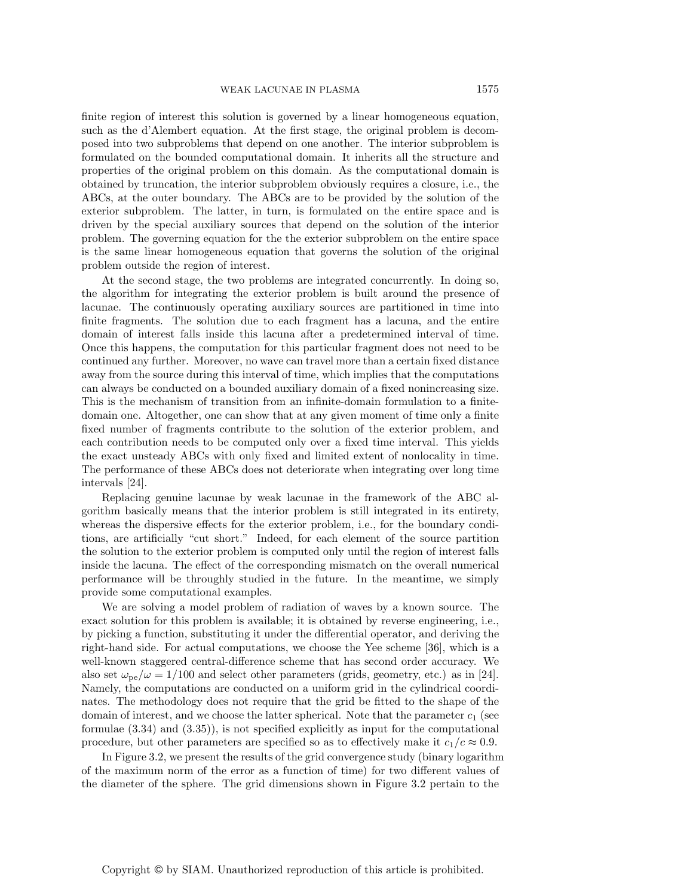finite region of interest this solution is governed by a linear homogeneous equation, such as the d'Alembert equation. At the first stage, the original problem is decomposed into two subproblems that depend on one another. The interior subproblem is formulated on the bounded computational domain. It inherits all the structure and properties of the original problem on this domain. As the computational domain is obtained by truncation, the interior subproblem obviously requires a closure, i.e., the ABCs, at the outer boundary. The ABCs are to be provided by the solution of the exterior subproblem. The latter, in turn, is formulated on the entire space and is driven by the special auxiliary sources that depend on the solution of the interior problem. The governing equation for the the exterior subproblem on the entire space is the same linear homogeneous equation that governs the solution of the original problem outside the region of interest.

At the second stage, the two problems are integrated concurrently. In doing so, the algorithm for integrating the exterior problem is built around the presence of lacunae. The continuously operating auxiliary sources are partitioned in time into finite fragments. The solution due to each fragment has a lacuna, and the entire domain of interest falls inside this lacuna after a predetermined interval of time. Once this happens, the computation for this particular fragment does not need to be continued any further. Moreover, no wave can travel more than a certain fixed distance away from the source during this interval of time, which implies that the computations can always be conducted on a bounded auxiliary domain of a fixed nonincreasing size. This is the mechanism of transition from an infinite-domain formulation to a finite-domain one. Altogether, one can show that at any given moment of time only a finite fixed number of fragments contribute to the solution of the exterior problem, and each contribution needs to be computed only over a fixed time interval. This yields the exact unsteady ABCs with only fixed and limited extent of nonlocality in time. The performance of these ABCs does not deteriorate when integrating over long time intervals [24].

Replacing genuine lacunae by weak lacunae in the framework of the ABC algorithm basically means that the interior problem is still integrated in its entirety, whereas the dispersive effects for the exterior problem, i.e., for the boundary conditions, are artificially "cut short." Indeed, for each element of the source partition the solution to the exterior problem is computed only until the region of interest falls inside the lacuna. The effect of the corresponding mismatch on the overall numerical performance will be throughly studied in the future. In the meantime, we simply provide some computational examples.

We are solving a model problem of radiation of waves by a known source. The exact solution for this problem is available; it is obtained by reverse engineering, i.e., by picking a function, substituting it under the differential operator, and deriving the right-hand side. For actual computations, we choose the Yee scheme [36], which is a well-known staggered central-difference scheme that has second order accuracy. We also set $\omega_{\text{pe}}/\omega = 1/100$ and select other parameters (grids, geometry, etc.) as in [24]. Namely, the computations are conducted on a uniform grid in the cylindrical coordinates. The methodology does not require that the grid be fitted to the shape of the domain of interest, and we choose the latter spherical. Note that the parameter $c_1$ (see formulae (3.34) and (3.35)), is not specified explicitly as input for the computational procedure, but other parameters are specified so as to effectively make it $c_1/c \approx 0.9$.

In Figure 3.2, we present the results of the grid convergence study (binary logarithm of the maximum norm of the error as a function of time) for two different values of the diameter of the sphere. The grid dimensions shown in Figure 3.2 pertain to the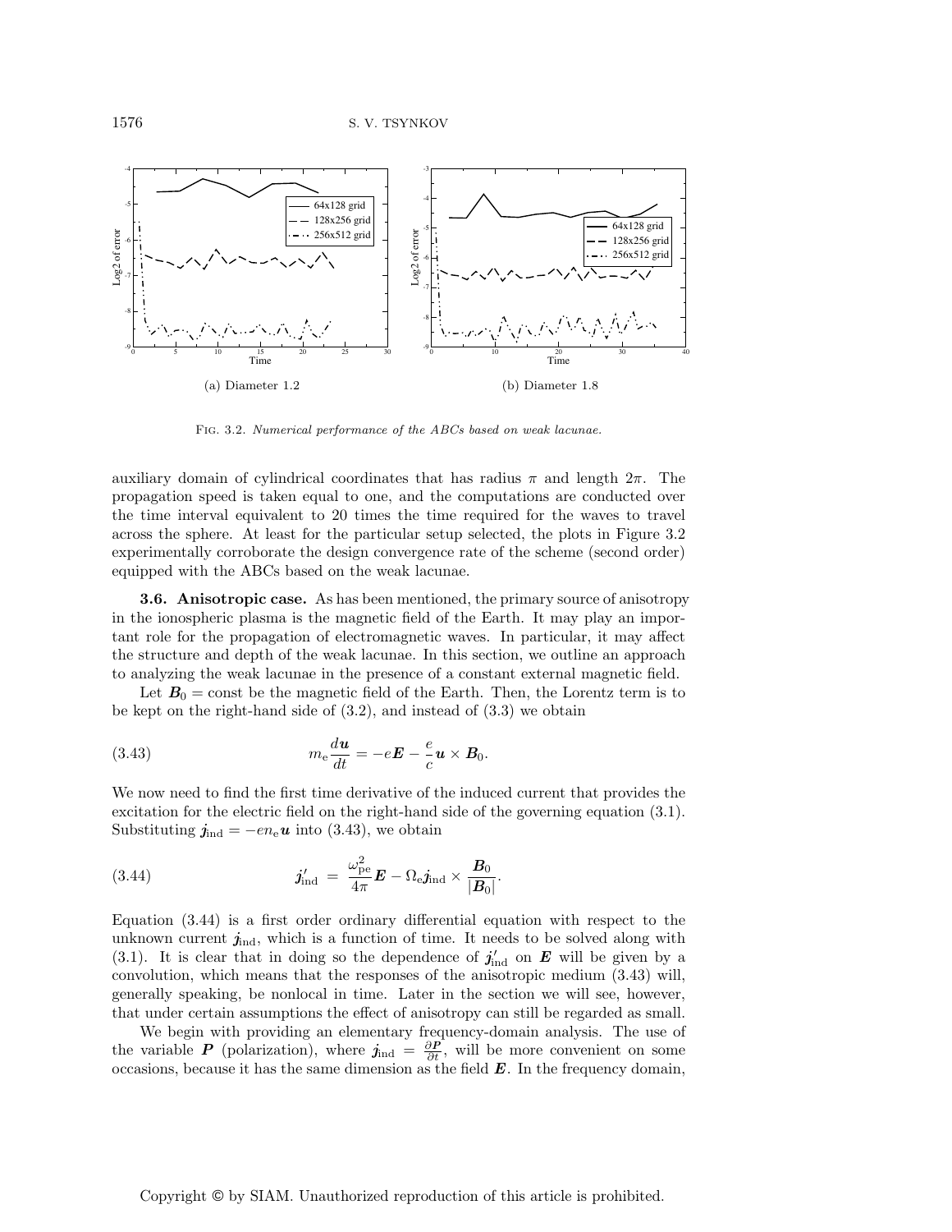(a) Diameter 1.2

(b) Diameter 1.8

Fig. 3.2. *Numerical performance of the ABCs based on weak lacunae.*

auxiliary domain of cylindrical coordinates that has radius $\pi$ and length $2\pi$. The propagation speed is taken equal to one, and the computations are conducted over the time interval equivalent to 20 times the time required for the waves to travel across the sphere. At least for the particular setup selected, the plots in Figure 3.2 experimentally corroborate the design convergence rate of the scheme (second order) equipped with the ABCs based on the weak lacunae.

**3.6. Anisotropic case.** As has been mentioned, the primary source of anisotropy in the ionospheric plasma is the magnetic field of the Earth. It may play an important role for the propagation of electromagnetic waves. In particular, it may affect the structure and depth of the weak lacunae. In this section, we outline an approach to analyzing the weak lacunae in the presence of a constant external magnetic field.

Let $\boldsymbol{B}_0 = \text{const}$ be the magnetic field of the Earth. Then, the Lorentz term is to be kept on the right-hand side of (3.2), and instead of (3.3) we obtain

$$m_{\mathrm{e}} \frac{d\boldsymbol{u}}{dt} = -e\boldsymbol{E} - \frac{e}{c}\boldsymbol{u} \times \boldsymbol{B}_0. \tag{3.43}$$

We now need to find the first time derivative of the induced current that provides the excitation for the electric field on the right-hand side of the governing equation (3.1). Substituting $\boldsymbol{j}_{\mathrm{ind}} = -en_{\mathrm{e}}\boldsymbol{u}$ into (3.43), we obtain

$$\boldsymbol{j}'_{\mathrm{ind}} \;=\; \frac{\omega_{\mathrm{pe}}^2}{4\pi}\boldsymbol{E} - \Omega_{\mathrm{e}}\boldsymbol{j}_{\mathrm{ind}} \times \frac{\boldsymbol{B}_0}{|\boldsymbol{B}_0|}. \tag{3.44}$$

Equation (3.44) is a first order ordinary differential equation with respect to the unknown current $\boldsymbol{j}_{\mathrm{ind}}$, which is a function of time. It needs to be solved along with (3.1). It is clear that in doing so the dependence of $\boldsymbol{j}'_{\mathrm{ind}}$ on $\boldsymbol{E}$ will be given by a convolution, which means that the responses of the anisotropic medium (3.43) will, generally speaking, be nonlocal in time. Later in the section we will see, however, that under certain assumptions the effect of anisotropy can still be regarded as small.

We begin with providing an elementary frequency-domain analysis. The use of the variable $\boldsymbol{P}$ (polarization), where $\boldsymbol{j}_{\mathrm{ind}} = \frac{\partial \boldsymbol{P}}{\partial t}$, will be more convenient on some occasions, because it has the same dimension as the field $\boldsymbol{E}$. In the frequency domain,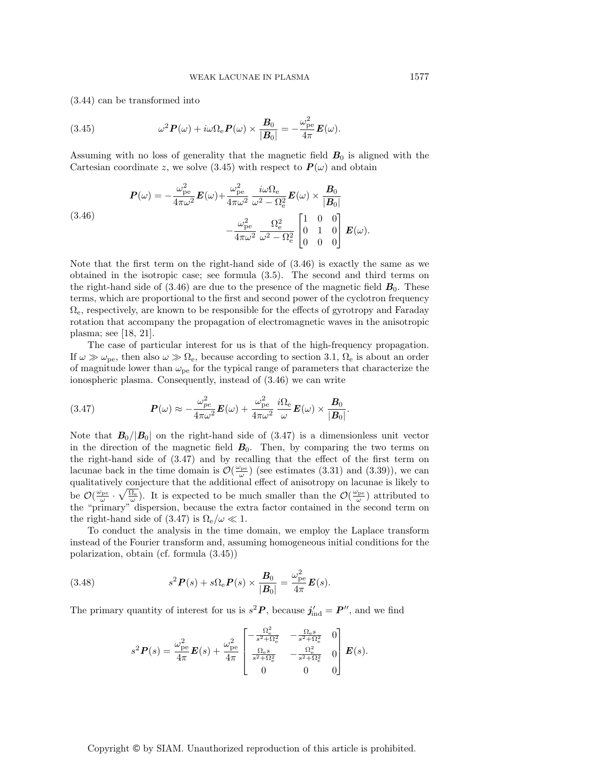(3.44) can be transformed into

$$\omega^2 \boldsymbol{P}(\omega) + i\omega\Omega_{\rm e}\boldsymbol{P}(\omega) \times \frac{\boldsymbol{B}_0}{|\boldsymbol{B}_0|} = -\frac{\omega_{\rm pe}^2}{4\pi}\boldsymbol{E}(\omega). \tag{3.45}$$

Assuming with no loss of generality that the magnetic field $\boldsymbol{B}_0$ is aligned with the Cartesian coordinate $z$, we solve (3.45) with respect to $\boldsymbol{P}(\omega)$ and obtain

$$\begin{aligned}\boldsymbol{P}(\omega) = -\frac{\omega_{\rm pe}^2}{4\pi\omega^2}\boldsymbol{E}(\omega) + \frac{\omega_{\rm pe}^2}{4\pi\omega^2}\,\frac{i\omega\Omega_{\rm e}}{\omega^2 - \Omega_{\rm e}^2}\boldsymbol{E}(\omega) \times \frac{\boldsymbol{B}_0}{|\boldsymbol{B}_0|} \\ -\frac{\omega_{\rm pe}^2}{4\pi\omega^2}\,\frac{\Omega_{\rm e}^2}{\omega^2 - \Omega_{\rm e}^2}\begin{bmatrix}1 & 0 & 0\\ 0 & 1 & 0\\ 0 & 0 & 0\end{bmatrix}\boldsymbol{E}(\omega).\end{aligned} \tag{3.46}$$

Note that the first term on the right-hand side of (3.46) is exactly the same as we obtained in the isotropic case; see formula (3.5). The second and third terms on the right-hand side of (3.46) are due to the presence of the magnetic field $\boldsymbol{B}_0$. These terms, which are proportional to the first and second power of the cyclotron frequency $\Omega_{\rm e}$, respectively, are known to be responsible for the effects of gyrotropy and Faraday rotation that accompany the propagation of electromagnetic waves in the anisotropic plasma; see [18, 21].

The case of particular interest for us is that of the high-frequency propagation. If $\omega \gg \omega_{\rm pe}$, then also $\omega \gg \Omega_{\rm e}$, because according to section 3.1, $\Omega_{\rm e}$ is about an order of magnitude lower than $\omega_{\rm pe}$ for the typical range of parameters that characterize the ionospheric plasma. Consequently, instead of (3.46) we can write

$$\boldsymbol{P}(\omega) \approx -\frac{\omega_{pe}^2}{4\pi\omega^2}\boldsymbol{E}(\omega) + \frac{\omega_{\rm pe}^2}{4\pi\omega^2}\,\frac{i\Omega_{\rm e}}{\omega}\boldsymbol{E}(\omega) \times \frac{\boldsymbol{B}_0}{|\boldsymbol{B}_0|}. \tag{3.47}$$

Note that $\boldsymbol{B}_0/|\boldsymbol{B}_0|$ on the right-hand side of (3.47) is a dimensionless unit vector in the direction of the magnetic field $\boldsymbol{B}_0$. Then, by comparing the two terms on the right-hand side of (3.47) and by recalling that the effect of the first term on lacunae back in the time domain is $\mathcal{O}(\frac{\omega_{\rm pe}}{\omega})$ (see estimates (3.31) and (3.39)), we can qualitatively conjecture that the additional effect of anisotropy on lacunae is likely to be $\mathcal{O}(\frac{\omega_{\rm pe}}{\omega}\cdot\sqrt{\frac{\Omega_{\rm e}}{\omega}})$. It is expected to be much smaller than the $\mathcal{O}(\frac{\omega_{\rm pe}}{\omega})$ attributed to the "primary" dispersion, because the extra factor contained in the second term on the right-hand side of (3.47) is $\Omega_{\rm e}/\omega \ll 1$.

To conduct the analysis in the time domain, we employ the Laplace transform instead of the Fourier transform and, assuming homogeneous initial conditions for the polarization, obtain (cf. formula (3.45))

$$s^2\boldsymbol{P}(s) + s\Omega_{\rm e}\boldsymbol{P}(s) \times \frac{\boldsymbol{B}_0}{|\boldsymbol{B}_0|} = \frac{\omega_{\rm pe}^2}{4\pi}\boldsymbol{E}(s). \tag{3.48}$$

The primary quantity of interest for us is $s^2\boldsymbol{P}$, because $\boldsymbol{j}'_{\rm ind} = \boldsymbol{P}''$, and we find

$$s^2\boldsymbol{P}(s) = \frac{\omega_{\rm pe}^2}{4\pi}\boldsymbol{E}(s) + \frac{\omega_{\rm pe}^2}{4\pi}\begin{bmatrix}-\frac{\Omega_{\rm e}^2}{s^2+\Omega_{\rm e}^2} & -\frac{\Omega_{\rm e}s}{s^2+\Omega_{\rm e}^2} & 0\\ \frac{\Omega_{\rm e}s}{s^2+\Omega_{\rm e}^2} & -\frac{\Omega_{\rm e}^2}{s^2+\Omega_{\rm e}^2} & 0\\ 0 & 0 & 0\end{bmatrix}\boldsymbol{E}(s).$$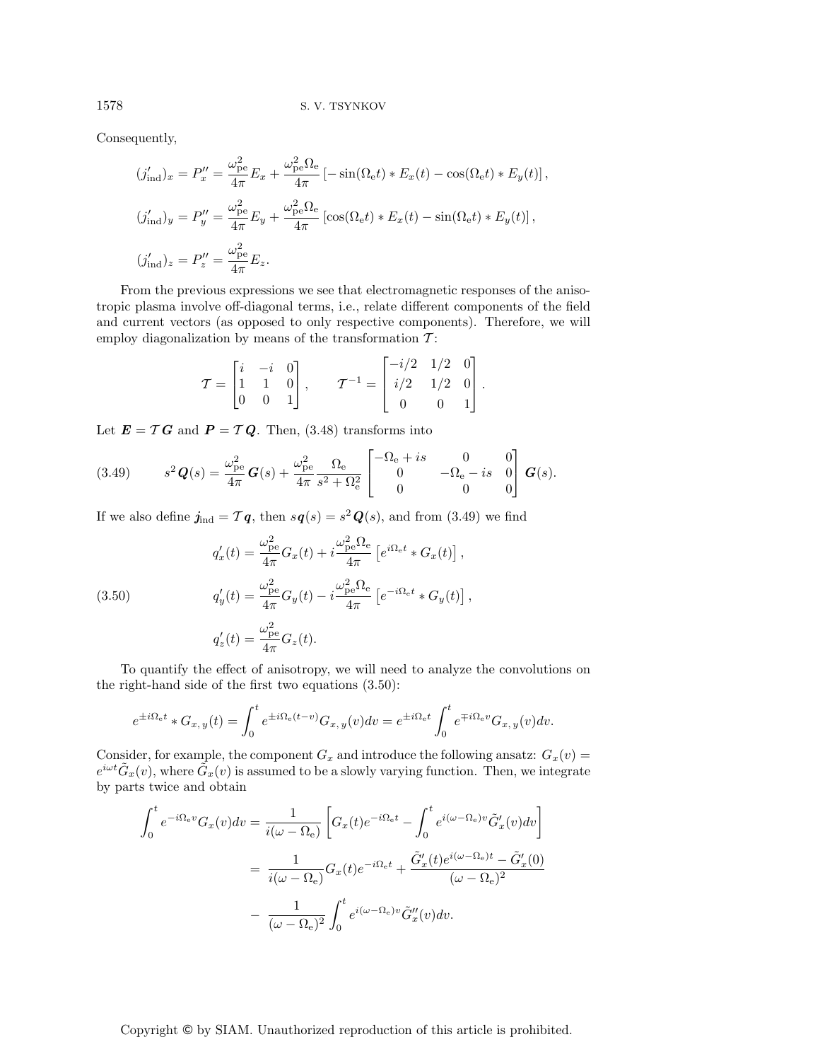Consequently,

$$
(j'_{\text{ind}})_x = P''_x = \frac{\omega_{\text{pe}}^2}{4\pi} E_x + \frac{\omega_{\text{pe}}^2 \Omega_{\text{e}}}{4\pi} \left[ -\sin(\Omega_{\text{e}} t) * E_x(t) - \cos(\Omega_{\text{e}} t) * E_y(t) \right],
$$

$$
(j'_{\text{ind}})_y = P''_y = \frac{\omega_{\text{pe}}^2}{4\pi} E_y + \frac{\omega_{\text{pe}}^2 \Omega_{\text{e}}}{4\pi} \left[ \cos(\Omega_{\text{e}} t) * E_x(t) - \sin(\Omega_{\text{e}} t) * E_y(t) \right],
$$

$$
(j'_{\text{ind}})_z = P''_z = \frac{\omega_{\text{pe}}^2}{4\pi} E_z.
$$

From the previous expressions we see that electromagnetic responses of the anisotropic plasma involve off-diagonal terms, i.e., relate different components of the field and current vectors (as opposed to only respective components). Therefore, we will employ diagonalization by means of the transformation $\mathcal{T}$:

$$
\mathcal{T} = \begin{bmatrix} i & -i & 0 \\ 1 & 1 & 0 \\ 0 & 0 & 1 \end{bmatrix}, \qquad \mathcal{T}^{-1} = \begin{bmatrix} -i/2 & 1/2 & 0 \\ i/2 & 1/2 & 0 \\ 0 & 0 & 1 \end{bmatrix}.
$$

Let $\boldsymbol{E} = \mathcal{T}\boldsymbol{G}$ and $\boldsymbol{P} = \mathcal{T}\boldsymbol{Q}$. Then, (3.48) transforms into

$$
s^2 \boldsymbol{Q}(s) = \frac{\omega_{\text{pe}}^2}{4\pi} \boldsymbol{G}(s) + \frac{\omega_{\text{pe}}^2}{4\pi} \frac{\Omega_{\text{e}}}{s^2 + \Omega_{\text{e}}^2} \begin{bmatrix} -\Omega_{\text{e}} + is & 0 & 0 \\ 0 & -\Omega_{\text{e}} - is & 0 \\ 0 & 0 & 0 \end{bmatrix} \boldsymbol{G}(s). \tag{3.49}
$$

If we also define $\boldsymbol{j}_{\text{ind}} = \mathcal{T}\boldsymbol{q}$, then $s\boldsymbol{q}(s) = s^2 \boldsymbol{Q}(s)$, and from (3.49) we find

$$
\begin{aligned}
q'_x(t) &= \frac{\omega_{\text{pe}}^2}{4\pi} G_x(t) + i \frac{\omega_{\text{pe}}^2 \Omega_{\text{e}}}{4\pi} \left[ e^{i\Omega_{\text{e}} t} * G_x(t) \right], \\
q'_y(t) &= \frac{\omega_{\text{pe}}^2}{4\pi} G_y(t) - i \frac{\omega_{\text{pe}}^2 \Omega_{\text{e}}}{4\pi} \left[ e^{-i\Omega_{\text{e}} t} * G_y(t) \right], \\
q'_z(t) &= \frac{\omega_{\text{pe}}^2}{4\pi} G_z(t).
\end{aligned} \tag{3.50}
$$

To quantify the effect of anisotropy, we will need to analyze the convolutions on the right-hand side of the first two equations (3.50):

$$
e^{\pm i\Omega_{\text{e}} t} * G_{x,y}(t) = \int_0^t e^{\pm i\Omega_{\text{e}}(t-v)} G_{x,y}(v) dv = e^{\pm i\Omega_{\text{e}} t} \int_0^t e^{\mp i\Omega_{\text{e}} v} G_{x,y}(v) dv.
$$

Consider, for example, the component $G_x$ and introduce the following ansatz: $G_x(v) = e^{i\omega t} \tilde{G}_x(v)$, where $\tilde{G}_x(v)$ is assumed to be a slowly varying function. Then, we integrate by parts twice and obtain

$$
\begin{aligned}
\int_0^t e^{-i\Omega_{\text{e}} v} G_x(v) dv &= \frac{1}{i(\omega - \Omega_{\text{e}})} \left[ G_x(t) e^{-i\Omega_{\text{e}} t} - \int_0^t e^{i(\omega - \Omega_{\text{e}})v} \tilde{G}'_x(v) dv \right] \\
&= \frac{1}{i(\omega - \Omega_{\text{e}})} G_x(t) e^{-i\Omega_{\text{e}} t} + \frac{\tilde{G}'_x(t) e^{i(\omega - \Omega_{\text{e}})t} - \tilde{G}'_x(0)}{(\omega - \Omega_{\text{e}})^2} \\
&\quad - \frac{1}{(\omega - \Omega_{\text{e}})^2} \int_0^t e^{i(\omega - \Omega_{\text{e}})v} \tilde{G}''_x(v) dv.
\end{aligned}
$$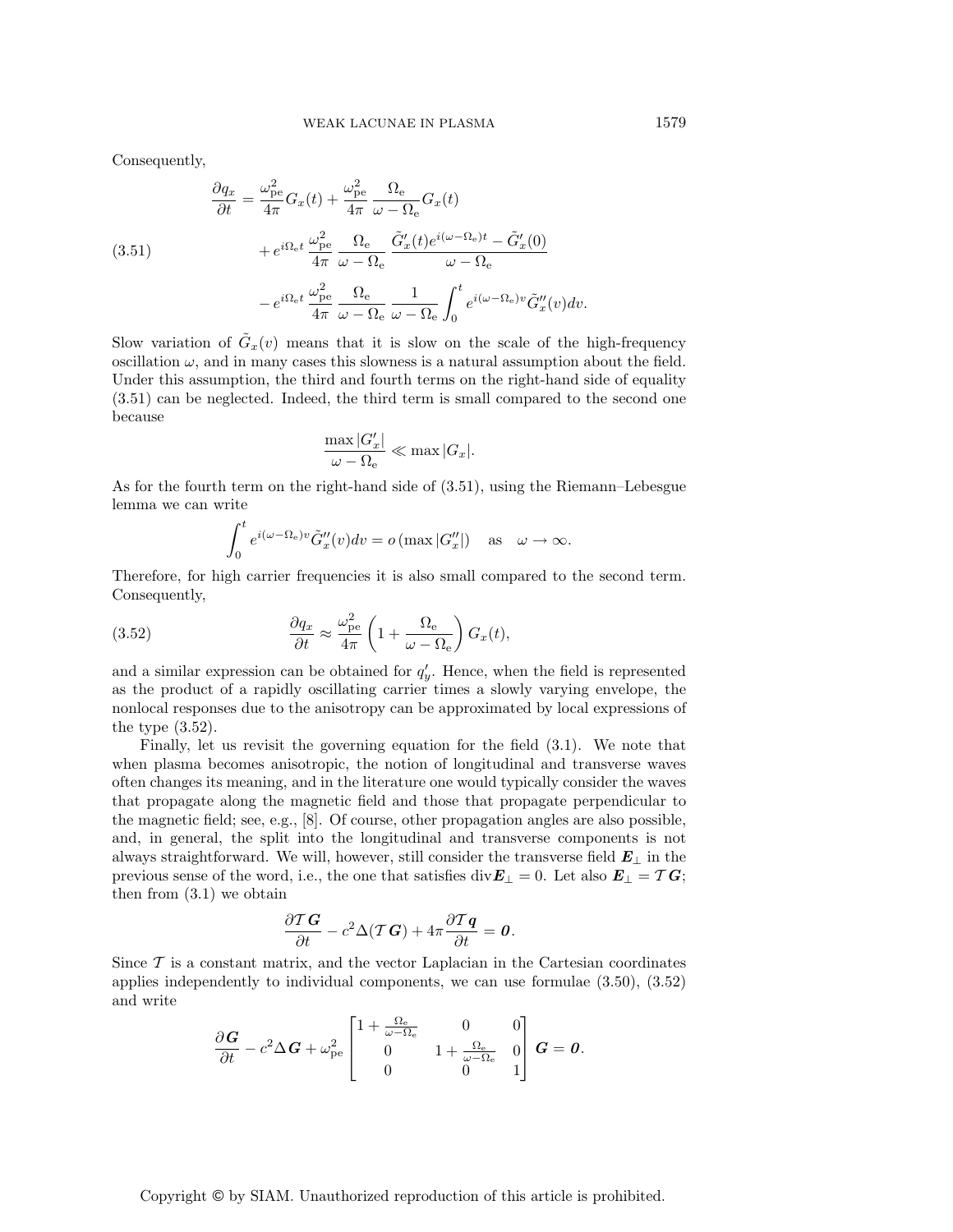Consequently,

$$
\begin{aligned}
\frac{\partial q_x}{\partial t} &= \frac{\omega_{\rm pe}^2}{4\pi} G_x(t) + \frac{\omega_{\rm pe}^2}{4\pi}\,\frac{\Omega_{\rm e}}{\omega - \Omega_{\rm e}} G_x(t) \\
&\quad + e^{i\Omega_{\rm e} t}\,\frac{\omega_{\rm pe}^2}{4\pi}\,\frac{\Omega_{\rm e}}{\omega - \Omega_{\rm e}}\,\frac{\tilde{G}_x'(t) e^{i(\omega - \Omega_{\rm e})t} - \tilde{G}_x'(0)}{\omega - \Omega_{\rm e}} \\
&\quad - e^{i\Omega_{\rm e} t}\,\frac{\omega_{\rm pe}^2}{4\pi}\,\frac{\Omega_{\rm e}}{\omega - \Omega_{\rm e}}\,\frac{1}{\omega - \Omega_{\rm e}} \int_0^t e^{i(\omega - \Omega_{\rm e})v} \tilde{G}_x''(v) dv.
\end{aligned}
\tag{3.51}
$$

Slow variation of $\tilde{G}_x(v)$ means that it is slow on the scale of the high-frequency oscillation $\omega$, and in many cases this slowness is a natural assumption about the field. Under this assumption, the third and fourth terms on the right-hand side of equality (3.51) can be neglected. Indeed, the third term is small compared to the second one because

$$
\frac{\max |G_x'|}{\omega - \Omega_{\rm e}} \ll \max |G_x|.
$$

As for the fourth term on the right-hand side of (3.51), using the Riemann–Lebesgue lemma we can write

$$
\int_0^t e^{i(\omega - \Omega_{\rm e})v} \tilde{G}_x''(v) dv = o\left(\max |G_x''|\right) \quad \text{as} \quad \omega \to \infty.
$$

Therefore, for high carrier frequencies it is also small compared to the second term. Consequently,

$$
\frac{\partial q_x}{\partial t} \approx \frac{\omega_{\rm pe}^2}{4\pi} \left(1 + \frac{\Omega_{\rm e}}{\omega - \Omega_{\rm e}}\right) G_x(t),
\tag{3.52}
$$

and a similar expression can be obtained for $q_y'$. Hence, when the field is represented as the product of a rapidly oscillating carrier times a slowly varying envelope, the nonlocal responses due to the anisotropy can be approximated by local expressions of the type (3.52).

Finally, let us revisit the governing equation for the field (3.1). We note that when plasma becomes anisotropic, the notion of longitudinal and transverse waves often changes its meaning, and in the literature one would typically consider the waves that propagate along the magnetic field and those that propagate perpendicular to the magnetic field; see, e.g., [8]. Of course, other propagation angles are also possible, and, in general, the split into the longitudinal and transverse components is not always straightforward. We will, however, still consider the transverse field $\boldsymbol{E}_\perp$ in the previous sense of the word, i.e., the one that satisfies $\operatorname{div}\boldsymbol{E}_\perp = 0$. Let also $\boldsymbol{E}_\perp = \mathcal{T}\boldsymbol{G}$; then from (3.1) we obtain

$$
\frac{\partial \mathcal{T}\boldsymbol{G}}{\partial t} - c^2 \Delta(\mathcal{T}\boldsymbol{G}) + 4\pi \frac{\partial \mathcal{T}\boldsymbol{q}}{\partial t} = \boldsymbol{0}.
$$

Since $\mathcal{T}$ is a constant matrix, and the vector Laplacian in the Cartesian coordinates applies independently to individual components, we can use formulae (3.50), (3.52) and write

$$
\frac{\partial \boldsymbol{G}}{\partial t} - c^2 \Delta \boldsymbol{G} + \omega_{\rm pe}^2 \begin{bmatrix} 1 + \frac{\Omega_{\rm e}}{\omega - \Omega_{\rm e}} & 0 & 0 \\ 0 & 1 + \frac{\Omega_{\rm e}}{\omega - \Omega_{\rm e}} & 0 \\ 0 & 0 & 1 \end{bmatrix} \boldsymbol{G} = \boldsymbol{0}.
$$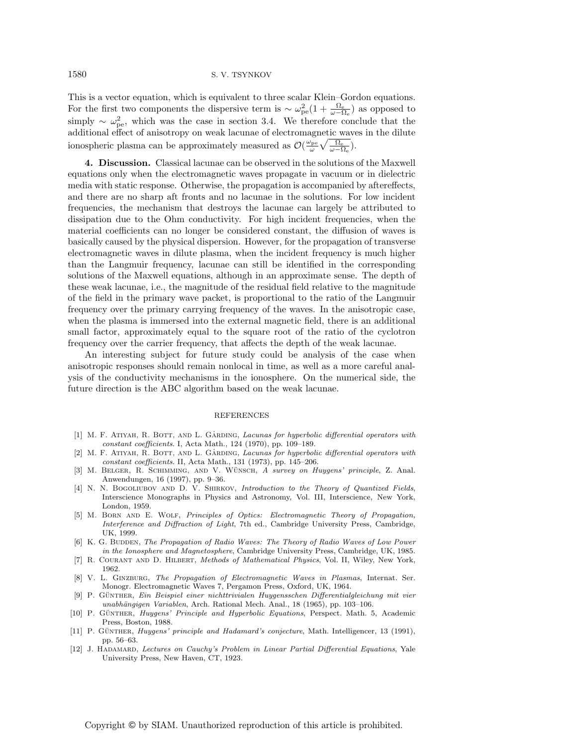This is a vector equation, which is equivalent to three scalar Klein–Gordon equations. For the first two components the dispersive term is $\sim \omega_{\text{pe}}^2(1 + \frac{\Omega_e}{\omega - \Omega_e})$ as opposed to simply $\sim \omega_{\text{pe}}^2$, which was the case in section 3.4. We therefore conclude that the additional effect of anisotropy on weak lacunae of electromagnetic waves in the dilute ionospheric plasma can be approximately measured as $\mathcal{O}(\frac{\omega_{\text{pe}}}{\omega}\sqrt{\frac{\Omega_e}{\omega - \Omega_e}})$.

**4. Discussion.** Classical lacunae can be observed in the solutions of the Maxwell equations only when the electromagnetic waves propagate in vacuum or in dielectric media with static response. Otherwise, the propagation is accompanied by aftereffects, and there are no sharp aft fronts and no lacunae in the solutions. For low incident frequencies, the mechanism that destroys the lacunae can largely be attributed to dissipation due to the Ohm conductivity. For high incident frequencies, when the material coefficients can no longer be considered constant, the diffusion of waves is basically caused by the physical dispersion. However, for the propagation of transverse electromagnetic waves in dilute plasma, when the incident frequency is much higher than the Langmuir frequency, lacunae can still be identified in the corresponding solutions of the Maxwell equations, although in an approximate sense. The depth of these weak lacunae, i.e., the magnitude of the residual field relative to the magnitude of the field in the primary wave packet, is proportional to the ratio of the Langmuir frequency over the primary carrying frequency of the waves. In the anisotropic case, when the plasma is immersed into the external magnetic field, there is an additional small factor, approximately equal to the square root of the ratio of the cyclotron frequency over the carrier frequency, that affects the depth of the weak lacunae.

An interesting subject for future study could be analysis of the case when anisotropic responses should remain nonlocal in time, as well as a more careful analysis of the conductivity mechanisms in the ionosphere. On the numerical side, the future direction is the ABC algorithm based on the weak lacunae.

## REFERENCES

[1] M. F. Atiyah, R. Bott, and L. Gårding, *Lacunas for hyperbolic differential operators with constant coefficients*. I, Acta Math., 124 (1970), pp. 109–189.

[2] M. F. Atiyah, R. Bott, and L. Gårding, *Lacunas for hyperbolic differential operators with constant coefficients*. II, Acta Math., 131 (1973), pp. 145–206.

[3] M. Belger, R. Schimming, and V. Wünsch, *A survey on Huygens' principle*, Z. Anal. Anwendungen, 16 (1997), pp. 9–36.

[4] N. N. Bogoliubov and D. V. Shirkov, *Introduction to the Theory of Quantized Fields*, Interscience Monographs in Physics and Astronomy, Vol. III, Interscience, New York, London, 1959.

[5] M. Born and E. Wolf, *Principles of Optics: Electromagnetic Theory of Propagation, Interference and Diffraction of Light*, 7th ed., Cambridge University Press, Cambridge, UK, 1999.

[6] K. G. Budden, *The Propagation of Radio Waves: The Theory of Radio Waves of Low Power in the Ionosphere and Magnetosphere*, Cambridge University Press, Cambridge, UK, 1985.

[7] R. Courant and D. Hilbert, *Methods of Mathematical Physics*, Vol. II, Wiley, New York, 1962.

[8] V. L. Ginzburg, *The Propagation of Electromagnetic Waves in Plasmas*, Internat. Ser. Monogr. Electromagnetic Waves 7, Pergamon Press, Oxford, UK, 1964.

[9] P. Günther, *Ein Beispiel einer nichttrivialen Huygensschen Differentialgleichung mit vier unabhängigen Variablen*, Arch. Rational Mech. Anal., 18 (1965), pp. 103–106.

[10] P. Günther, *Huygens' Principle and Hyperbolic Equations*, Perspect. Math. 5, Academic Press, Boston, 1988.

[11] P. Günther, *Huygens' principle and Hadamard's conjecture*, Math. Intelligencer, 13 (1991), pp. 56–63.

[12] J. Hadamard, *Lectures on Cauchy's Problem in Linear Partial Differential Equations*, Yale University Press, New Haven, CT, 1923.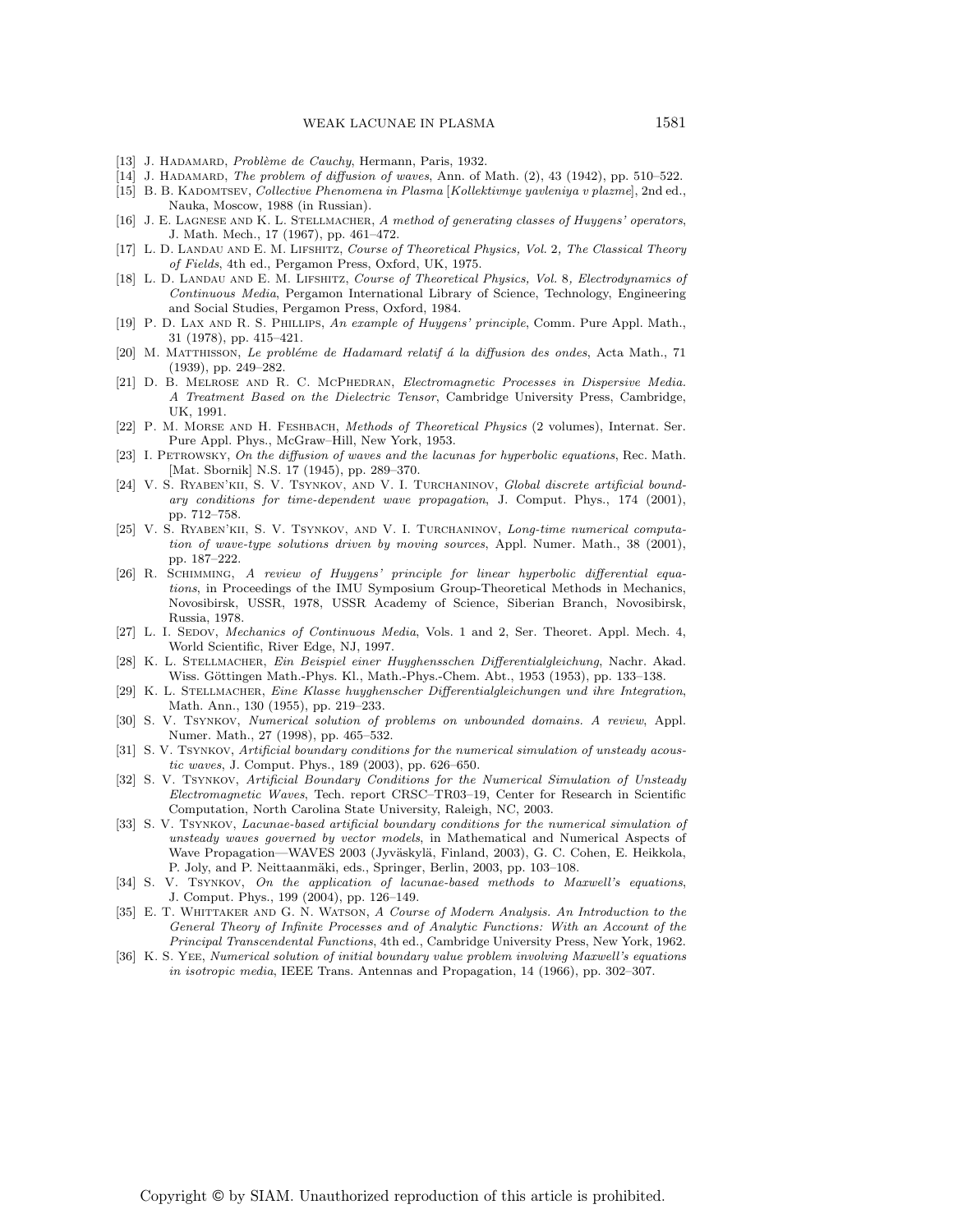[13] J. Hadamard, *Problème de Cauchy*, Hermann, Paris, 1932.

[14] J. Hadamard, *The problem of diffusion of waves*, Ann. of Math. (2), 43 (1942), pp. 510–522.

[15] B. B. Kadomtsev, *Collective Phenomena in Plasma* [*Kollektivnye yavleniya v plazme*], 2nd ed., Nauka, Moscow, 1988 (in Russian).

[16] J. E. Lagnese and K. L. Stellmacher, *A method of generating classes of Huygens' operators*, J. Math. Mech., 17 (1967), pp. 461–472.

[17] L. D. Landau and E. M. Lifshitz, *Course of Theoretical Physics, Vol.* 2, *The Classical Theory of Fields*, 4th ed., Pergamon Press, Oxford, UK, 1975.

[18] L. D. Landau and E. M. Lifshitz, *Course of Theoretical Physics, Vol.* 8, *Electrodynamics of Continuous Media*, Pergamon International Library of Science, Technology, Engineering and Social Studies, Pergamon Press, Oxford, 1984.

[19] P. D. Lax and R. S. Phillips, *An example of Huygens' principle*, Comm. Pure Appl. Math., 31 (1978), pp. 415–421.

[20] M. Matthisson, *Le probléme de Hadamard relatif á la diffusion des ondes*, Acta Math., 71 (1939), pp. 249–282.

[21] D. B. Melrose and R. C. McPhedran, *Electromagnetic Processes in Dispersive Media. A Treatment Based on the Dielectric Tensor*, Cambridge University Press, Cambridge, UK, 1991.

[22] P. M. Morse and H. Feshbach, *Methods of Theoretical Physics* (2 volumes), Internat. Ser. Pure Appl. Phys., McGraw–Hill, New York, 1953.

[23] I. Petrowsky, *On the diffusion of waves and the lacunas for hyperbolic equations*, Rec. Math. [Mat. Sbornik] N.S. 17 (1945), pp. 289–370.

[24] V. S. Ryaben'kii, S. V. Tsynkov, and V. I. Turchaninov, *Global discrete artificial boundary conditions for time-dependent wave propagation*, J. Comput. Phys., 174 (2001), pp. 712–758.

[25] V. S. Ryaben'kii, S. V. Tsynkov, and V. I. Turchaninov, *Long-time numerical computation of wave-type solutions driven by moving sources*, Appl. Numer. Math., 38 (2001), pp. 187–222.

[26] R. Schimming, *A review of Huygens' principle for linear hyperbolic differential equations*, in Proceedings of the IMU Symposium Group-Theoretical Methods in Mechanics, Novosibirsk, USSR, 1978, USSR Academy of Science, Siberian Branch, Novosibirsk, Russia, 1978.

[27] L. I. Sedov, *Mechanics of Continuous Media*, Vols. 1 and 2, Ser. Theoret. Appl. Mech. 4, World Scientific, River Edge, NJ, 1997.

[28] K. L. Stellmacher, *Ein Beispiel einer Huyghensschen Differentialgleichung*, Nachr. Akad. Wiss. Göttingen Math.-Phys. Kl., Math.-Phys.-Chem. Abt., 1953 (1953), pp. 133–138.

[29] K. L. Stellmacher, *Eine Klasse huyghenscher Differentialgleichungen und ihre Integration*, Math. Ann., 130 (1955), pp. 219–233.

[30] S. V. Tsynkov, *Numerical solution of problems on unbounded domains. A review*, Appl. Numer. Math., 27 (1998), pp. 465–532.

[31] S. V. Tsynkov, *Artificial boundary conditions for the numerical simulation of unsteady acoustic waves*, J. Comput. Phys., 189 (2003), pp. 626–650.

[32] S. V. Tsynkov, *Artificial Boundary Conditions for the Numerical Simulation of Unsteady Electromagnetic Waves*, Tech. report CRSC–TR03–19, Center for Research in Scientific Computation, North Carolina State University, Raleigh, NC, 2003.

[33] S. V. Tsynkov, *Lacunae-based artificial boundary conditions for the numerical simulation of unsteady waves governed by vector models*, in Mathematical and Numerical Aspects of Wave Propagation—WAVES 2003 (Jyväskylä, Finland, 2003), G. C. Cohen, E. Heikkola, P. Joly, and P. Neittaanmäki, eds., Springer, Berlin, 2003, pp. 103–108.

[34] S. V. Tsynkov, *On the application of lacunae-based methods to Maxwell's equations*, J. Comput. Phys., 199 (2004), pp. 126–149.

[35] E. T. Whittaker and G. N. Watson, *A Course of Modern Analysis. An Introduction to the General Theory of Infinite Processes and of Analytic Functions: With an Account of the Principal Transcendental Functions*, 4th ed., Cambridge University Press, New York, 1962.

[36] K. S. Yee, *Numerical solution of initial boundary value problem involving Maxwell's equations in isotropic media*, IEEE Trans. Antennas and Propagation, 14 (1966), pp. 302–307.